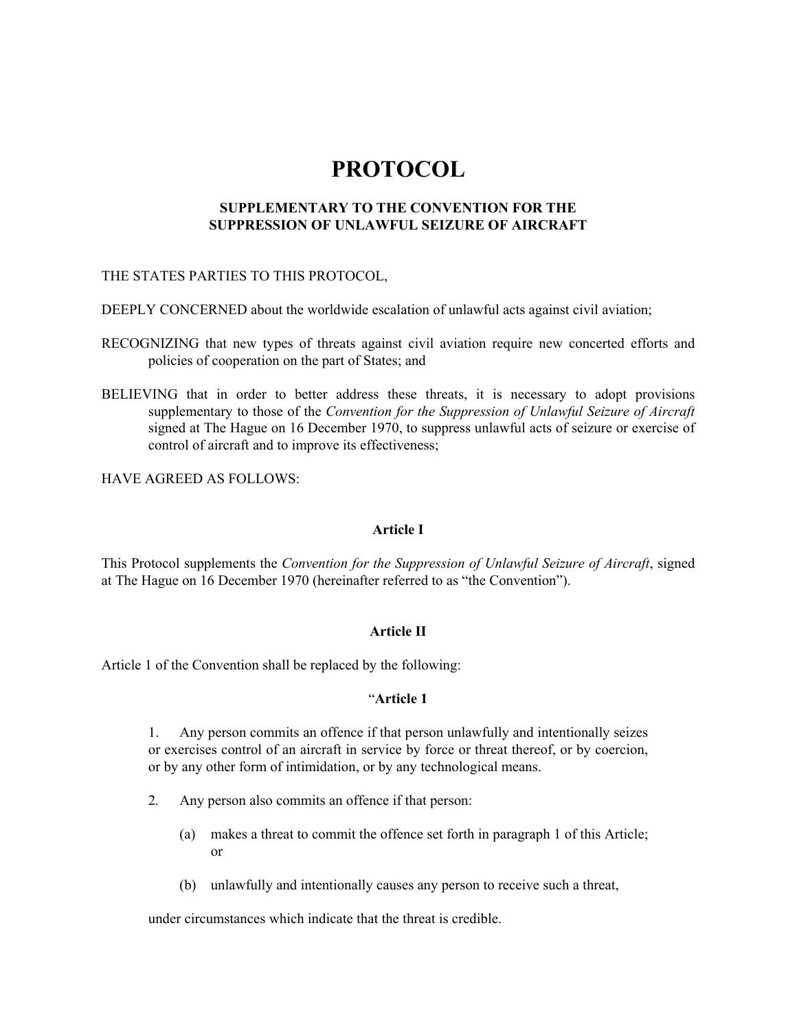# PROTOCOL

## SUPPLEMENTARY TO THE CONVENTION FOR THE SUPPRESSION OF UNLAWFUL SEIZURE OF AIRCRAFT

THE STATES PARTIES TO THIS PROTOCOL,

DEEPLY CONCERNED about the worldwide escalation of unlawful acts against civil aviation;

RECOGNIZING that new types of threats against civil aviation require new concerted efforts and policies of cooperation on the part of States; and

BELIEVING that in order to better address these threats, it is necessary to adopt provisions supplementary to those of the *Convention for the Suppression of Unlawful Seizure of Aircraft* signed at The Hague on 16 December 1970, to suppress unlawful acts of seizure or exercise of control of aircraft and to improve its effectiveness;

HAVE AGREED AS FOLLOWS:

### Article I

This Protocol supplements the *Convention for the Suppression of Unlawful Seizure of Aircraft*, signed at The Hague on 16 December 1970 (hereinafter referred to as "the Convention").

### Article II

Article 1 of the Convention shall be replaced by the following:

"**Article 1**

1. Any person commits an offence if that person unlawfully and intentionally seizes or exercises control of an aircraft in service by force or threat thereof, or by coercion, or by any other form of intimidation, or by any technological means.

2. Any person also commits an offence if that person:

   (a) makes a threat to commit the offence set forth in paragraph 1 of this Article; or

   (b) unlawfully and intentionally causes any person to receive such a threat,

under circumstances which indicate that the threat is credible.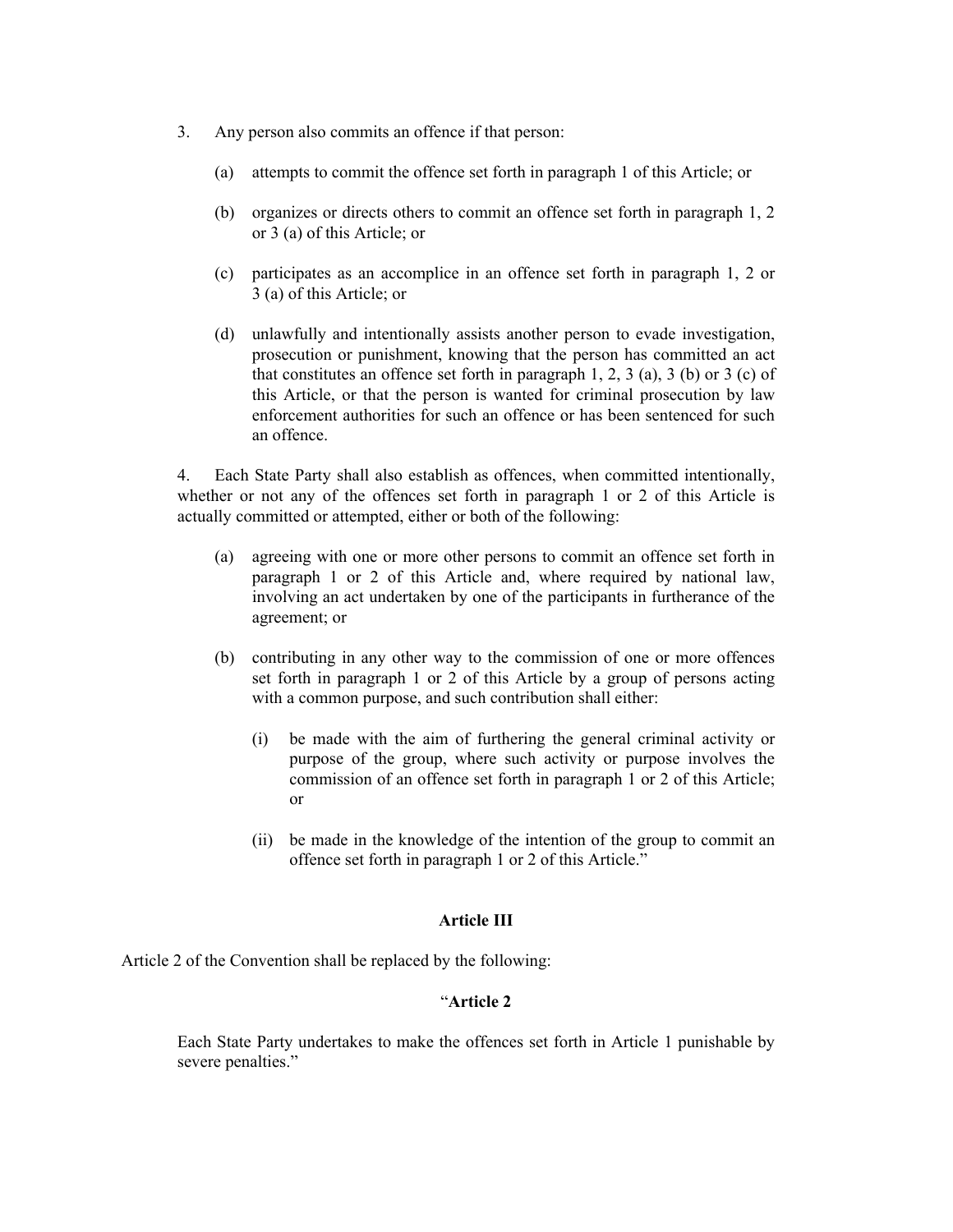3. Any person also commits an offence if that person:

   (a) attempts to commit the offence set forth in paragraph 1 of this Article; or

   (b) organizes or directs others to commit an offence set forth in paragraph 1, 2 or 3 (a) of this Article; or

   (c) participates as an accomplice in an offence set forth in paragraph 1, 2 or 3 (a) of this Article; or

   (d) unlawfully and intentionally assists another person to evade investigation, prosecution or punishment, knowing that the person has committed an act that constitutes an offence set forth in paragraph 1, 2, 3 (a), 3 (b) or 3 (c) of this Article, or that the person is wanted for criminal prosecution by law enforcement authorities for such an offence or has been sentenced for such an offence.

4. Each State Party shall also establish as offences, when committed intentionally, whether or not any of the offences set forth in paragraph 1 or 2 of this Article is actually committed or attempted, either or both of the following:

   (a) agreeing with one or more other persons to commit an offence set forth in paragraph 1 or 2 of this Article and, where required by national law, involving an act undertaken by one of the participants in furtherance of the agreement; or

   (b) contributing in any other way to the commission of one or more offences set forth in paragraph 1 or 2 of this Article by a group of persons acting with a common purpose, and such contribution shall either:

      (i) be made with the aim of furthering the general criminal activity or purpose of the group, where such activity or purpose involves the commission of an offence set forth in paragraph 1 or 2 of this Article; or

      (ii) be made in the knowledge of the intention of the group to commit an offence set forth in paragraph 1 or 2 of this Article."

**Article III**

Article 2 of the Convention shall be replaced by the following:

"**Article 2**

Each State Party undertakes to make the offences set forth in Article 1 punishable by severe penalties."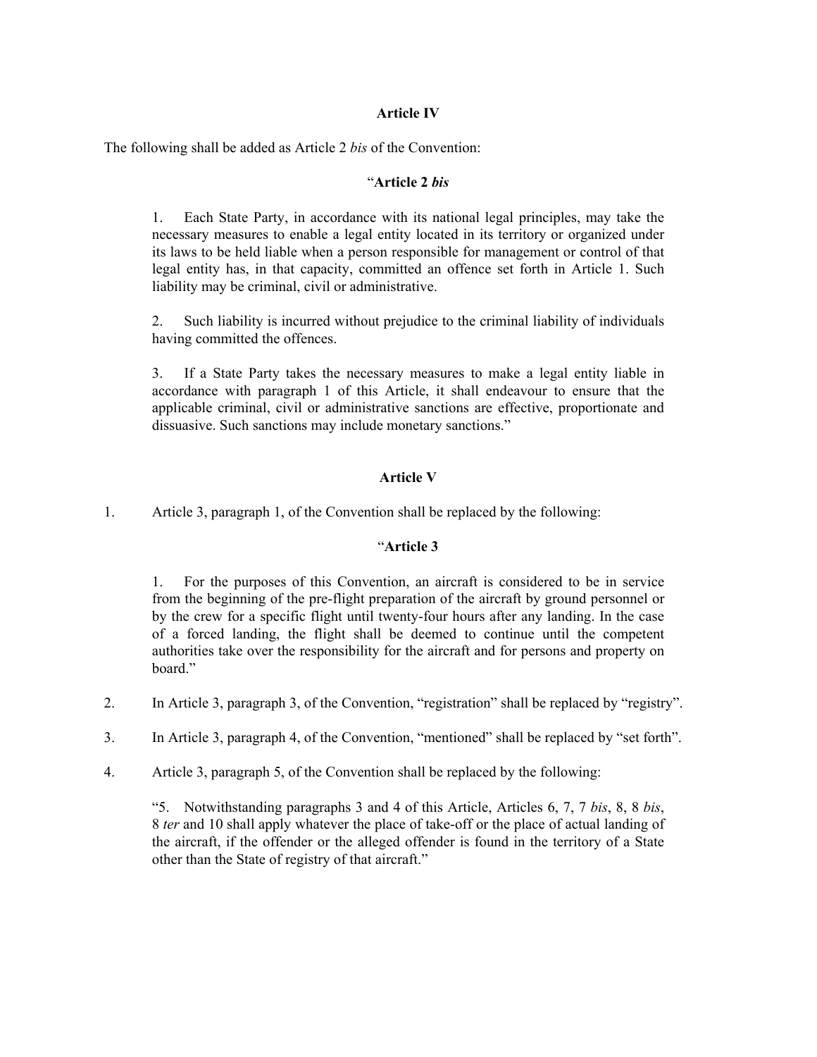**Article IV**

The following shall be added as Article 2 *bis* of the Convention:

"**Article 2 *bis***

> 1. Each State Party, in accordance with its national legal principles, may take the necessary measures to enable a legal entity located in its territory or organized under its laws to be held liable when a person responsible for management or control of that legal entity has, in that capacity, committed an offence set forth in Article 1. Such liability may be criminal, civil or administrative.
>
> 2. Such liability is incurred without prejudice to the criminal liability of individuals having committed the offences.
>
> 3. If a State Party takes the necessary measures to make a legal entity liable in accordance with paragraph 1 of this Article, it shall endeavour to ensure that the applicable criminal, civil or administrative sanctions are effective, proportionate and dissuasive. Such sanctions may include monetary sanctions."

**Article V**

1. Article 3, paragraph 1, of the Convention shall be replaced by the following:

"**Article 3**

> 1. For the purposes of this Convention, an aircraft is considered to be in service from the beginning of the pre-flight preparation of the aircraft by ground personnel or by the crew for a specific flight until twenty-four hours after any landing. In the case of a forced landing, the flight shall be deemed to continue until the competent authorities take over the responsibility for the aircraft and for persons and property on board."

2. In Article 3, paragraph 3, of the Convention, "registration" shall be replaced by "registry".

3. In Article 3, paragraph 4, of the Convention, "mentioned" shall be replaced by "set forth".

4. Article 3, paragraph 5, of the Convention shall be replaced by the following:

> "5. Notwithstanding paragraphs 3 and 4 of this Article, Articles 6, 7, 7 *bis*, 8, 8 *bis*, 8 *ter* and 10 shall apply whatever the place of take-off or the place of actual landing of the aircraft, if the offender or the alleged offender is found in the territory of a State other than the State of registry of that aircraft."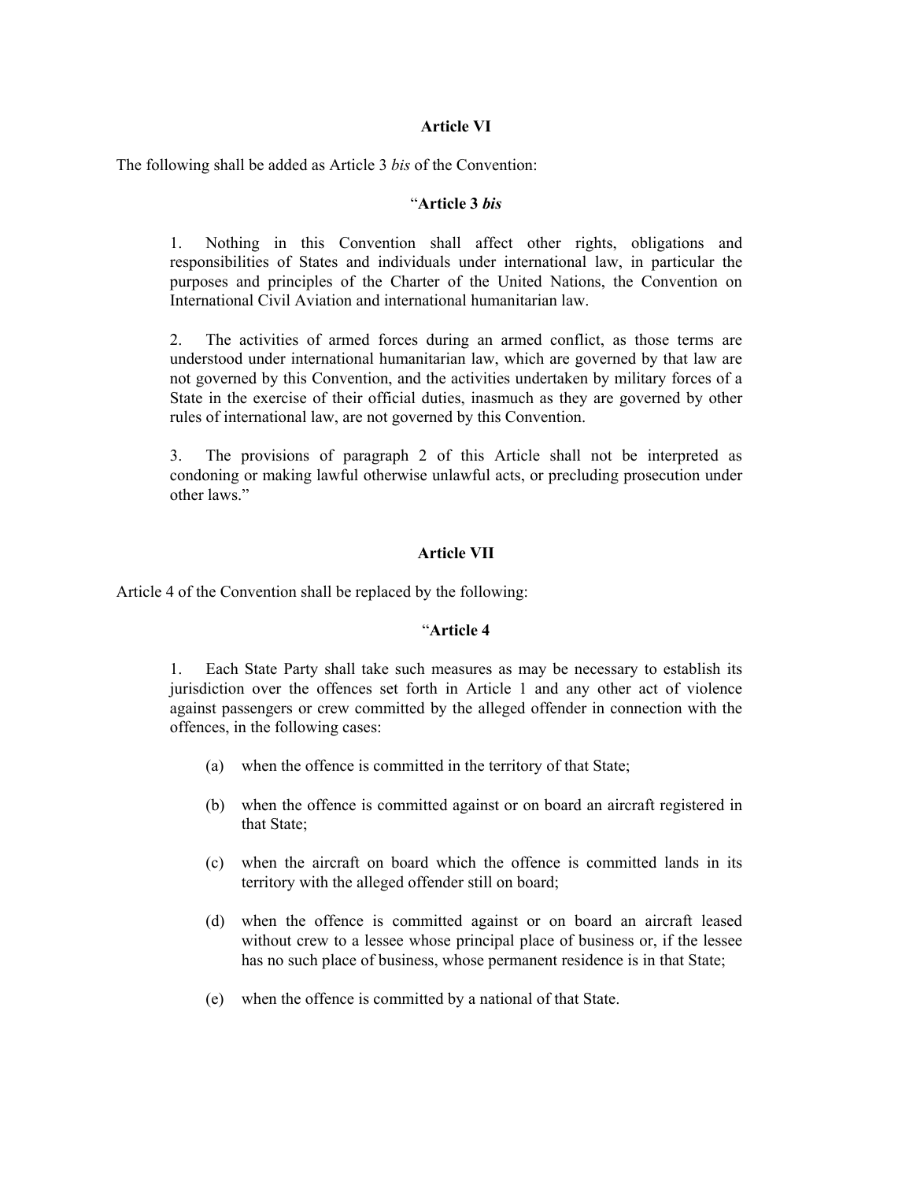**Article VI**

The following shall be added as Article 3 *bis* of the Convention:

"**Article 3 *bis***

1. Nothing in this Convention shall affect other rights, obligations and responsibilities of States and individuals under international law, in particular the purposes and principles of the Charter of the United Nations, the Convention on International Civil Aviation and international humanitarian law.

2. The activities of armed forces during an armed conflict, as those terms are understood under international humanitarian law, which are governed by that law are not governed by this Convention, and the activities undertaken by military forces of a State in the exercise of their official duties, inasmuch as they are governed by other rules of international law, are not governed by this Convention.

3. The provisions of paragraph 2 of this Article shall not be interpreted as condoning or making lawful otherwise unlawful acts, or precluding prosecution under other laws."

**Article VII**

Article 4 of the Convention shall be replaced by the following:

"**Article 4**

1. Each State Party shall take such measures as may be necessary to establish its jurisdiction over the offences set forth in Article 1 and any other act of violence against passengers or crew committed by the alleged offender in connection with the offences, in the following cases:

(a) when the offence is committed in the territory of that State;

(b) when the offence is committed against or on board an aircraft registered in that State;

(c) when the aircraft on board which the offence is committed lands in its territory with the alleged offender still on board;

(d) when the offence is committed against or on board an aircraft leased without crew to a lessee whose principal place of business or, if the lessee has no such place of business, whose permanent residence is in that State;

(e) when the offence is committed by a national of that State.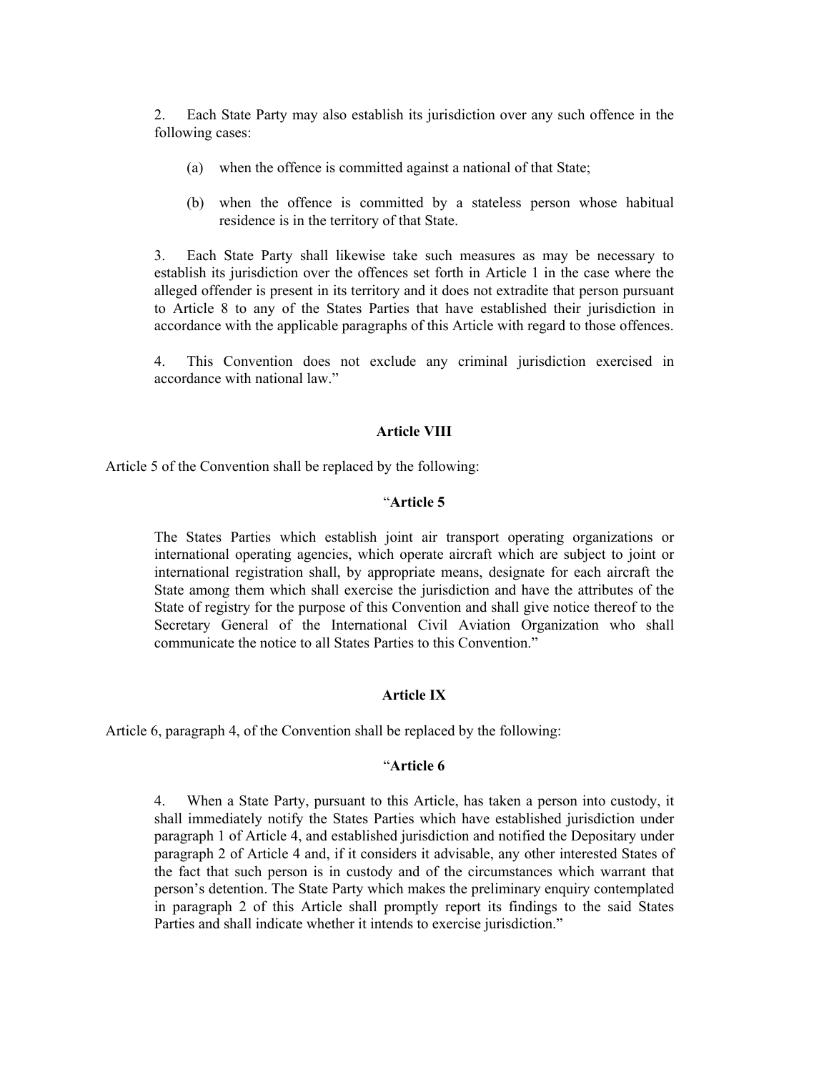2. Each State Party may also establish its jurisdiction over any such offence in the following cases:

(a) when the offence is committed against a national of that State;

(b) when the offence is committed by a stateless person whose habitual residence is in the territory of that State.

3. Each State Party shall likewise take such measures as may be necessary to establish its jurisdiction over the offences set forth in Article 1 in the case where the alleged offender is present in its territory and it does not extradite that person pursuant to Article 8 to any of the States Parties that have established their jurisdiction in accordance with the applicable paragraphs of this Article with regard to those offences.

4. This Convention does not exclude any criminal jurisdiction exercised in accordance with national law."

**Article VIII**

Article 5 of the Convention shall be replaced by the following:

"**Article 5**

The States Parties which establish joint air transport operating organizations or international operating agencies, which operate aircraft which are subject to joint or international registration shall, by appropriate means, designate for each aircraft the State among them which shall exercise the jurisdiction and have the attributes of the State of registry for the purpose of this Convention and shall give notice thereof to the Secretary General of the International Civil Aviation Organization who shall communicate the notice to all States Parties to this Convention."

**Article IX**

Article 6, paragraph 4, of the Convention shall be replaced by the following:

"**Article 6**

4. When a State Party, pursuant to this Article, has taken a person into custody, it shall immediately notify the States Parties which have established jurisdiction under paragraph 1 of Article 4, and established jurisdiction and notified the Depositary under paragraph 2 of Article 4 and, if it considers it advisable, any other interested States of the fact that such person is in custody and of the circumstances which warrant that person's detention. The State Party which makes the preliminary enquiry contemplated in paragraph 2 of this Article shall promptly report its findings to the said States Parties and shall indicate whether it intends to exercise jurisdiction."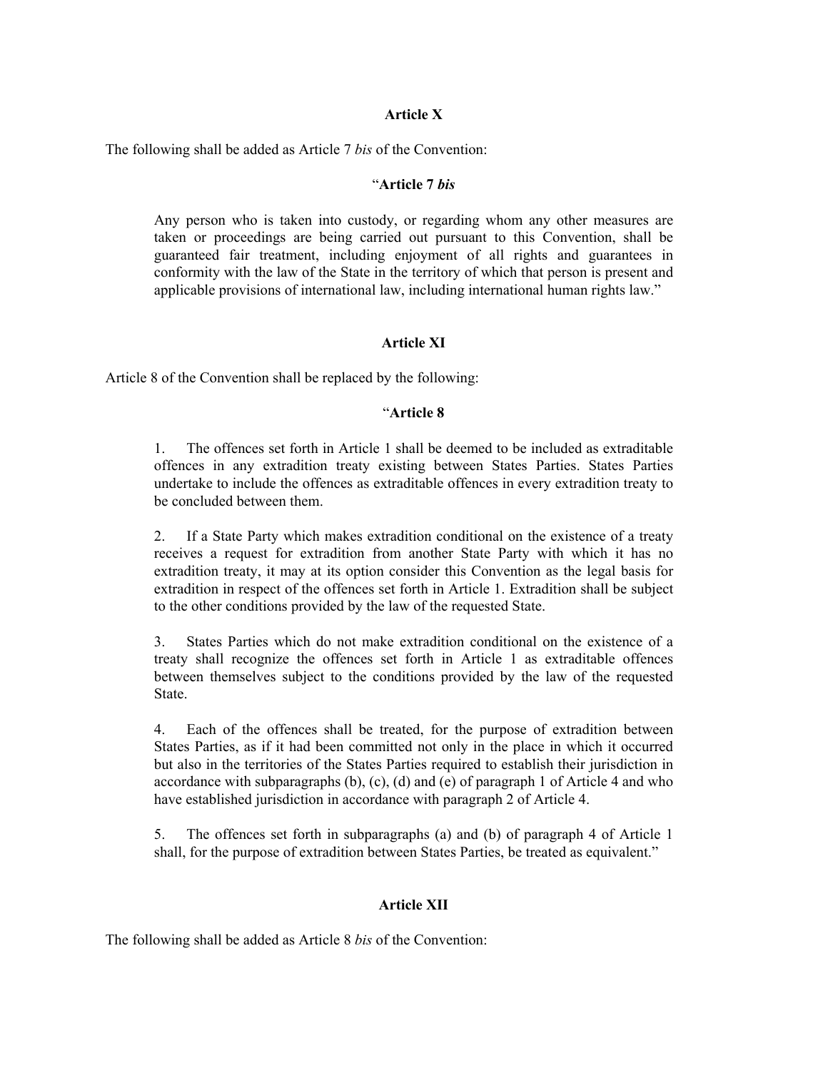**Article X**

The following shall be added as Article 7 *bis* of the Convention:

"**Article 7 *bis***

> Any person who is taken into custody, or regarding whom any other measures are taken or proceedings are being carried out pursuant to this Convention, shall be guaranteed fair treatment, including enjoyment of all rights and guarantees in conformity with the law of the State in the territory of which that person is present and applicable provisions of international law, including international human rights law."

**Article XI**

Article 8 of the Convention shall be replaced by the following:

"**Article 8**

> 1. The offences set forth in Article 1 shall be deemed to be included as extraditable offences in any extradition treaty existing between States Parties. States Parties undertake to include the offences as extraditable offences in every extradition treaty to be concluded between them.
>
> 2. If a State Party which makes extradition conditional on the existence of a treaty receives a request for extradition from another State Party with which it has no extradition treaty, it may at its option consider this Convention as the legal basis for extradition in respect of the offences set forth in Article 1. Extradition shall be subject to the other conditions provided by the law of the requested State.
>
> 3. States Parties which do not make extradition conditional on the existence of a treaty shall recognize the offences set forth in Article 1 as extraditable offences between themselves subject to the conditions provided by the law of the requested State.
>
> 4. Each of the offences shall be treated, for the purpose of extradition between States Parties, as if it had been committed not only in the place in which it occurred but also in the territories of the States Parties required to establish their jurisdiction in accordance with subparagraphs (b), (c), (d) and (e) of paragraph 1 of Article 4 and who have established jurisdiction in accordance with paragraph 2 of Article 4.
>
> 5. The offences set forth in subparagraphs (a) and (b) of paragraph 4 of Article 1 shall, for the purpose of extradition between States Parties, be treated as equivalent."

**Article XII**

The following shall be added as Article 8 *bis* of the Convention: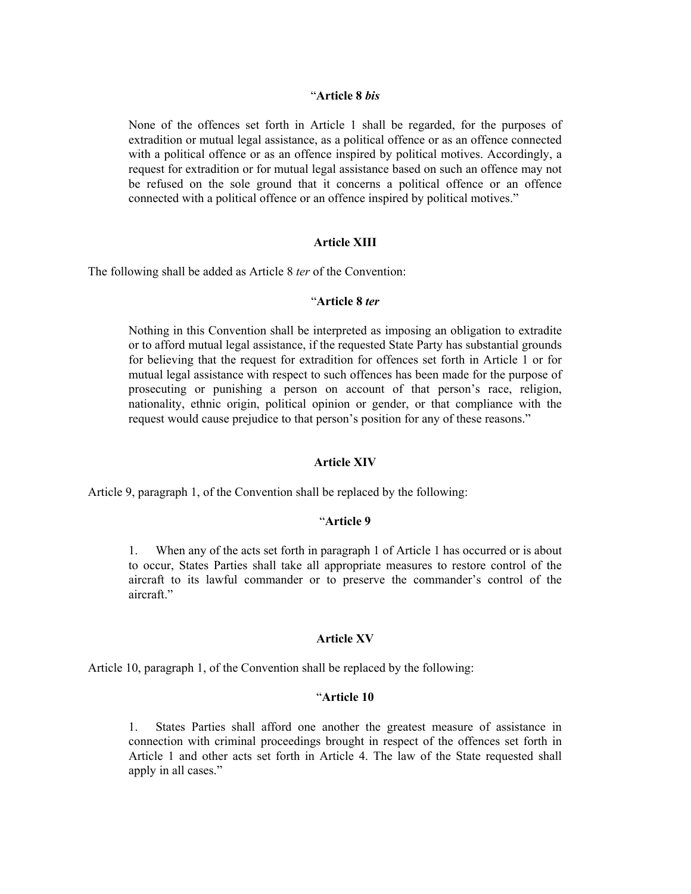"**Article 8 *bis***

None of the offences set forth in Article 1 shall be regarded, for the purposes of extradition or mutual legal assistance, as a political offence or as an offence connected with a political offence or as an offence inspired by political motives. Accordingly, a request for extradition or for mutual legal assistance based on such an offence may not be refused on the sole ground that it concerns a political offence or an offence connected with a political offence or an offence inspired by political motives."

**Article XIII**

The following shall be added as Article 8 *ter* of the Convention:

"**Article 8 *ter***

Nothing in this Convention shall be interpreted as imposing an obligation to extradite or to afford mutual legal assistance, if the requested State Party has substantial grounds for believing that the request for extradition for offences set forth in Article 1 or for mutual legal assistance with respect to such offences has been made for the purpose of prosecuting or punishing a person on account of that person's race, religion, nationality, ethnic origin, political opinion or gender, or that compliance with the request would cause prejudice to that person's position for any of these reasons."

**Article XIV**

Article 9, paragraph 1, of the Convention shall be replaced by the following:

"**Article 9**

1. When any of the acts set forth in paragraph 1 of Article 1 has occurred or is about to occur, States Parties shall take all appropriate measures to restore control of the aircraft to its lawful commander or to preserve the commander's control of the aircraft."

**Article XV**

Article 10, paragraph 1, of the Convention shall be replaced by the following:

"**Article 10**

1. States Parties shall afford one another the greatest measure of assistance in connection with criminal proceedings brought in respect of the offences set forth in Article 1 and other acts set forth in Article 4. The law of the State requested shall apply in all cases."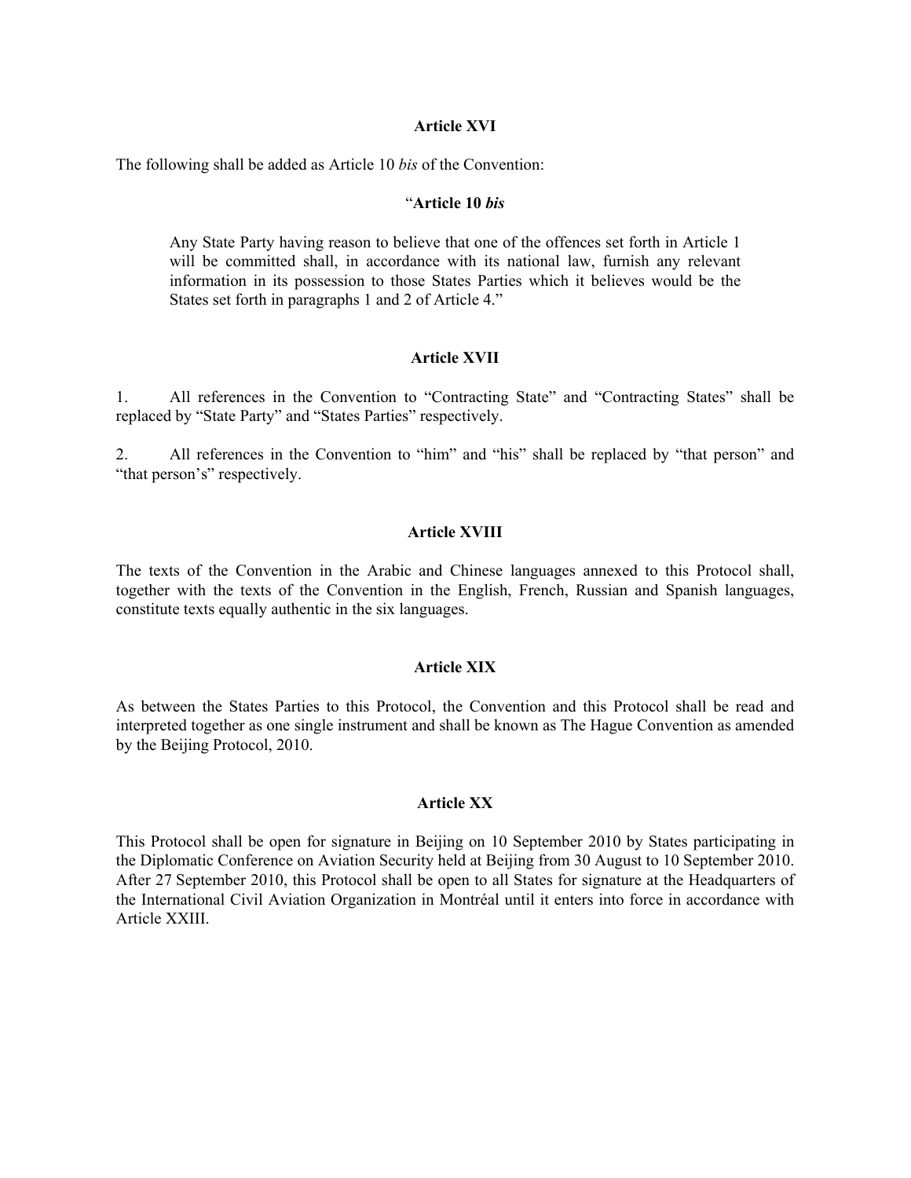**Article XVI**

The following shall be added as Article 10 *bis* of the Convention:

"**Article 10 *bis***

> Any State Party having reason to believe that one of the offences set forth in Article 1 will be committed shall, in accordance with its national law, furnish any relevant information in its possession to those States Parties which it believes would be the States set forth in paragraphs 1 and 2 of Article 4."

**Article XVII**

1. All references in the Convention to "Contracting State" and "Contracting States" shall be replaced by "State Party" and "States Parties" respectively.

2. All references in the Convention to "him" and "his" shall be replaced by "that person" and "that person's" respectively.

**Article XVIII**

The texts of the Convention in the Arabic and Chinese languages annexed to this Protocol shall, together with the texts of the Convention in the English, French, Russian and Spanish languages, constitute texts equally authentic in the six languages.

**Article XIX**

As between the States Parties to this Protocol, the Convention and this Protocol shall be read and interpreted together as one single instrument and shall be known as The Hague Convention as amended by the Beijing Protocol, 2010.

**Article XX**

This Protocol shall be open for signature in Beijing on 10 September 2010 by States participating in the Diplomatic Conference on Aviation Security held at Beijing from 30 August to 10 September 2010. After 27 September 2010, this Protocol shall be open to all States for signature at the Headquarters of the International Civil Aviation Organization in Montréal until it enters into force in accordance with Article XXIII.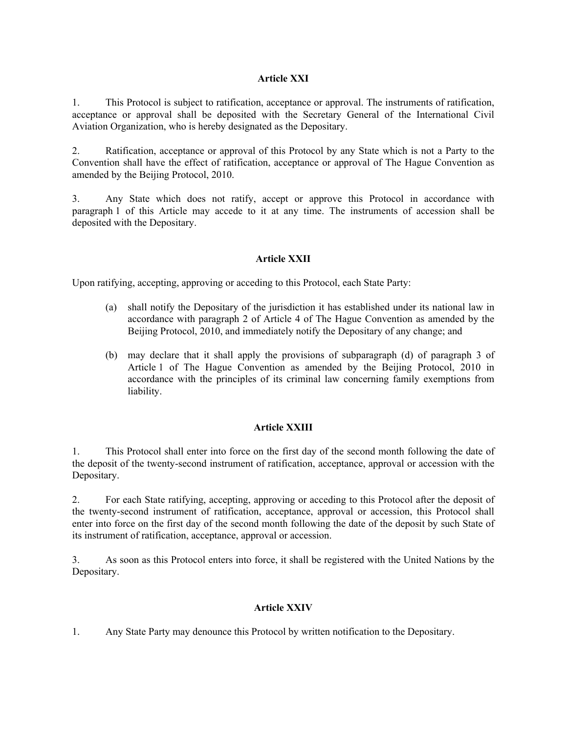### Article XXI

1. This Protocol is subject to ratification, acceptance or approval. The instruments of ratification, acceptance or approval shall be deposited with the Secretary General of the International Civil Aviation Organization, who is hereby designated as the Depositary.

2. Ratification, acceptance or approval of this Protocol by any State which is not a Party to the Convention shall have the effect of ratification, acceptance or approval of The Hague Convention as amended by the Beijing Protocol, 2010.

3. Any State which does not ratify, accept or approve this Protocol in accordance with paragraph 1 of this Article may accede to it at any time. The instruments of accession shall be deposited with the Depositary.

### Article XXII

Upon ratifying, accepting, approving or acceding to this Protocol, each State Party:

(a) shall notify the Depositary of the jurisdiction it has established under its national law in accordance with paragraph 2 of Article 4 of The Hague Convention as amended by the Beijing Protocol, 2010, and immediately notify the Depositary of any change; and

(b) may declare that it shall apply the provisions of subparagraph (d) of paragraph 3 of Article 1 of The Hague Convention as amended by the Beijing Protocol, 2010 in accordance with the principles of its criminal law concerning family exemptions from liability.

### Article XXIII

1. This Protocol shall enter into force on the first day of the second month following the date of the deposit of the twenty-second instrument of ratification, acceptance, approval or accession with the Depositary.

2. For each State ratifying, accepting, approving or acceding to this Protocol after the deposit of the twenty-second instrument of ratification, acceptance, approval or accession, this Protocol shall enter into force on the first day of the second month following the date of the deposit by such State of its instrument of ratification, acceptance, approval or accession.

3. As soon as this Protocol enters into force, it shall be registered with the United Nations by the Depositary.

### Article XXIV

1. Any State Party may denounce this Protocol by written notification to the Depositary.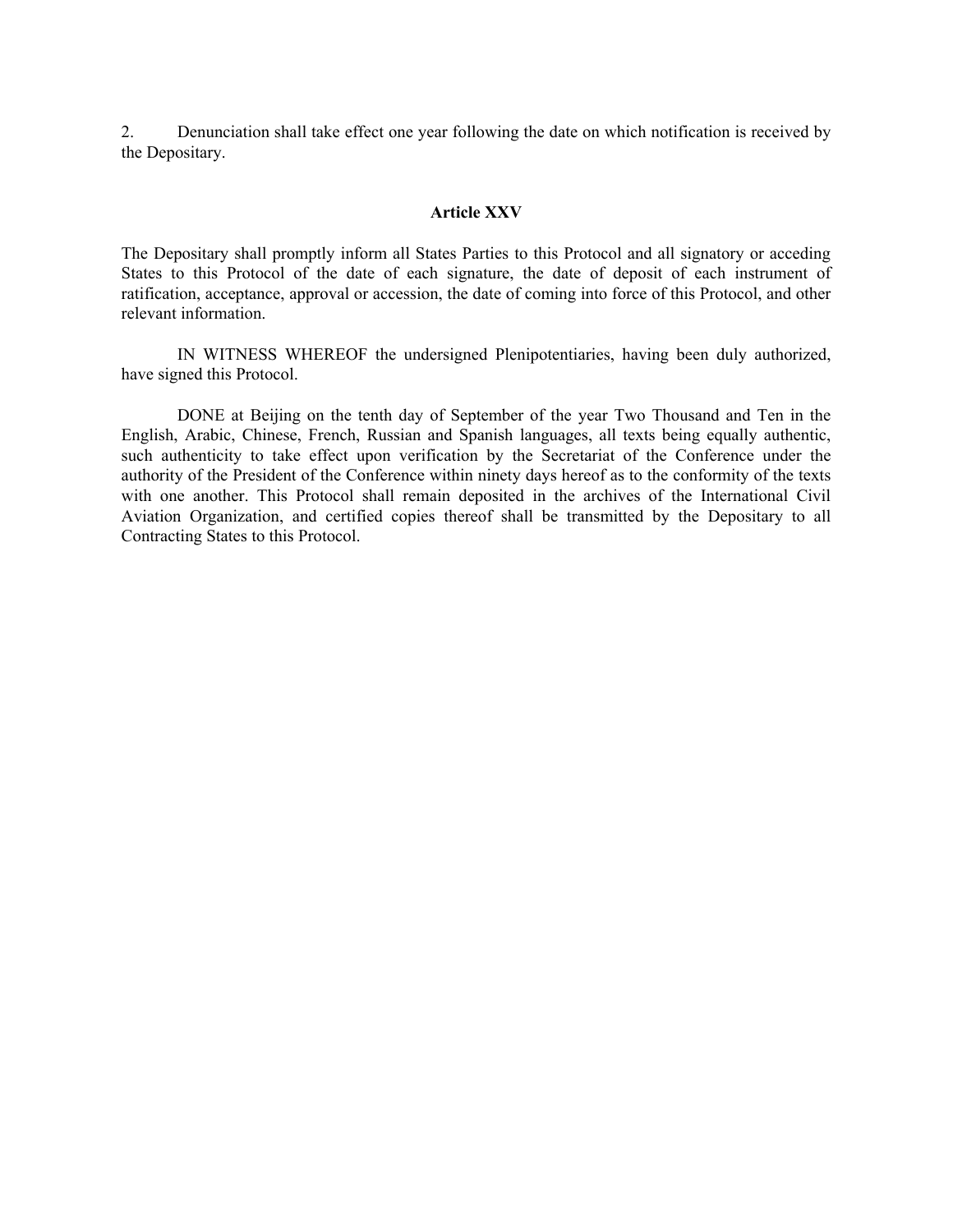2. Denunciation shall take effect one year following the date on which notification is received by the Depositary.

**Article XXV**

The Depositary shall promptly inform all States Parties to this Protocol and all signatory or acceding States to this Protocol of the date of each signature, the date of deposit of each instrument of ratification, acceptance, approval or accession, the date of coming into force of this Protocol, and other relevant information.

IN WITNESS WHEREOF the undersigned Plenipotentiaries, having been duly authorized, have signed this Protocol.

DONE at Beijing on the tenth day of September of the year Two Thousand and Ten in the English, Arabic, Chinese, French, Russian and Spanish languages, all texts being equally authentic, such authenticity to take effect upon verification by the Secretariat of the Conference under the authority of the President of the Conference within ninety days hereof as to the conformity of the texts with one another. This Protocol shall remain deposited in the archives of the International Civil Aviation Organization, and certified copies thereof shall be transmitted by the Depositary to all Contracting States to this Protocol.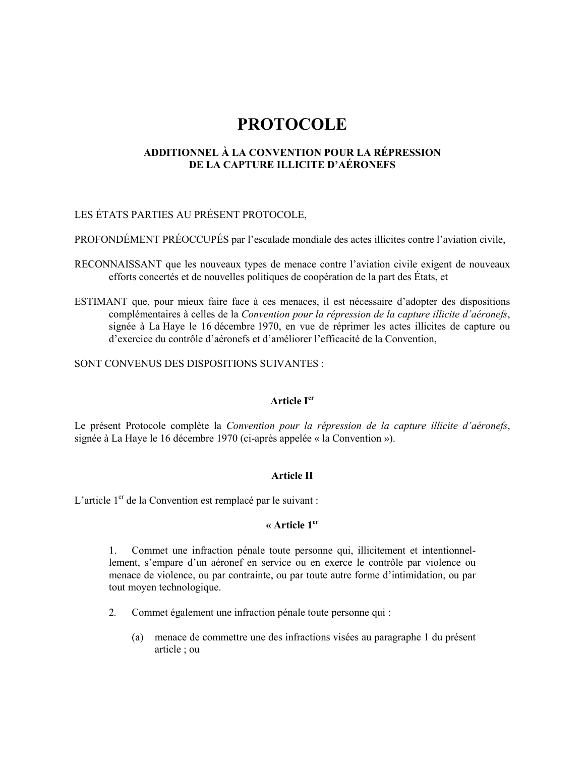# PROTOCOLE

## ADDITIONNEL À LA CONVENTION POUR LA RÉPRESSION DE LA CAPTURE ILLICITE D'AÉRONEFS

LES ÉTATS PARTIES AU PRÉSENT PROTOCOLE,

PROFONDÉMENT PRÉOCCUPÉS par l'escalade mondiale des actes illicites contre l'aviation civile,

RECONNAISSANT que les nouveaux types de menace contre l'aviation civile exigent de nouveaux efforts concertés et de nouvelles politiques de coopération de la part des États, et

ESTIMANT que, pour mieux faire face à ces menaces, il est nécessaire d'adopter des dispositions complémentaires à celles de la *Convention pour la répression de la capture illicite d'aéronefs*, signée à La Haye le 16 décembre 1970, en vue de réprimer les actes illicites de capture ou d'exercice du contrôle d'aéronefs et d'améliorer l'efficacité de la Convention,

SONT CONVENUS DES DISPOSITIONS SUIVANTES :

### Article I^er^

Le présent Protocole complète la *Convention pour la répression de la capture illicite d'aéronefs*, signée à La Haye le 16 décembre 1970 (ci-après appelée « la Convention »).

### Article II

L'article 1^er^ de la Convention est remplacé par le suivant :

**« Article 1^er^**

1. Commet une infraction pénale toute personne qui, illicitement et intentionnellement, s'empare d'un aéronef en service ou en exerce le contrôle par violence ou menace de violence, ou par contrainte, ou par toute autre forme d'intimidation, ou par tout moyen technologique.

2. Commet également une infraction pénale toute personne qui :

   (a) menace de commettre une des infractions visées au paragraphe 1 du présent article ; ou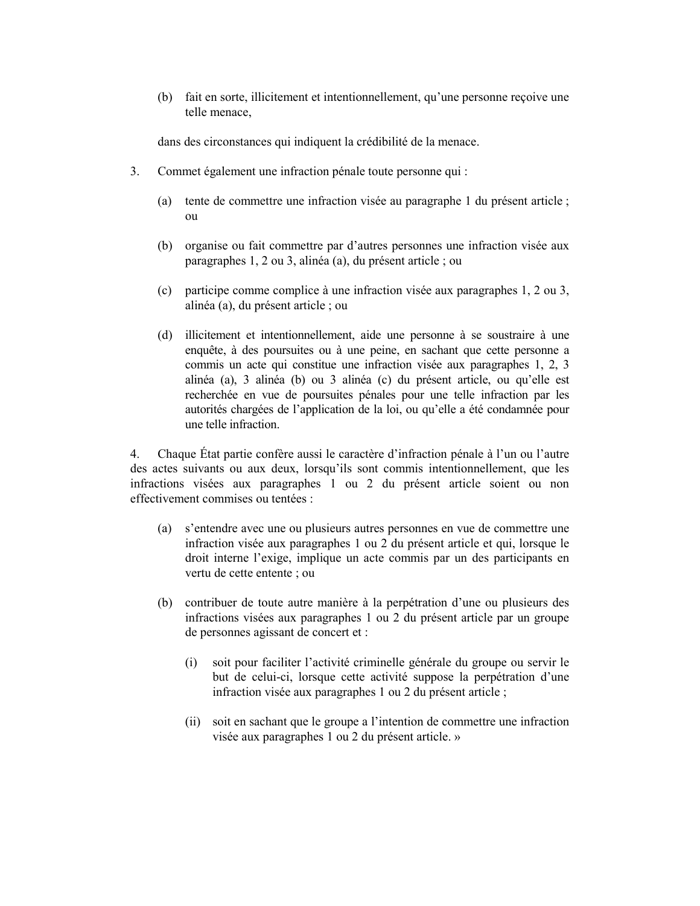(b) fait en sorte, illicitement et intentionnellement, qu'une personne reçoive une telle menace,

dans des circonstances qui indiquent la crédibilité de la menace.

3. Commet également une infraction pénale toute personne qui :

(a) tente de commettre une infraction visée au paragraphe 1 du présent article ; ou

(b) organise ou fait commettre par d'autres personnes une infraction visée aux paragraphes 1, 2 ou 3, alinéa (a), du présent article ; ou

(c) participe comme complice à une infraction visée aux paragraphes 1, 2 ou 3, alinéa (a), du présent article ; ou

(d) illicitement et intentionnellement, aide une personne à se soustraire à une enquête, à des poursuites ou à une peine, en sachant que cette personne a commis un acte qui constitue une infraction visée aux paragraphes 1, 2, 3 alinéa (a), 3 alinéa (b) ou 3 alinéa (c) du présent article, ou qu'elle est recherchée en vue de poursuites pénales pour une telle infraction par les autorités chargées de l'application de la loi, ou qu'elle a été condamnée pour une telle infraction.

4. Chaque État partie confère aussi le caractère d'infraction pénale à l'un ou l'autre des actes suivants ou aux deux, lorsqu'ils sont commis intentionnellement, que les infractions visées aux paragraphes 1 ou 2 du présent article soient ou non effectivement commises ou tentées :

(a) s'entendre avec une ou plusieurs autres personnes en vue de commettre une infraction visée aux paragraphes 1 ou 2 du présent article et qui, lorsque le droit interne l'exige, implique un acte commis par un des participants en vertu de cette entente ; ou

(b) contribuer de toute autre manière à la perpétration d'une ou plusieurs des infractions visées aux paragraphes 1 ou 2 du présent article par un groupe de personnes agissant de concert et :

(i) soit pour faciliter l'activité criminelle générale du groupe ou servir le but de celui-ci, lorsque cette activité suppose la perpétration d'une infraction visée aux paragraphes 1 ou 2 du présent article ;

(ii) soit en sachant que le groupe a l'intention de commettre une infraction visée aux paragraphes 1 ou 2 du présent article. »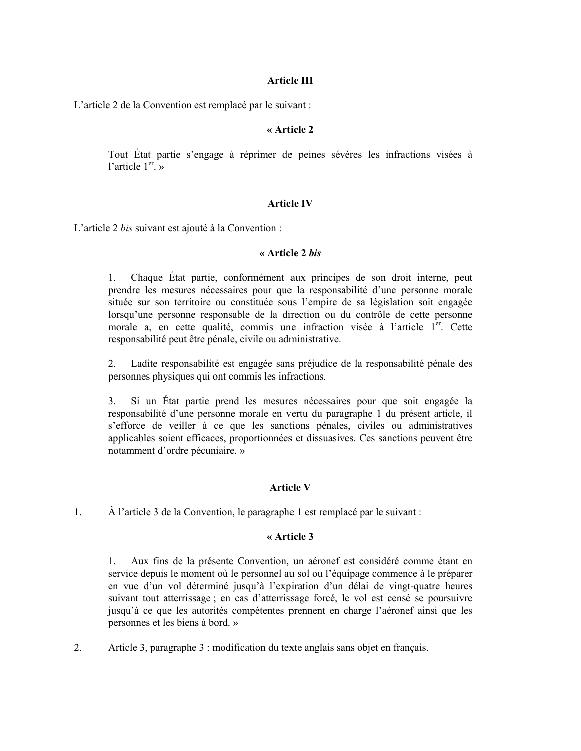### Article III

L'article 2 de la Convention est remplacé par le suivant :

« **Article 2**

Tout État partie s'engage à réprimer de peines sévères les infractions visées à l'article 1[er]. »

### Article IV

L'article 2 *bis* suivant est ajouté à la Convention :

« **Article 2 *bis***

1. Chaque État partie, conformément aux principes de son droit interne, peut prendre les mesures nécessaires pour que la responsabilité d'une personne morale située sur son territoire ou constituée sous l'empire de sa législation soit engagée lorsqu'une personne responsable de la direction ou du contrôle de cette personne morale a, en cette qualité, commis une infraction visée à l'article 1[er]. Cette responsabilité peut être pénale, civile ou administrative.

2. Ladite responsabilité est engagée sans préjudice de la responsabilité pénale des personnes physiques qui ont commis les infractions.

3. Si un État partie prend les mesures nécessaires pour que soit engagée la responsabilité d'une personne morale en vertu du paragraphe 1 du présent article, il s'efforce de veiller à ce que les sanctions pénales, civiles ou administratives applicables soient efficaces, proportionnées et dissuasives. Ces sanctions peuvent être notamment d'ordre pécuniaire. »

### Article V

1. À l'article 3 de la Convention, le paragraphe 1 est remplacé par le suivant :

« **Article 3**

1. Aux fins de la présente Convention, un aéronef est considéré comme étant en service depuis le moment où le personnel au sol ou l'équipage commence à le préparer en vue d'un vol déterminé jusqu'à l'expiration d'un délai de vingt-quatre heures suivant tout atterrissage ; en cas d'atterrissage forcé, le vol est censé se poursuivre jusqu'à ce que les autorités compétentes prennent en charge l'aéronef ainsi que les personnes et les biens à bord. »

2. Article 3, paragraphe 3 : modification du texte anglais sans objet en français.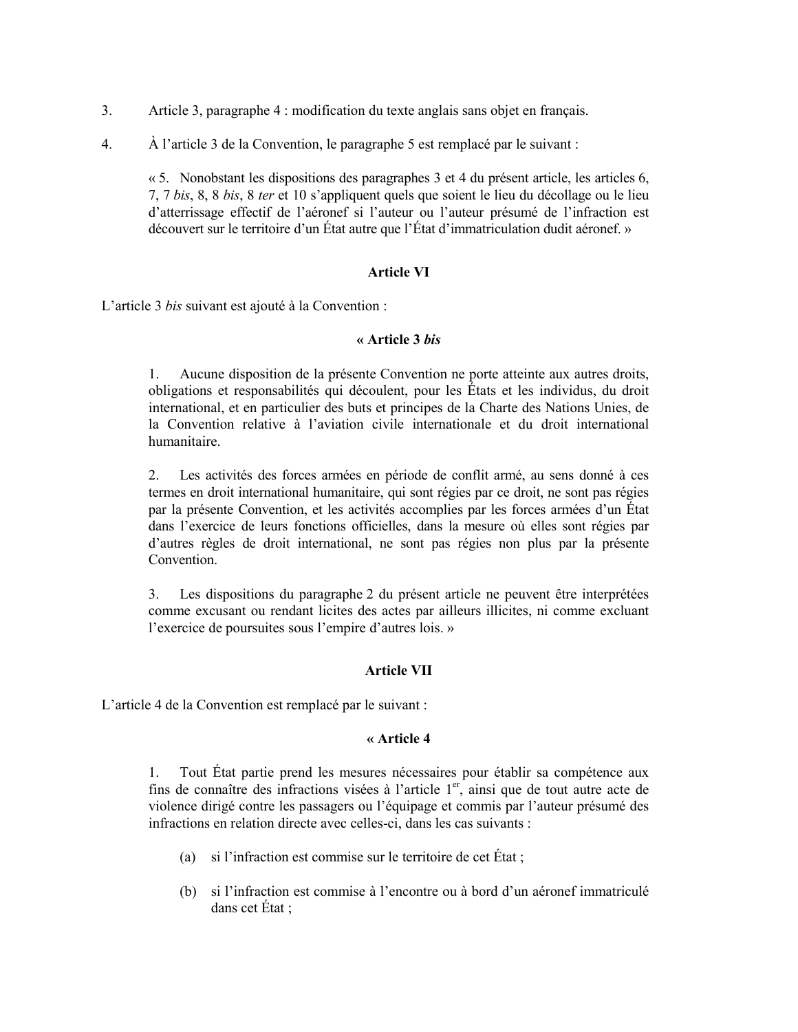3. Article 3, paragraphe 4 : modification du texte anglais sans objet en français.

4. À l'article 3 de la Convention, le paragraphe 5 est remplacé par le suivant :

> « 5. Nonobstant les dispositions des paragraphes 3 et 4 du présent article, les articles 6, 7, 7 *bis*, 8, 8 *bis*, 8 *ter* et 10 s'appliquent quels que soient le lieu du décollage ou le lieu d'atterrissage effectif de l'aéronef si l'auteur ou l'auteur présumé de l'infraction est découvert sur le territoire d'un État autre que l'État d'immatriculation dudit aéronef. »

**Article VI**

L'article 3 *bis* suivant est ajouté à la Convention :

**« Article 3 *bis***

> 1. Aucune disposition de la présente Convention ne porte atteinte aux autres droits, obligations et responsabilités qui découlent, pour les États et les individus, du droit international, et en particulier des buts et principes de la Charte des Nations Unies, de la Convention relative à l'aviation civile internationale et du droit international humanitaire.
>
> 2. Les activités des forces armées en période de conflit armé, au sens donné à ces termes en droit international humanitaire, qui sont régies par ce droit, ne sont pas régies par la présente Convention, et les activités accomplies par les forces armées d'un État dans l'exercice de leurs fonctions officielles, dans la mesure où elles sont régies par d'autres règles de droit international, ne sont pas régies non plus par la présente Convention.
>
> 3. Les dispositions du paragraphe 2 du présent article ne peuvent être interprétées comme excusant ou rendant licites des actes par ailleurs illicites, ni comme excluant l'exercice de poursuites sous l'empire d'autres lois. »

**Article VII**

L'article 4 de la Convention est remplacé par le suivant :

**« Article 4**

> 1. Tout État partie prend les mesures nécessaires pour établir sa compétence aux fins de connaître des infractions visées à l'article 1er, ainsi que de tout autre acte de violence dirigé contre les passagers ou l'équipage et commis par l'auteur présumé des infractions en relation directe avec celles-ci, dans les cas suivants :
>
> (a) si l'infraction est commise sur le territoire de cet État ;
>
> (b) si l'infraction est commise à l'encontre ou à bord d'un aéronef immatriculé dans cet État ;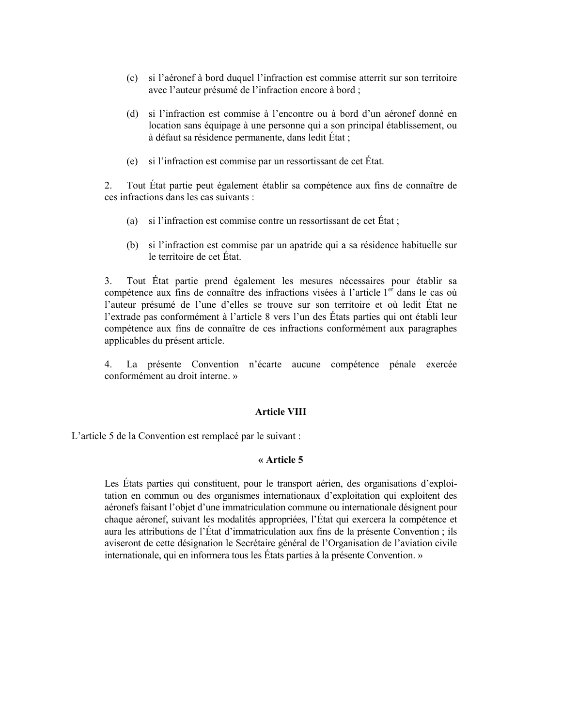(c) si l'aéronef à bord duquel l'infraction est commise atterrit sur son territoire avec l'auteur présumé de l'infraction encore à bord ;

(d) si l'infraction est commise à l'encontre ou à bord d'un aéronef donné en location sans équipage à une personne qui a son principal établissement, ou à défaut sa résidence permanente, dans ledit État ;

(e) si l'infraction est commise par un ressortissant de cet État.

2. Tout État partie peut également établir sa compétence aux fins de connaître de ces infractions dans les cas suivants :

(a) si l'infraction est commise contre un ressortissant de cet État ;

(b) si l'infraction est commise par un apatride qui a sa résidence habituelle sur le territoire de cet État.

3. Tout État partie prend également les mesures nécessaires pour établir sa compétence aux fins de connaître des infractions visées à l'article 1er dans le cas où l'auteur présumé de l'une d'elles se trouve sur son territoire et où ledit État ne l'extrade pas conformément à l'article 8 vers l'un des États parties qui ont établi leur compétence aux fins de connaître de ces infractions conformément aux paragraphes applicables du présent article.

4. La présente Convention n'écarte aucune compétence pénale exercée conformément au droit interne. »

**Article VIII**

L'article 5 de la Convention est remplacé par le suivant :

**« Article 5**

Les États parties qui constituent, pour le transport aérien, des organisations d'exploitation en commun ou des organismes internationaux d'exploitation qui exploitent des aéronefs faisant l'objet d'une immatriculation commune ou internationale désignent pour chaque aéronef, suivant les modalités appropriées, l'État qui exercera la compétence et aura les attributions de l'État d'immatriculation aux fins de la présente Convention ; ils aviseront de cette désignation le Secrétaire général de l'Organisation de l'aviation civile internationale, qui en informera tous les États parties à la présente Convention. »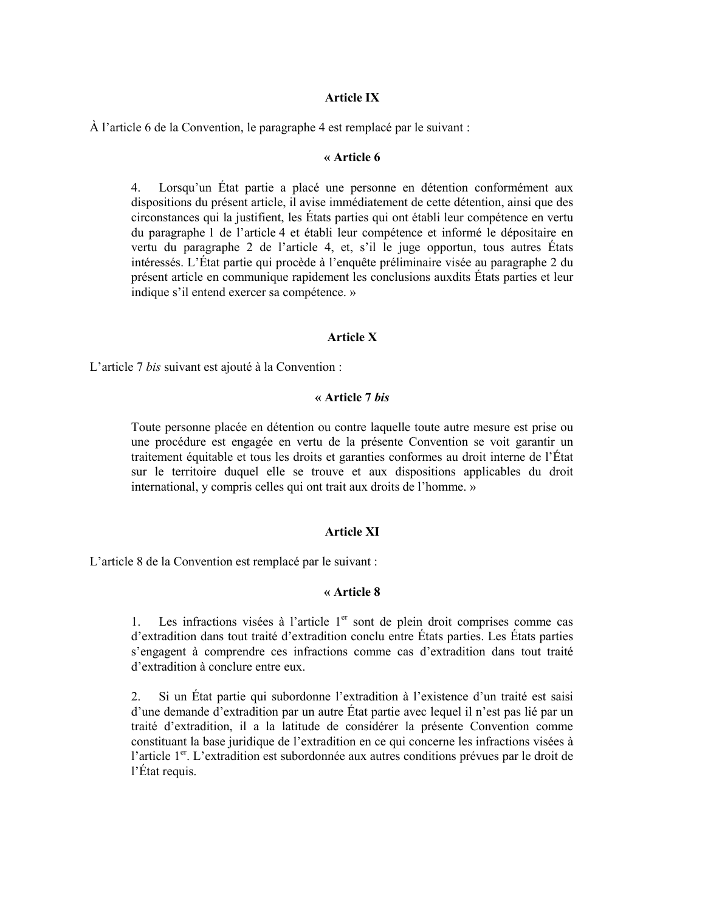**Article IX**

À l'article 6 de la Convention, le paragraphe 4 est remplacé par le suivant :

**« Article 6**

> 4. Lorsqu'un État partie a placé une personne en détention conformément aux dispositions du présent article, il avise immédiatement de cette détention, ainsi que des circonstances qui la justifient, les États parties qui ont établi leur compétence en vertu du paragraphe 1 de l'article 4 et établi leur compétence et informé le dépositaire en vertu du paragraphe 2 de l'article 4, et, s'il le juge opportun, tous autres États intéressés. L'État partie qui procède à l'enquête préliminaire visée au paragraphe 2 du présent article en communique rapidement les conclusions auxdits États parties et leur indique s'il entend exercer sa compétence. »

**Article X**

L'article 7 *bis* suivant est ajouté à la Convention :

**« Article 7 *bis***

> Toute personne placée en détention ou contre laquelle toute autre mesure est prise ou une procédure est engagée en vertu de la présente Convention se voit garantir un traitement équitable et tous les droits et garanties conformes au droit interne de l'État sur le territoire duquel elle se trouve et aux dispositions applicables du droit international, y compris celles qui ont trait aux droits de l'homme. »

**Article XI**

L'article 8 de la Convention est remplacé par le suivant :

**« Article 8**

> 1. Les infractions visées à l'article 1er sont de plein droit comprises comme cas d'extradition dans tout traité d'extradition conclu entre États parties. Les États parties s'engagent à comprendre ces infractions comme cas d'extradition dans tout traité d'extradition à conclure entre eux.
>
> 2. Si un État partie qui subordonne l'extradition à l'existence d'un traité est saisi d'une demande d'extradition par un autre État partie avec lequel il n'est pas lié par un traité d'extradition, il a la latitude de considérer la présente Convention comme constituant la base juridique de l'extradition en ce qui concerne les infractions visées à l'article 1er. L'extradition est subordonnée aux autres conditions prévues par le droit de l'État requis.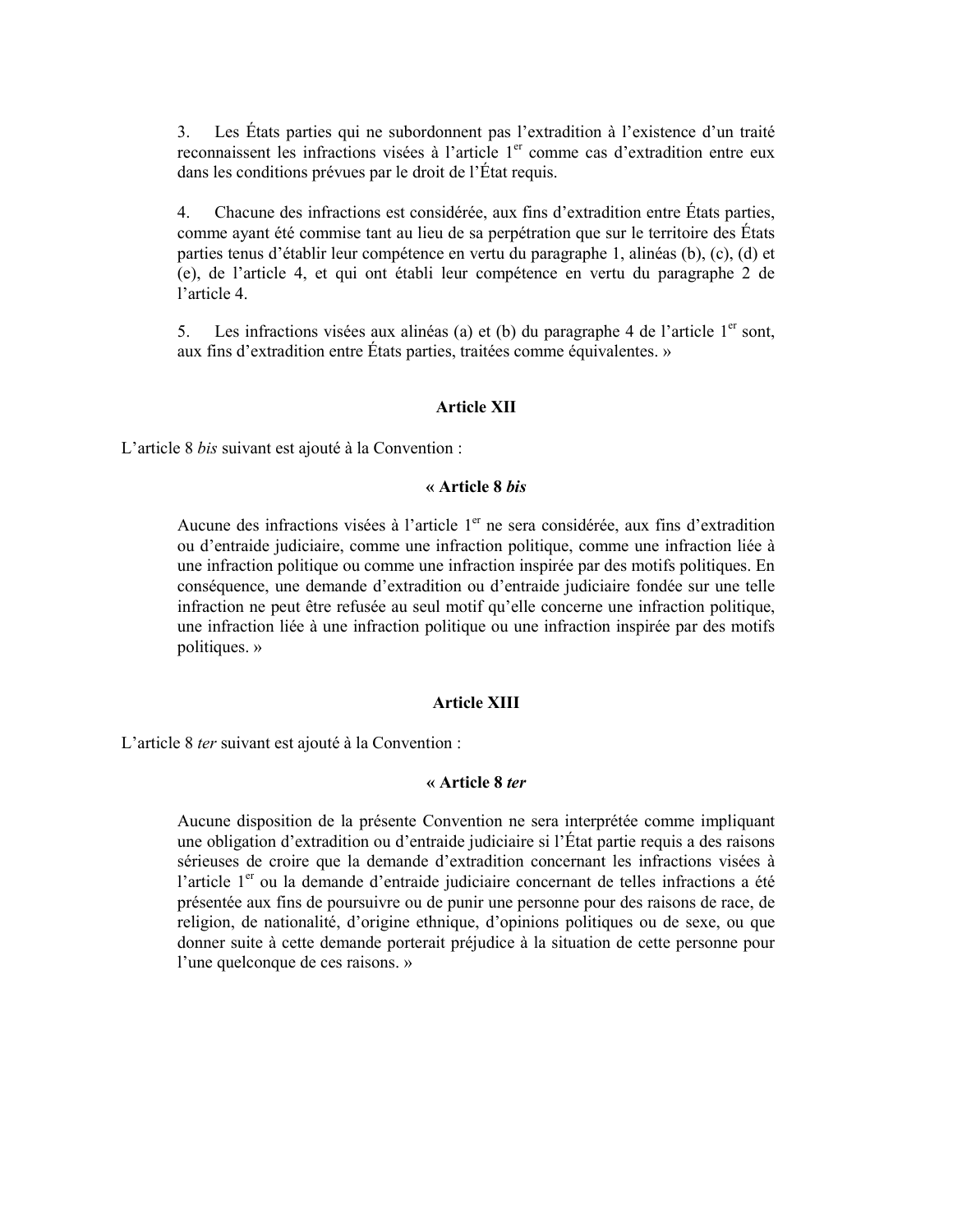3. Les États parties qui ne subordonnent pas l'extradition à l'existence d'un traité reconnaissent les infractions visées à l'article 1er comme cas d'extradition entre eux dans les conditions prévues par le droit de l'État requis.

4. Chacune des infractions est considérée, aux fins d'extradition entre États parties, comme ayant été commise tant au lieu de sa perpétration que sur le territoire des États parties tenus d'établir leur compétence en vertu du paragraphe 1, alinéas (b), (c), (d) et (e), de l'article 4, et qui ont établi leur compétence en vertu du paragraphe 2 de l'article 4.

5. Les infractions visées aux alinéas (a) et (b) du paragraphe 4 de l'article 1er sont, aux fins d'extradition entre États parties, traitées comme équivalentes. »

**Article XII**

L'article 8 *bis* suivant est ajouté à la Convention :

**« Article 8 *bis***

Aucune des infractions visées à l'article 1er ne sera considérée, aux fins d'extradition ou d'entraide judiciaire, comme une infraction politique, comme une infraction liée à une infraction politique ou comme une infraction inspirée par des motifs politiques. En conséquence, une demande d'extradition ou d'entraide judiciaire fondée sur une telle infraction ne peut être refusée au seul motif qu'elle concerne une infraction politique, une infraction liée à une infraction politique ou une infraction inspirée par des motifs politiques. »

**Article XIII**

L'article 8 *ter* suivant est ajouté à la Convention :

**« Article 8 *ter***

Aucune disposition de la présente Convention ne sera interprétée comme impliquant une obligation d'extradition ou d'entraide judiciaire si l'État partie requis a des raisons sérieuses de croire que la demande d'extradition concernant les infractions visées à l'article 1er ou la demande d'entraide judiciaire concernant de telles infractions a été présentée aux fins de poursuivre ou de punir une personne pour des raisons de race, de religion, de nationalité, d'origine ethnique, d'opinions politiques ou de sexe, ou que donner suite à cette demande porterait préjudice à la situation de cette personne pour l'une quelconque de ces raisons. »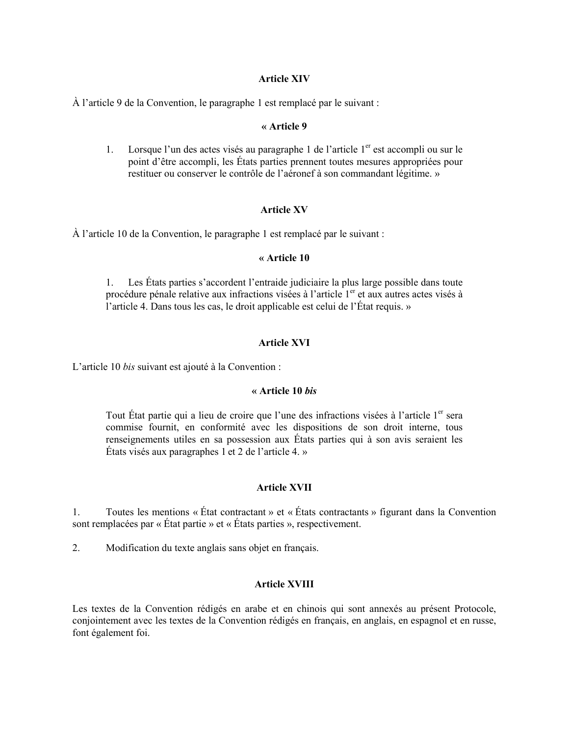**Article XIV**

À l'article 9 de la Convention, le paragraphe 1 est remplacé par le suivant :

**« Article 9**

> 1. Lorsque l'un des actes visés au paragraphe 1 de l'article 1er est accompli ou sur le point d'être accompli, les États parties prennent toutes mesures appropriées pour restituer ou conserver le contrôle de l'aéronef à son commandant légitime. »

**Article XV**

À l'article 10 de la Convention, le paragraphe 1 est remplacé par le suivant :

**« Article 10**

> 1. Les États parties s'accordent l'entraide judiciaire la plus large possible dans toute procédure pénale relative aux infractions visées à l'article 1er et aux autres actes visés à l'article 4. Dans tous les cas, le droit applicable est celui de l'État requis. »

**Article XVI**

L'article 10 *bis* suivant est ajouté à la Convention :

**« Article 10 *bis***

> Tout État partie qui a lieu de croire que l'une des infractions visées à l'article 1er sera commise fournit, en conformité avec les dispositions de son droit interne, tous renseignements utiles en sa possession aux États parties qui à son avis seraient les États visés aux paragraphes 1 et 2 de l'article 4. »

**Article XVII**

1. Toutes les mentions « État contractant » et « États contractants » figurant dans la Convention sont remplacées par « État partie » et « États parties », respectivement.

2. Modification du texte anglais sans objet en français.

**Article XVIII**

Les textes de la Convention rédigés en arabe et en chinois qui sont annexés au présent Protocole, conjointement avec les textes de la Convention rédigés en français, en anglais, en espagnol et en russe, font également foi.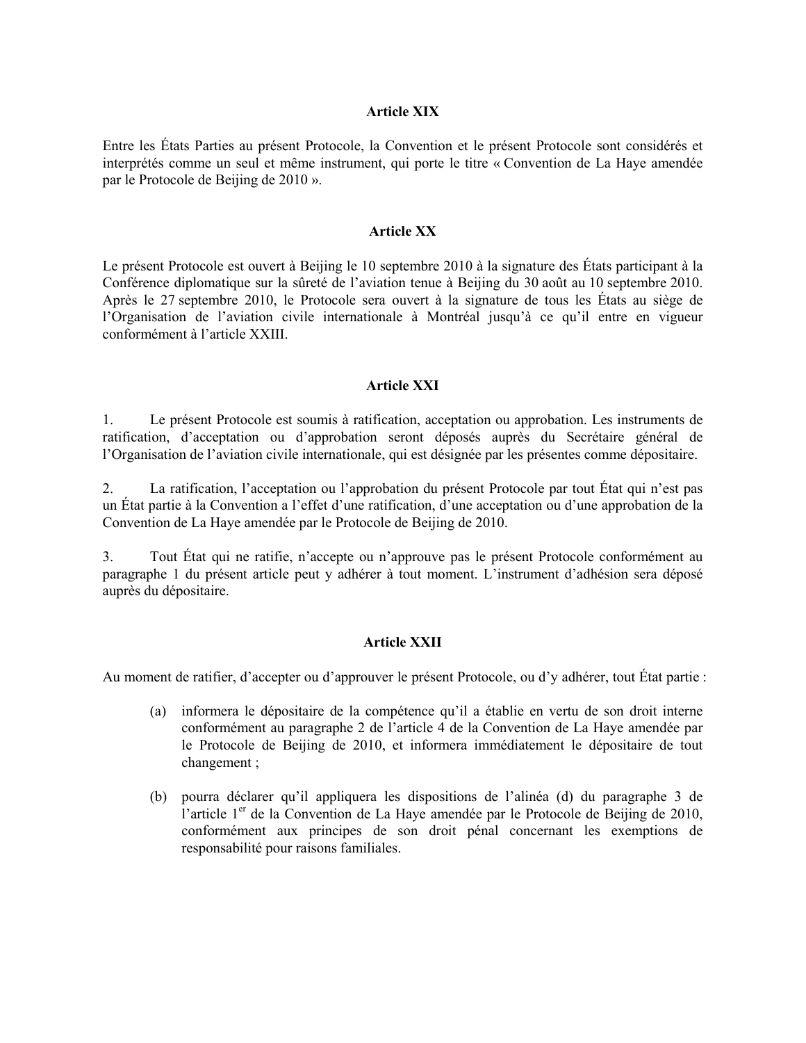### Article XIX

Entre les États Parties au présent Protocole, la Convention et le présent Protocole sont considérés et interprétés comme un seul et même instrument, qui porte le titre « Convention de La Haye amendée par le Protocole de Beijing de 2010 ».

### Article XX

Le présent Protocole est ouvert à Beijing le 10 septembre 2010 à la signature des États participant à la Conférence diplomatique sur la sûreté de l'aviation tenue à Beijing du 30 août au 10 septembre 2010. Après le 27 septembre 2010, le Protocole sera ouvert à la signature de tous les États au siège de l'Organisation de l'aviation civile internationale à Montréal jusqu'à ce qu'il entre en vigueur conformément à l'article XXIII.

### Article XXI

1. Le présent Protocole est soumis à ratification, acceptation ou approbation. Les instruments de ratification, d'acceptation ou d'approbation seront déposés auprès du Secrétaire général de l'Organisation de l'aviation civile internationale, qui est désignée par les présentes comme dépositaire.

2. La ratification, l'acceptation ou l'approbation du présent Protocole par tout État qui n'est pas un État partie à la Convention a l'effet d'une ratification, d'une acceptation ou d'une approbation de la Convention de La Haye amendée par le Protocole de Beijing de 2010.

3. Tout État qui ne ratifie, n'accepte ou n'approuve pas le présent Protocole conformément au paragraphe 1 du présent article peut y adhérer à tout moment. L'instrument d'adhésion sera déposé auprès du dépositaire.

### Article XXII

Au moment de ratifier, d'accepter ou d'approuver le présent Protocole, ou d'y adhérer, tout État partie :

(a) informera le dépositaire de la compétence qu'il a établie en vertu de son droit interne conformément au paragraphe 2 de l'article 4 de la Convention de La Haye amendée par le Protocole de Beijing de 2010, et informera immédiatement le dépositaire de tout changement ;

(b) pourra déclarer qu'il appliquera les dispositions de l'alinéa (d) du paragraphe 3 de l'article 1er de la Convention de La Haye amendée par le Protocole de Beijing de 2010, conformément aux principes de son droit pénal concernant les exemptions de responsabilité pour raisons familiales.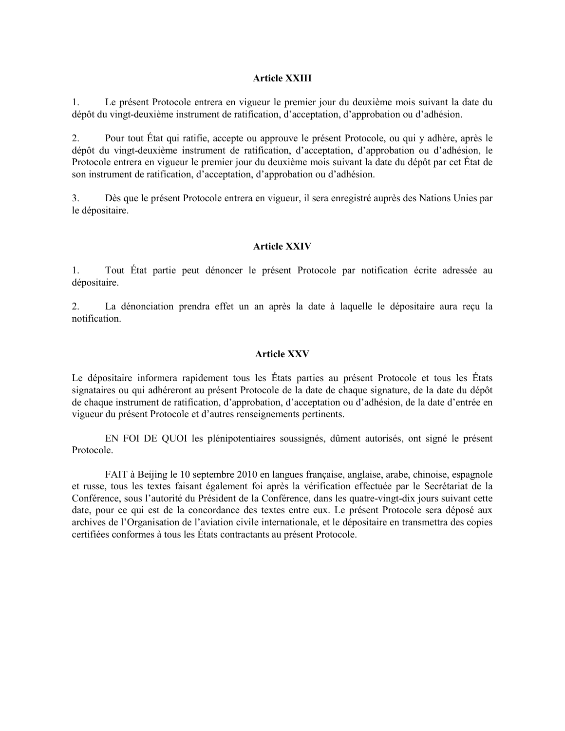### Article XXIII

1. Le présent Protocole entrera en vigueur le premier jour du deuxième mois suivant la date du dépôt du vingt-deuxième instrument de ratification, d'acceptation, d'approbation ou d'adhésion.

2. Pour tout État qui ratifie, accepte ou approuve le présent Protocole, ou qui y adhère, après le dépôt du vingt-deuxième instrument de ratification, d'acceptation, d'approbation ou d'adhésion, le Protocole entrera en vigueur le premier jour du deuxième mois suivant la date du dépôt par cet État de son instrument de ratification, d'acceptation, d'approbation ou d'adhésion.

3. Dès que le présent Protocole entrera en vigueur, il sera enregistré auprès des Nations Unies par le dépositaire.

### Article XXIV

1. Tout État partie peut dénoncer le présent Protocole par notification écrite adressée au dépositaire.

2. La dénonciation prendra effet un an après la date à laquelle le dépositaire aura reçu la notification.

### Article XXV

Le dépositaire informera rapidement tous les États parties au présent Protocole et tous les États signataires ou qui adhéreront au présent Protocole de la date de chaque signature, de la date du dépôt de chaque instrument de ratification, d'approbation, d'acceptation ou d'adhésion, de la date d'entrée en vigueur du présent Protocole et d'autres renseignements pertinents.

EN FOI DE QUOI les plénipotentiaires soussignés, dûment autorisés, ont signé le présent Protocole.

FAIT à Beijing le 10 septembre 2010 en langues française, anglaise, arabe, chinoise, espagnole et russe, tous les textes faisant également foi après la vérification effectuée par le Secrétariat de la Conférence, sous l'autorité du Président de la Conférence, dans les quatre-vingt-dix jours suivant cette date, pour ce qui est de la concordance des textes entre eux. Le présent Protocole sera déposé aux archives de l'Organisation de l'aviation civile internationale, et le dépositaire en transmettra des copies certifiées conformes à tous les États contractants au présent Protocole.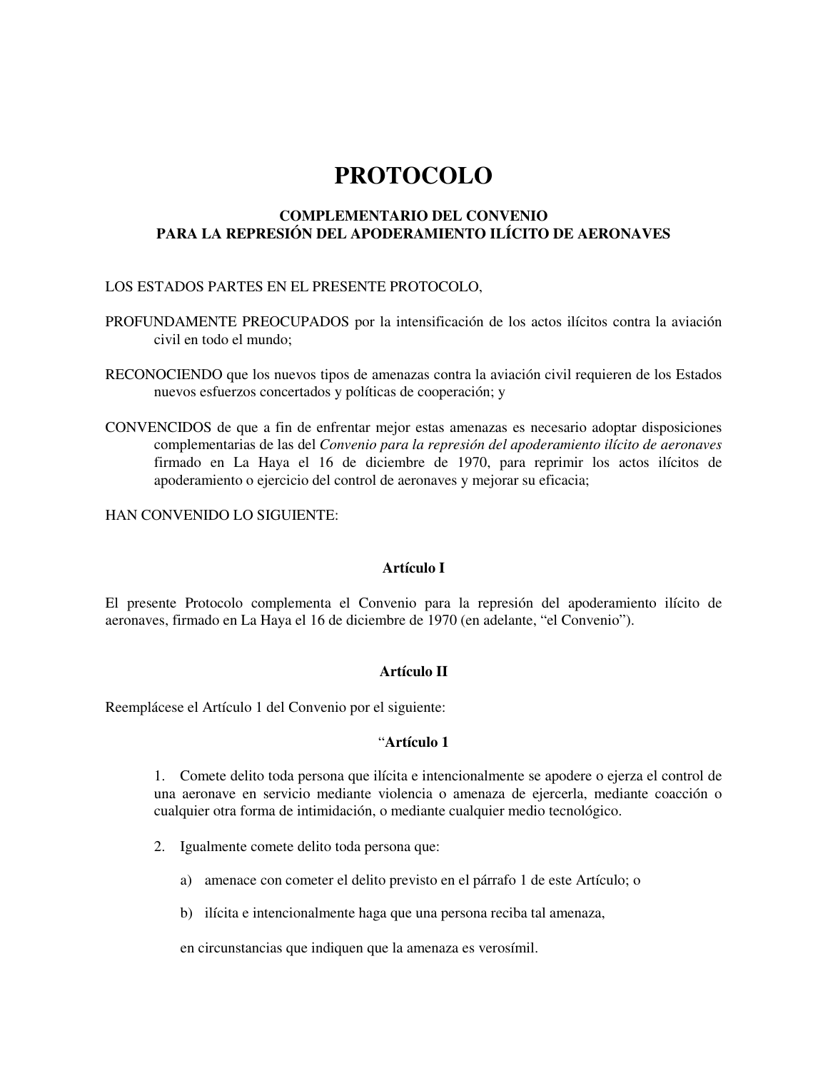# PROTOCOLO

## COMPLEMENTARIO DEL CONVENIO PARA LA REPRESIÓN DEL APODERAMIENTO ILÍCITO DE AERONAVES

LOS ESTADOS PARTES EN EL PRESENTE PROTOCOLO,

PROFUNDAMENTE PREOCUPADOS por la intensificación de los actos ilícitos contra la aviación civil en todo el mundo;

RECONOCIENDO que los nuevos tipos de amenazas contra la aviación civil requieren de los Estados nuevos esfuerzos concertados y políticas de cooperación; y

CONVENCIDOS de que a fin de enfrentar mejor estas amenazas es necesario adoptar disposiciones complementarias de las del *Convenio para la represión del apoderamiento ilícito de aeronaves* firmado en La Haya el 16 de diciembre de 1970, para reprimir los actos ilícitos de apoderamiento o ejercicio del control de aeronaves y mejorar su eficacia;

HAN CONVENIDO LO SIGUIENTE:

### Artículo I

El presente Protocolo complementa el Convenio para la represión del apoderamiento ilícito de aeronaves, firmado en La Haya el 16 de diciembre de 1970 (en adelante, "el Convenio").

### Artículo II

Reemplácese el Artículo 1 del Convenio por el siguiente:

"**Artículo 1**

1. Comete delito toda persona que ilícita e intencionalmente se apodere o ejerza el control de una aeronave en servicio mediante violencia o amenaza de ejercerla, mediante coacción o cualquier otra forma de intimidación, o mediante cualquier medio tecnológico.

2. Igualmente comete delito toda persona que:

   a) amenace con cometer el delito previsto en el párrafo 1 de este Artículo; o

   b) ilícita e intencionalmente haga que una persona reciba tal amenaza,

   en circunstancias que indiquen que la amenaza es verosímil.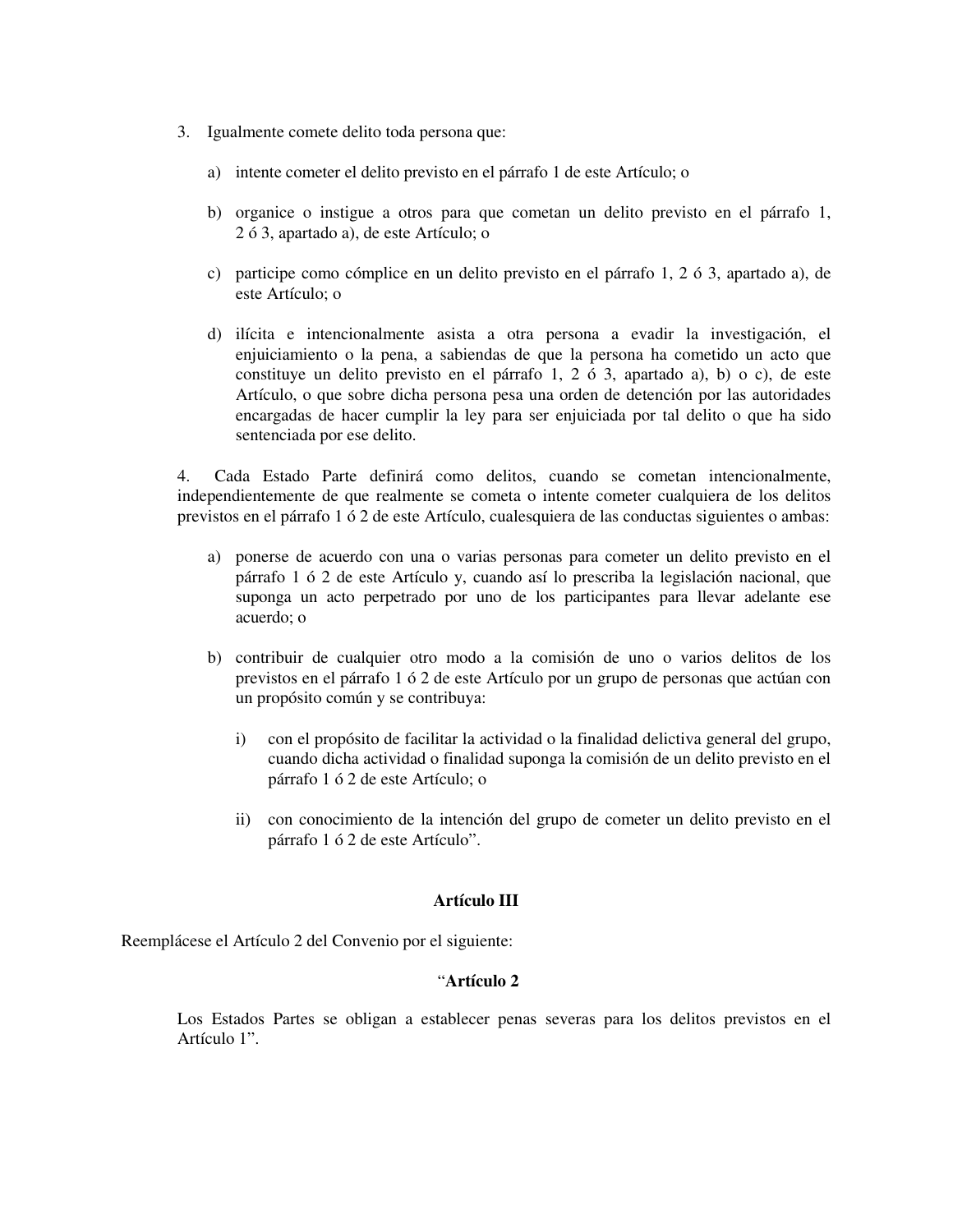3. Igualmente comete delito toda persona que:

   a) intente cometer el delito previsto en el párrafo 1 de este Artículo; o

   b) organice o instigue a otros para que cometan un delito previsto en el párrafo 1, 2 ó 3, apartado a), de este Artículo; o

   c) participe como cómplice en un delito previsto en el párrafo 1, 2 ó 3, apartado a), de este Artículo; o

   d) ilícita e intencionalmente asista a otra persona a evadir la investigación, el enjuiciamiento o la pena, a sabiendas de que la persona ha cometido un acto que constituye un delito previsto en el párrafo 1, 2 ó 3, apartado a), b) o c), de este Artículo, o que sobre dicha persona pesa una orden de detención por las autoridades encargadas de hacer cumplir la ley para ser enjuiciada por tal delito o que ha sido sentenciada por ese delito.

4. Cada Estado Parte definirá como delitos, cuando se cometan intencionalmente, independientemente de que realmente se cometa o intente cometer cualquiera de los delitos previstos en el párrafo 1 ó 2 de este Artículo, cualesquiera de las conductas siguientes o ambas:

   a) ponerse de acuerdo con una o varias personas para cometer un delito previsto en el párrafo 1 ó 2 de este Artículo y, cuando así lo prescriba la legislación nacional, que suponga un acto perpetrado por uno de los participantes para llevar adelante ese acuerdo; o

   b) contribuir de cualquier otro modo a la comisión de uno o varios delitos de los previstos en el párrafo 1 ó 2 de este Artículo por un grupo de personas que actúan con un propósito común y se contribuya:

      i) con el propósito de facilitar la actividad o la finalidad delictiva general del grupo, cuando dicha actividad o finalidad suponga la comisión de un delito previsto en el párrafo 1 ó 2 de este Artículo; o

      ii) con conocimiento de la intención del grupo de cometer un delito previsto en el párrafo 1 ó 2 de este Artículo".

**Artículo III**

Reemplácese el Artículo 2 del Convenio por el siguiente:

"**Artículo 2**

Los Estados Partes se obligan a establecer penas severas para los delitos previstos en el Artículo 1".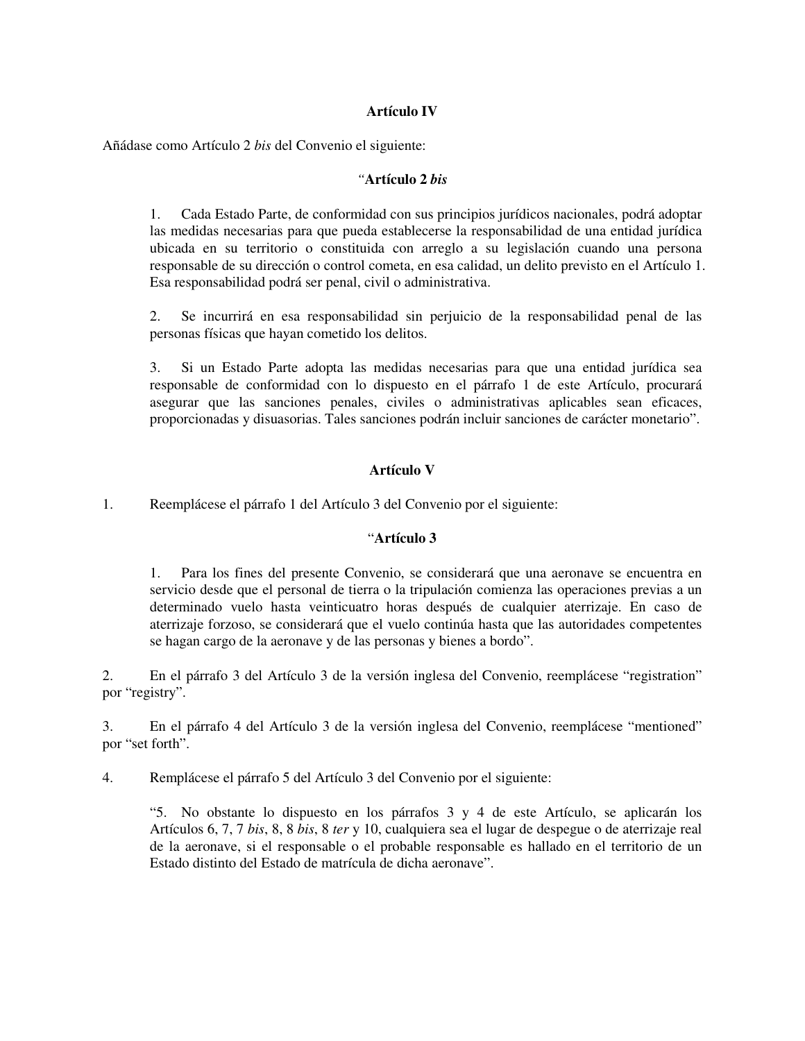**Artículo IV**

Añádase como Artículo 2 *bis* del Convenio el siguiente:

"**Artículo 2 *bis***

> 1. Cada Estado Parte, de conformidad con sus principios jurídicos nacionales, podrá adoptar las medidas necesarias para que pueda establecerse la responsabilidad de una entidad jurídica ubicada en su territorio o constituida con arreglo a su legislación cuando una persona responsable de su dirección o control cometa, en esa calidad, un delito previsto en el Artículo 1. Esa responsabilidad podrá ser penal, civil o administrativa.
>
> 2. Se incurrirá en esa responsabilidad sin perjuicio de la responsabilidad penal de las personas físicas que hayan cometido los delitos.
>
> 3. Si un Estado Parte adopta las medidas necesarias para que una entidad jurídica sea responsable de conformidad con lo dispuesto en el párrafo 1 de este Artículo, procurará asegurar que las sanciones penales, civiles o administrativas aplicables sean eficaces, proporcionadas y disuasorias. Tales sanciones podrán incluir sanciones de carácter monetario".

**Artículo V**

1. Reemplácese el párrafo 1 del Artículo 3 del Convenio por el siguiente:

"**Artículo 3**

> 1. Para los fines del presente Convenio, se considerará que una aeronave se encuentra en servicio desde que el personal de tierra o la tripulación comienza las operaciones previas a un determinado vuelo hasta veinticuatro horas después de cualquier aterrizaje. En caso de aterrizaje forzoso, se considerará que el vuelo continúa hasta que las autoridades competentes se hagan cargo de la aeronave y de las personas y bienes a bordo".

2. En el párrafo 3 del Artículo 3 de la versión inglesa del Convenio, reemplácese "registration" por "registry".

3. En el párrafo 4 del Artículo 3 de la versión inglesa del Convenio, reemplácese "mentioned" por "set forth".

4. Remplácese el párrafo 5 del Artículo 3 del Convenio por el siguiente:

> "5. No obstante lo dispuesto en los párrafos 3 y 4 de este Artículo, se aplicarán los Artículos 6, 7, 7 *bis*, 8, 8 *bis*, 8 *ter* y 10, cualquiera sea el lugar de despegue o de aterrizaje real de la aeronave, si el responsable o el probable responsable es hallado en el territorio de un Estado distinto del Estado de matrícula de dicha aeronave".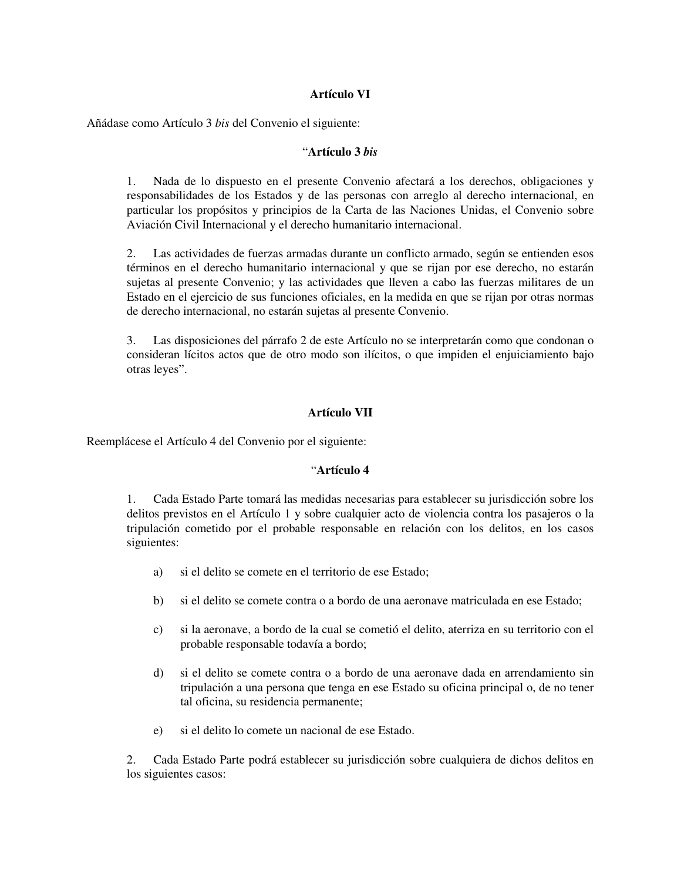**Artículo VI**

Añádase como Artículo 3 *bis* del Convenio el siguiente:

"**Artículo 3 *bis***

1. Nada de lo dispuesto en el presente Convenio afectará a los derechos, obligaciones y responsabilidades de los Estados y de las personas con arreglo al derecho internacional, en particular los propósitos y principios de la Carta de las Naciones Unidas, el Convenio sobre Aviación Civil Internacional y el derecho humanitario internacional.

2. Las actividades de fuerzas armadas durante un conflicto armado, según se entienden esos términos en el derecho humanitario internacional y que se rijan por ese derecho, no estarán sujetas al presente Convenio; y las actividades que lleven a cabo las fuerzas militares de un Estado en el ejercicio de sus funciones oficiales, en la medida en que se rijan por otras normas de derecho internacional, no estarán sujetas al presente Convenio.

3. Las disposiciones del párrafo 2 de este Artículo no se interpretarán como que condonan o consideran lícitos actos que de otro modo son ilícitos, o que impiden el enjuiciamiento bajo otras leyes".

**Artículo VII**

Reemplácese el Artículo 4 del Convenio por el siguiente:

"**Artículo 4**

1. Cada Estado Parte tomará las medidas necesarias para establecer su jurisdicción sobre los delitos previstos en el Artículo 1 y sobre cualquier acto de violencia contra los pasajeros o la tripulación cometido por el probable responsable en relación con los delitos, en los casos siguientes:

   a) si el delito se comete en el territorio de ese Estado;

   b) si el delito se comete contra o a bordo de una aeronave matriculada en ese Estado;

   c) si la aeronave, a bordo de la cual se cometió el delito, aterriza en su territorio con el probable responsable todavía a bordo;

   d) si el delito se comete contra o a bordo de una aeronave dada en arrendamiento sin tripulación a una persona que tenga en ese Estado su oficina principal o, de no tener tal oficina, su residencia permanente;

   e) si el delito lo comete un nacional de ese Estado.

2. Cada Estado Parte podrá establecer su jurisdicción sobre cualquiera de dichos delitos en los siguientes casos: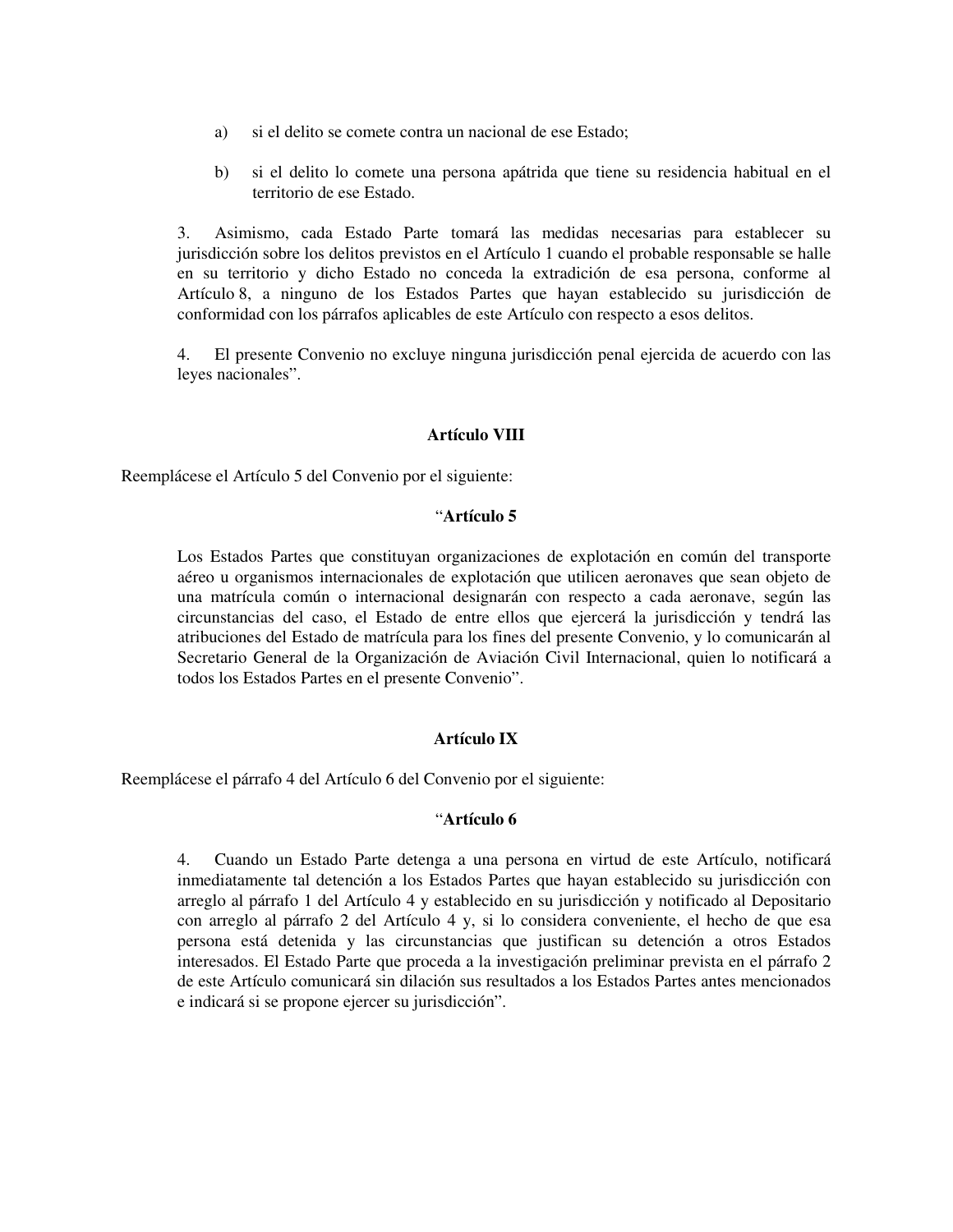a) si el delito se comete contra un nacional de ese Estado;

b) si el delito lo comete una persona apátrida que tiene su residencia habitual en el territorio de ese Estado.

3. Asimismo, cada Estado Parte tomará las medidas necesarias para establecer su jurisdicción sobre los delitos previstos en el Artículo 1 cuando el probable responsable se halle en su territorio y dicho Estado no conceda la extradición de esa persona, conforme al Artículo 8, a ninguno de los Estados Partes que hayan establecido su jurisdicción de conformidad con los párrafos aplicables de este Artículo con respecto a esos delitos.

4. El presente Convenio no excluye ninguna jurisdicción penal ejercida de acuerdo con las leyes nacionales".

**Artículo VIII**

Reemplácese el Artículo 5 del Convenio por el siguiente:

"**Artículo 5**

Los Estados Partes que constituyan organizaciones de explotación en común del transporte aéreo u organismos internacionales de explotación que utilicen aeronaves que sean objeto de una matrícula común o internacional designarán con respecto a cada aeronave, según las circunstancias del caso, el Estado de entre ellos que ejercerá la jurisdicción y tendrá las atribuciones del Estado de matrícula para los fines del presente Convenio, y lo comunicarán al Secretario General de la Organización de Aviación Civil Internacional, quien lo notificará a todos los Estados Partes en el presente Convenio".

**Artículo IX**

Reemplácese el párrafo 4 del Artículo 6 del Convenio por el siguiente:

"**Artículo 6**

4. Cuando un Estado Parte detenga a una persona en virtud de este Artículo, notificará inmediatamente tal detención a los Estados Partes que hayan establecido su jurisdicción con arreglo al párrafo 1 del Artículo 4 y establecido en su jurisdicción y notificado al Depositario con arreglo al párrafo 2 del Artículo 4 y, si lo considera conveniente, el hecho de que esa persona está detenida y las circunstancias que justifican su detención a otros Estados interesados. El Estado Parte que proceda a la investigación preliminar prevista en el párrafo 2 de este Artículo comunicará sin dilación sus resultados a los Estados Partes antes mencionados e indicará si se propone ejercer su jurisdicción".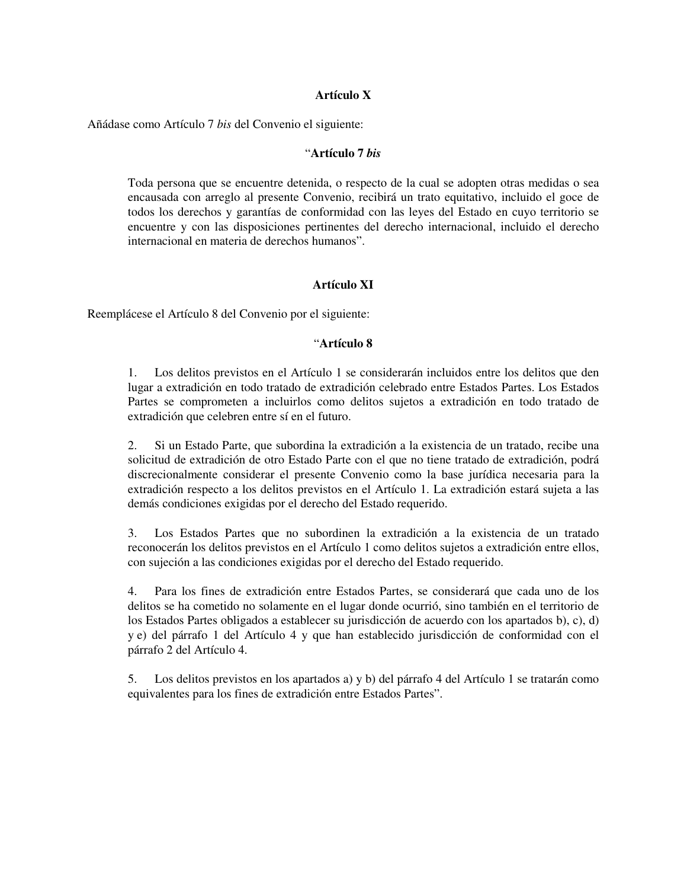**Artículo X**

Añádase como Artículo 7 *bis* del Convenio el siguiente:

"**Artículo 7** ***bis***

> Toda persona que se encuentre detenida, o respecto de la cual se adopten otras medidas o sea encausada con arreglo al presente Convenio, recibirá un trato equitativo, incluido el goce de todos los derechos y garantías de conformidad con las leyes del Estado en cuyo territorio se encuentre y con las disposiciones pertinentes del derecho internacional, incluido el derecho internacional en materia de derechos humanos".

**Artículo XI**

Reemplácese el Artículo 8 del Convenio por el siguiente:

"**Artículo 8**

> 1. Los delitos previstos en el Artículo 1 se considerarán incluidos entre los delitos que den lugar a extradición en todo tratado de extradición celebrado entre Estados Partes. Los Estados Partes se comprometen a incluirlos como delitos sujetos a extradición en todo tratado de extradición que celebren entre sí en el futuro.
>
> 2. Si un Estado Parte, que subordina la extradición a la existencia de un tratado, recibe una solicitud de extradición de otro Estado Parte con el que no tiene tratado de extradición, podrá discrecionalmente considerar el presente Convenio como la base jurídica necesaria para la extradición respecto a los delitos previstos en el Artículo 1. La extradición estará sujeta a las demás condiciones exigidas por el derecho del Estado requerido.
>
> 3. Los Estados Partes que no subordinen la extradición a la existencia de un tratado reconocerán los delitos previstos en el Artículo 1 como delitos sujetos a extradición entre ellos, con sujeción a las condiciones exigidas por el derecho del Estado requerido.
>
> 4. Para los fines de extradición entre Estados Partes, se considerará que cada uno de los delitos se ha cometido no solamente en el lugar donde ocurrió, sino también en el territorio de los Estados Partes obligados a establecer su jurisdicción de acuerdo con los apartados b), c), d) y e) del párrafo 1 del Artículo 4 y que han establecido jurisdicción de conformidad con el párrafo 2 del Artículo 4.
>
> 5. Los delitos previstos en los apartados a) y b) del párrafo 4 del Artículo 1 se tratarán como equivalentes para los fines de extradición entre Estados Partes".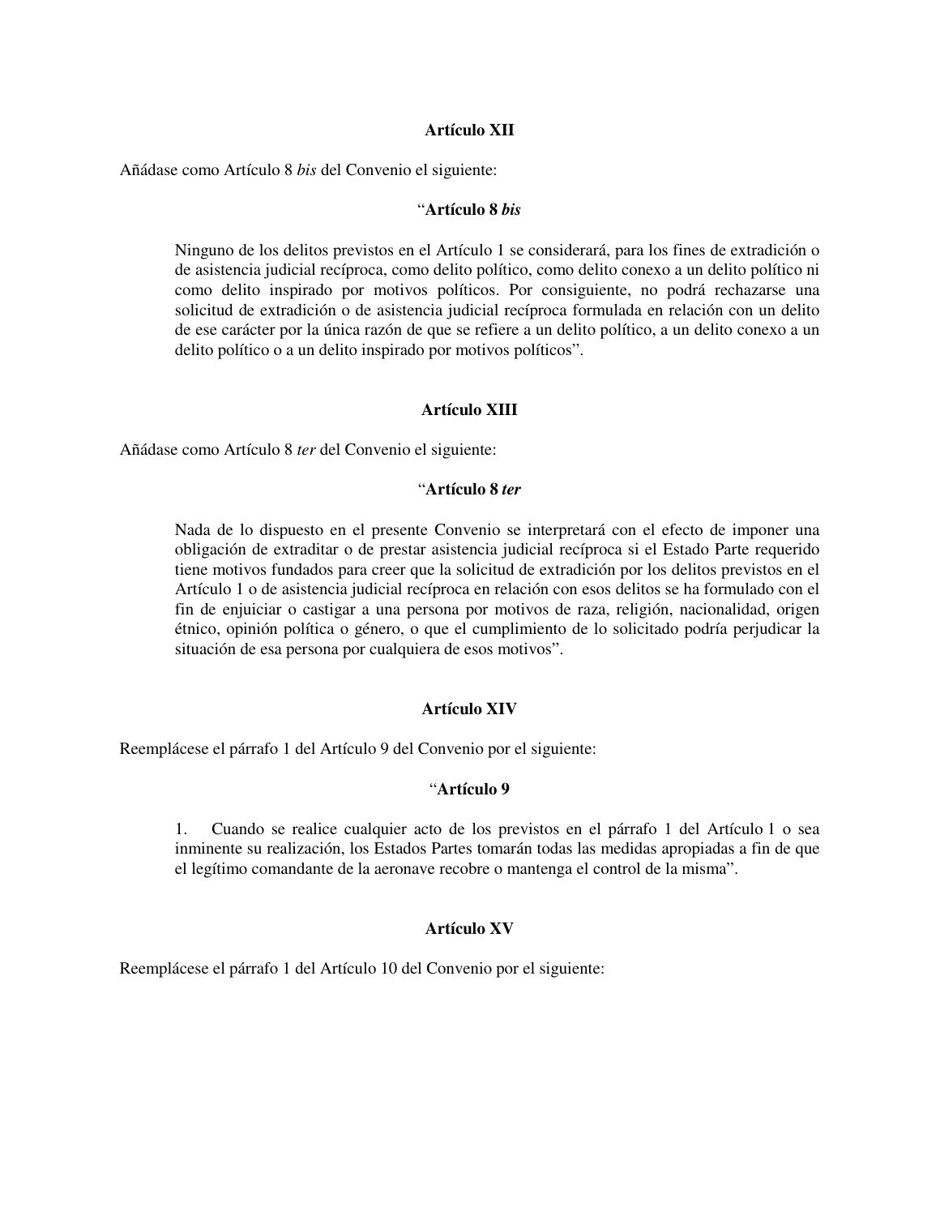**Artículo XII**

Añádase como Artículo 8 *bis* del Convenio el siguiente:

"**Artículo 8 *bis***

> Ninguno de los delitos previstos en el Artículo 1 se considerará, para los fines de extradición o de asistencia judicial recíproca, como delito político, como delito conexo a un delito político ni como delito inspirado por motivos políticos. Por consiguiente, no podrá rechazarse una solicitud de extradición o de asistencia judicial recíproca formulada en relación con un delito de ese carácter por la única razón de que se refiere a un delito político, a un delito conexo a un delito político o a un delito inspirado por motivos políticos".

**Artículo XIII**

Añádase como Artículo 8 *ter* del Convenio el siguiente:

"**Artículo 8 *ter***

> Nada de lo dispuesto en el presente Convenio se interpretará con el efecto de imponer una obligación de extraditar o de prestar asistencia judicial recíproca si el Estado Parte requerido tiene motivos fundados para creer que la solicitud de extradición por los delitos previstos en el Artículo 1 o de asistencia judicial recíproca en relación con esos delitos se ha formulado con el fin de enjuiciar o castigar a una persona por motivos de raza, religión, nacionalidad, origen étnico, opinión política o género, o que el cumplimiento de lo solicitado podría perjudicar la situación de esa persona por cualquiera de esos motivos".

**Artículo XIV**

Reemplácese el párrafo 1 del Artículo 9 del Convenio por el siguiente:

"**Artículo 9**

> 1. Cuando se realice cualquier acto de los previstos en el párrafo 1 del Artículo 1 o sea inminente su realización, los Estados Partes tomarán todas las medidas apropiadas a fin de que el legítimo comandante de la aeronave recobre o mantenga el control de la misma".

**Artículo XV**

Reemplácese el párrafo 1 del Artículo 10 del Convenio por el siguiente: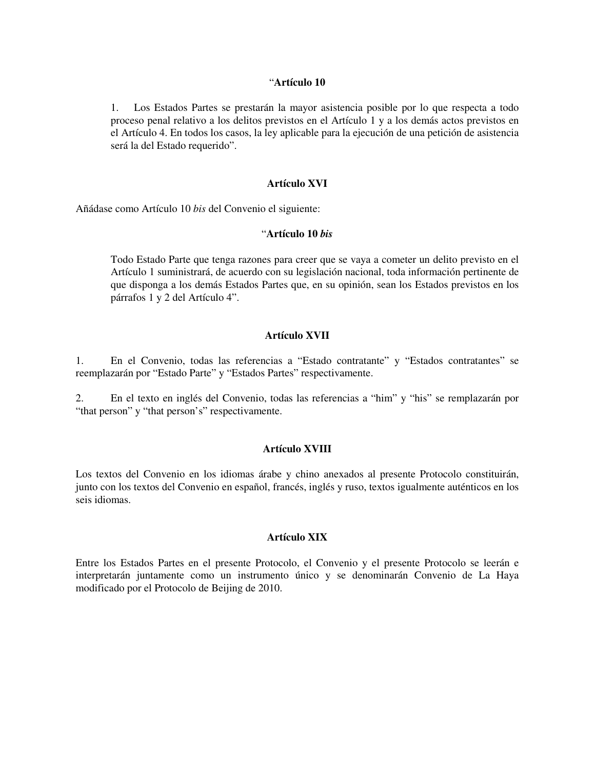**“Artículo 10**

> 1. Los Estados Partes se prestarán la mayor asistencia posible por lo que respecta a todo proceso penal relativo a los delitos previstos en el Artículo 1 y a los demás actos previstos en el Artículo 4. En todos los casos, la ley aplicable para la ejecución de una petición de asistencia será la del Estado requerido”.

**Artículo XVI**

Añádase como Artículo 10 *bis* del Convenio el siguiente:

**“Artículo 10 *bis***

> Todo Estado Parte que tenga razones para creer que se vaya a cometer un delito previsto en el Artículo 1 suministrará, de acuerdo con su legislación nacional, toda información pertinente de que disponga a los demás Estados Partes que, en su opinión, sean los Estados previstos en los párrafos 1 y 2 del Artículo 4”.

**Artículo XVII**

1. En el Convenio, todas las referencias a “Estado contratante” y “Estados contratantes” se reemplazarán por “Estado Parte” y “Estados Partes” respectivamente.

2. En el texto en inglés del Convenio, todas las referencias a “him” y “his” se remplazarán por “that person” y “that person’s” respectivamente.

**Artículo XVIII**

Los textos del Convenio en los idiomas árabe y chino anexados al presente Protocolo constituirán, junto con los textos del Convenio en español, francés, inglés y ruso, textos igualmente auténticos en los seis idiomas.

**Artículo XIX**

Entre los Estados Partes en el presente Protocolo, el Convenio y el presente Protocolo se leerán e interpretarán juntamente como un instrumento único y se denominarán Convenio de La Haya modificado por el Protocolo de Beijing de 2010.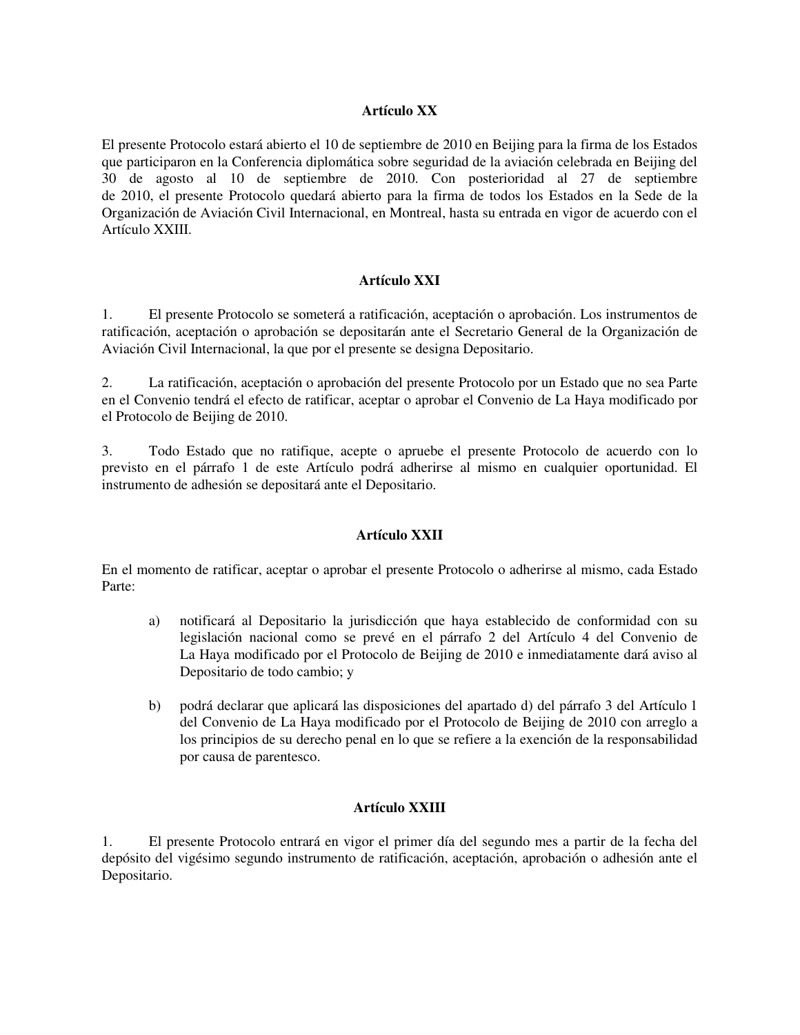**Artículo XX**

El presente Protocolo estará abierto el 10 de septiembre de 2010 en Beijing para la firma de los Estados que participaron en la Conferencia diplomática sobre seguridad de la aviación celebrada en Beijing del 30 de agosto al 10 de septiembre de 2010. Con posterioridad al 27 de septiembre de 2010, el presente Protocolo quedará abierto para la firma de todos los Estados en la Sede de la Organización de Aviación Civil Internacional, en Montreal, hasta su entrada en vigor de acuerdo con el Artículo XXIII.

**Artículo XXI**

1. El presente Protocolo se someterá a ratificación, aceptación o aprobación. Los instrumentos de ratificación, aceptación o aprobación se depositarán ante el Secretario General de la Organización de Aviación Civil Internacional, la que por el presente se designa Depositario.

2. La ratificación, aceptación o aprobación del presente Protocolo por un Estado que no sea Parte en el Convenio tendrá el efecto de ratificar, aceptar o aprobar el Convenio de La Haya modificado por el Protocolo de Beijing de 2010.

3. Todo Estado que no ratifique, acepte o apruebe el presente Protocolo de acuerdo con lo previsto en el párrafo 1 de este Artículo podrá adherirse al mismo en cualquier oportunidad. El instrumento de adhesión se depositará ante el Depositario.

**Artículo XXII**

En el momento de ratificar, aceptar o aprobar el presente Protocolo o adherirse al mismo, cada Estado Parte:

a) notificará al Depositario la jurisdicción que haya establecido de conformidad con su legislación nacional como se prevé en el párrafo 2 del Artículo 4 del Convenio de La Haya modificado por el Protocolo de Beijing de 2010 e inmediatamente dará aviso al Depositario de todo cambio; y

b) podrá declarar que aplicará las disposiciones del apartado d) del párrafo 3 del Artículo 1 del Convenio de La Haya modificado por el Protocolo de Beijing de 2010 con arreglo a los principios de su derecho penal en lo que se refiere a la exención de la responsabilidad por causa de parentesco.

**Artículo XXIII**

1. El presente Protocolo entrará en vigor el primer día del segundo mes a partir de la fecha del depósito del vigésimo segundo instrumento de ratificación, aceptación, aprobación o adhesión ante el Depositario.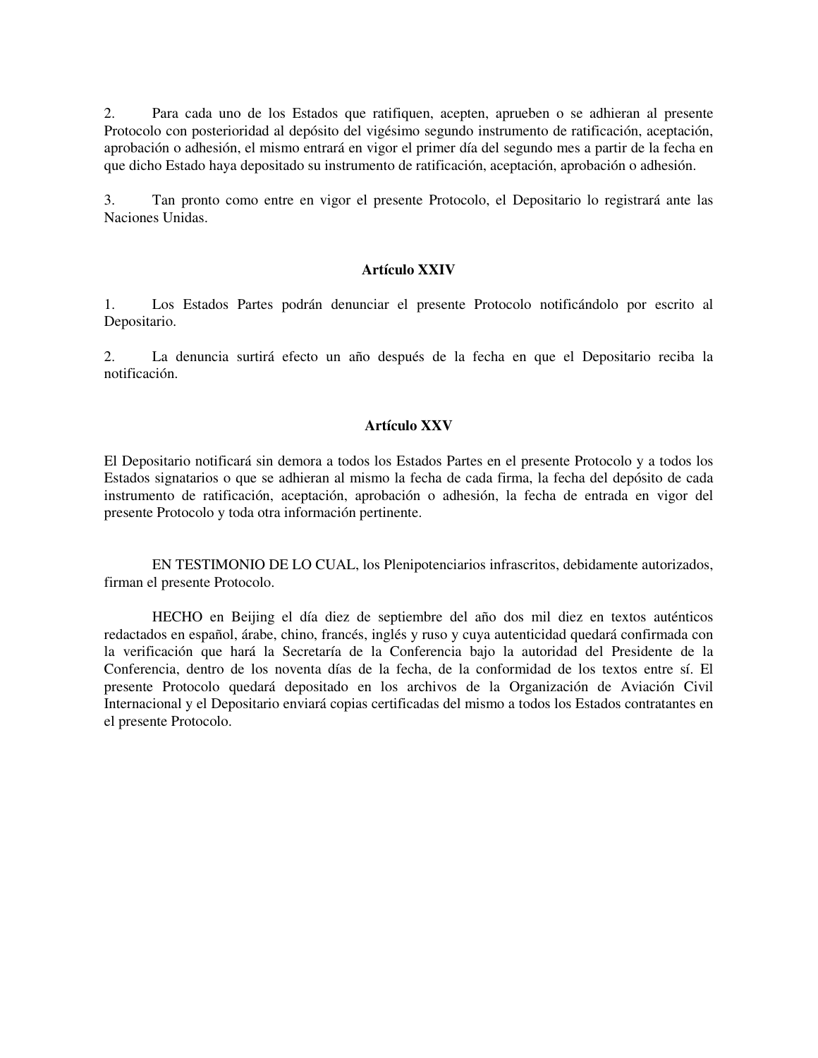2. Para cada uno de los Estados que ratifiquen, acepten, aprueben o se adhieran al presente Protocolo con posterioridad al depósito del vigésimo segundo instrumento de ratificación, aceptación, aprobación o adhesión, el mismo entrará en vigor el primer día del segundo mes a partir de la fecha en que dicho Estado haya depositado su instrumento de ratificación, aceptación, aprobación o adhesión.

3. Tan pronto como entre en vigor el presente Protocolo, el Depositario lo registrará ante las Naciones Unidas.

### Artículo XXIV

1. Los Estados Partes podrán denunciar el presente Protocolo notificándolo por escrito al Depositario.

2. La denuncia surtirá efecto un año después de la fecha en que el Depositario reciba la notificación.

### Artículo XXV

El Depositario notificará sin demora a todos los Estados Partes en el presente Protocolo y a todos los Estados signatarios o que se adhieran al mismo la fecha de cada firma, la fecha del depósito de cada instrumento de ratificación, aceptación, aprobación o adhesión, la fecha de entrada en vigor del presente Protocolo y toda otra información pertinente.

EN TESTIMONIO DE LO CUAL, los Plenipotenciarios infrascritos, debidamente autorizados, firman el presente Protocolo.

HECHO en Beijing el día diez de septiembre del año dos mil diez en textos auténticos redactados en español, árabe, chino, francés, inglés y ruso y cuya autenticidad quedará confirmada con la verificación que hará la Secretaría de la Conferencia bajo la autoridad del Presidente de la Conferencia, dentro de los noventa días de la fecha, de la conformidad de los textos entre sí. El presente Protocolo quedará depositado en los archivos de la Organización de Aviación Civil Internacional y el Depositario enviará copias certificadas del mismo a todos los Estados contratantes en el presente Protocolo.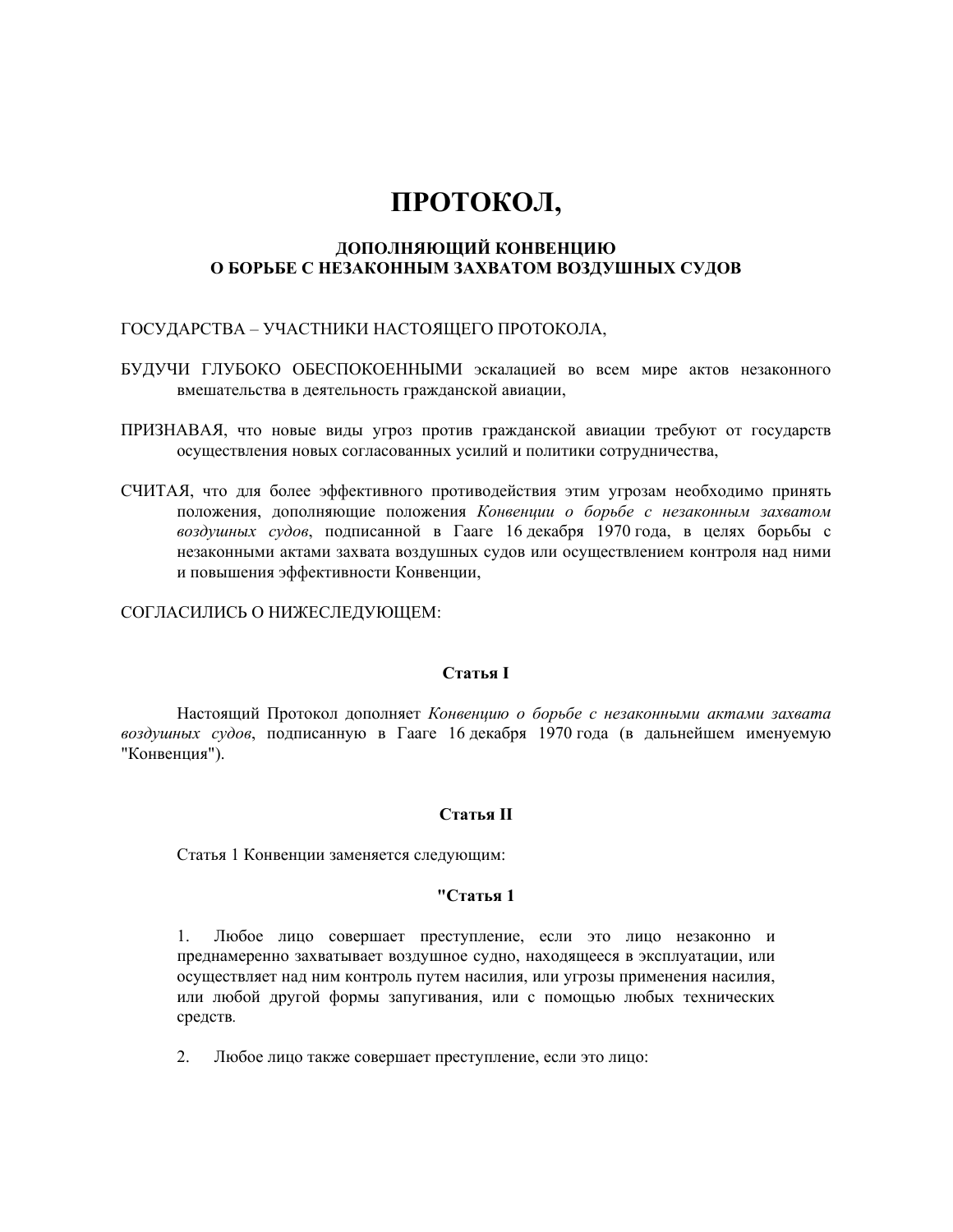# ПРОТОКОЛ,

### ДОПОЛНЯЮЩИЙ КОНВЕНЦИЮ О БОРЬБЕ С НЕЗАКОННЫМ ЗАХВАТОМ ВОЗДУШНЫХ СУДОВ

ГОСУДАРСТВА – УЧАСТНИКИ НАСТОЯЩЕГО ПРОТОКОЛА,

БУДУЧИ ГЛУБОКО ОБЕСПОКОЕННЫМИ эскалацией во всем мире актов незаконного вмешательства в деятельность гражданской авиации,

ПРИЗНАВАЯ, что новые виды угроз против гражданской авиации требуют от государств осуществления новых согласованных усилий и политики сотрудничества,

СЧИТАЯ, что для более эффективного противодействия этим угрозам необходимо принять положения, дополняющие положения *Конвенции о борьбе с незаконным захватом воздушных судов*, подписанной в Гааге 16 декабря 1970 года, в целях борьбы с незаконными актами захвата воздушных судов или осуществлением контроля над ними и повышения эффективности Конвенции,

СОГЛАСИЛИСЬ О НИЖЕСЛЕДУЮЩЕМ:

**Статья I**

Настоящий Протокол дополняет *Конвенцию о борьбе с незаконными актами захвата воздушных судов*, подписанную в Гааге 16 декабря 1970 года (в дальнейшем именуемую "Конвенция").

**Статья II**

Статья 1 Конвенции заменяется следующим:

**"Статья 1**

1. Любое лицо совершает преступление, если это лицо незаконно и преднамеренно захватывает воздушное судно, находящееся в эксплуатации, или осуществляет над ним контроль путем насилия, или угрозы применения насилия, или любой другой формы запугивания, или с помощью любых технических средств.

2. Любое лицо также совершает преступление, если это лицо: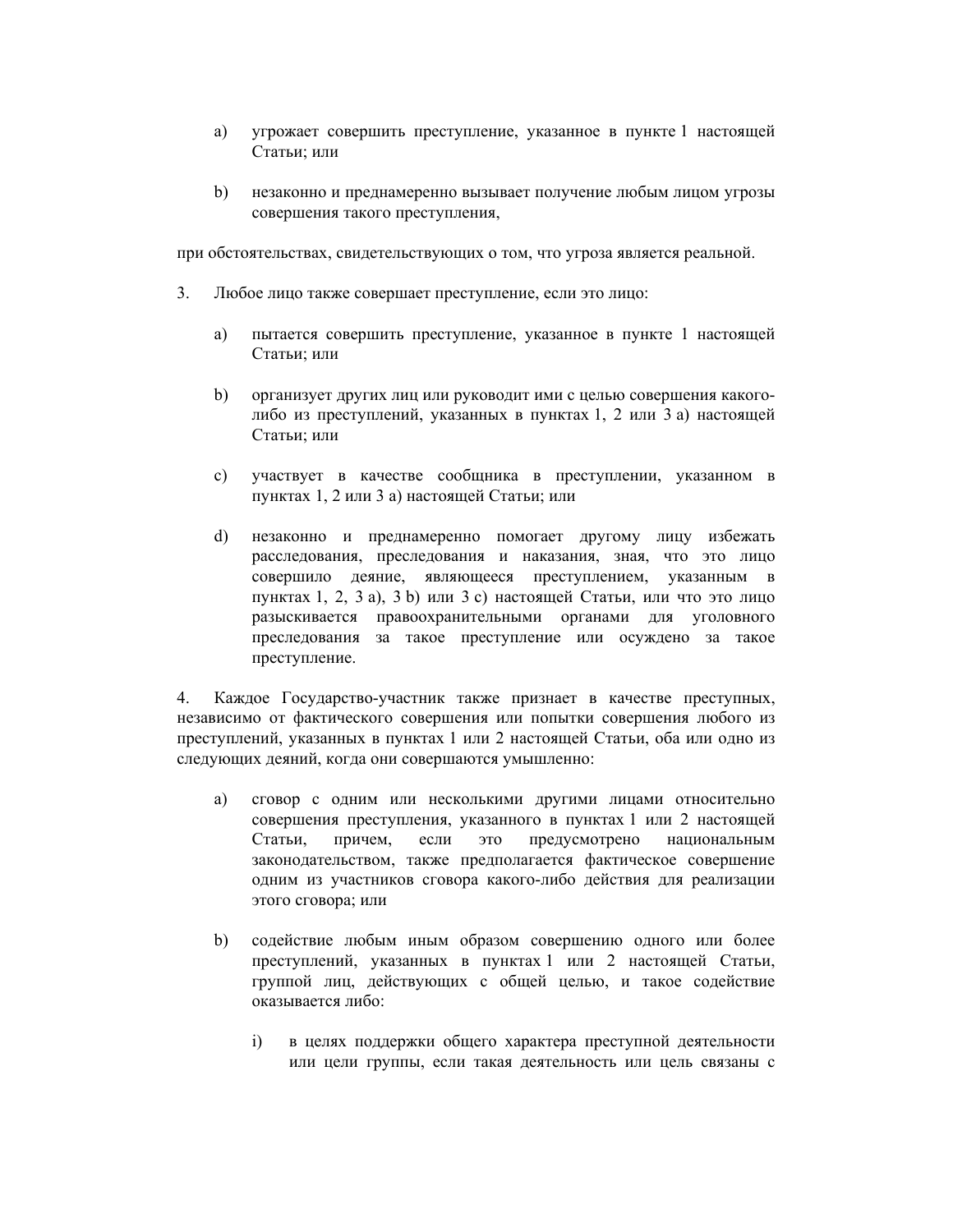a) угрожает совершить преступление, указанное в пункте 1 настоящей Статьи; или

b) незаконно и преднамеренно вызывает получение любым лицом угрозы совершения такого преступления,

при обстоятельствах, свидетельствующих о том, что угроза является реальной.

3. Любое лицо также совершает преступление, если это лицо:

a) пытается совершить преступление, указанное в пункте 1 настоящей Статьи; или

b) организует других лиц или руководит ими с целью совершения какого-либо из преступлений, указанных в пунктах 1, 2 или 3 a) настоящей Статьи; или

c) участвует в качестве сообщника в преступлении, указанном в пунктах 1, 2 или 3 a) настоящей Статьи; или

d) незаконно и преднамеренно помогает другому лицу избежать расследования, преследования и наказания, зная, что это лицо совершило деяние, являющееся преступлением, указанным в пунктах 1, 2, 3 a), 3 b) или 3 c) настоящей Статьи, или что это лицо разыскивается правоохранительными органами для уголовного преследования за такое преступление или осуждено за такое преступление.

4. Каждое Государство-участник также признает в качестве преступных, независимо от фактического совершения или попытки совершения любого из преступлений, указанных в пунктах 1 или 2 настоящей Статьи, оба или одно из следующих деяний, когда они совершаются умышленно:

a) сговор с одним или несколькими другими лицами относительно совершения преступления, указанного в пунктах 1 или 2 настоящей Статьи, причем, если это предусмотрено национальным законодательством, также предполагается фактическое совершение одним из участников сговора какого-либо действия для реализации этого сговора; или

b) содействие любым иным образом совершению одного или более преступлений, указанных в пунктах 1 или 2 настоящей Статьи, группой лиц, действующих с общей целью, и такое содействие оказывается либо:

   i) в целях поддержки общего характера преступной деятельности или цели группы, если такая деятельность или цель связаны с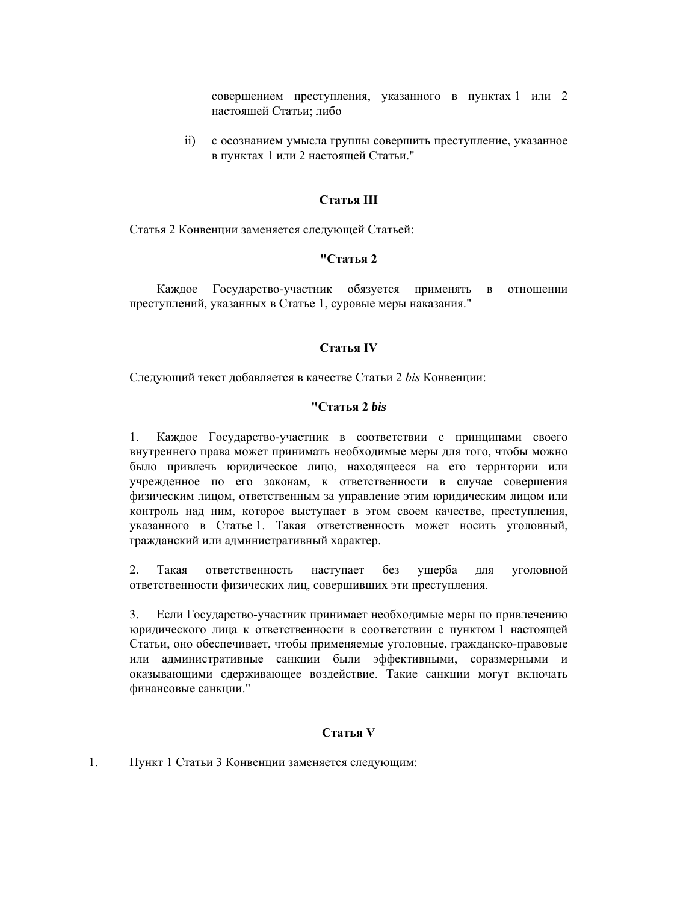совершением преступления, указанного в пунктах 1 или 2 настоящей Статьи; либо

ii) с осознанием умысла группы совершить преступление, указанное в пунктах 1 или 2 настоящей Статьи."

**Статья III**

Статья 2 Конвенции заменяется следующей Статьей:

**"Статья 2**

Каждое Государство-участник обязуется применять в отношении преступлений, указанных в Статье 1, суровые меры наказания."

**Статья IV**

Следующий текст добавляется в качестве Статьи 2 *bis* Конвенции:

**"Статья 2 *bis***

1. Каждое Государство-участник в соответствии с принципами своего внутреннего права может принимать необходимые меры для того, чтобы можно было привлечь юридическое лицо, находящееся на его территории или учрежденное по его законам, к ответственности в случае совершения физическим лицом, ответственным за управление этим юридическим лицом или контроль над ним, которое выступает в этом своем качестве, преступления, указанного в Статье 1. Такая ответственность может носить уголовный, гражданский или административный характер.

2. Такая ответственность наступает без ущерба для уголовной ответственности физических лиц, совершивших эти преступления.

3. Если Государство-участник принимает необходимые меры по привлечению юридического лица к ответственности в соответствии с пунктом 1 настоящей Статьи, оно обеспечивает, чтобы применяемые уголовные, гражданско-правовые или административные санкции были эффективными, соразмерными и оказывающими сдерживающее воздействие. Такие санкции могут включать финансовые санкции."

**Статья V**

1. Пункт 1 Статьи 3 Конвенции заменяется следующим: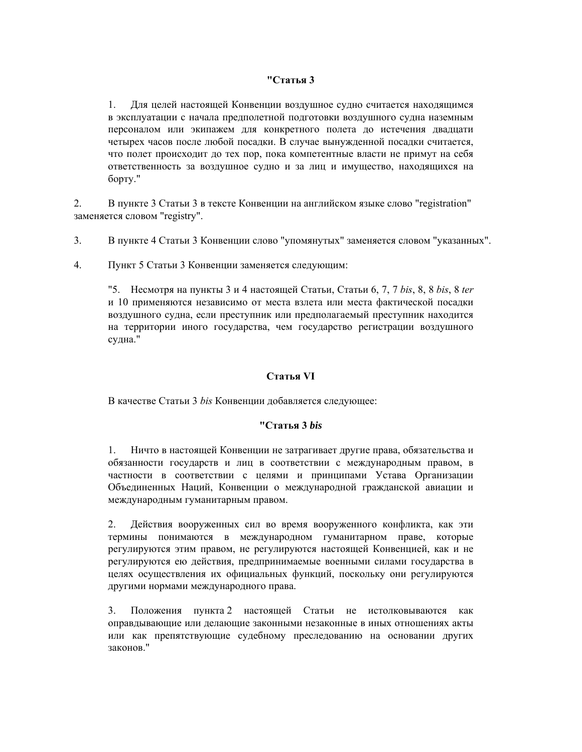**"Статья 3**

> 1. Для целей настоящей Конвенции воздушное судно считается находящимся в эксплуатации с начала предполетной подготовки воздушного судна наземным персоналом или экипажем для конкретного полета до истечения двадцати четырех часов после любой посадки. В случае вынужденной посадки считается, что полет происходит до тех пор, пока компетентные власти не примут на себя ответственность за воздушное судно и за лиц и имущество, находящихся на борту."

2. В пункте 3 Статьи 3 в тексте Конвенции на английском языке слово "registration" заменяется словом "registry".

3. В пункте 4 Статьи 3 Конвенции слово "упомянутых" заменяется словом "указанных".

4. Пункт 5 Статьи 3 Конвенции заменяется следующим:

> "5. Несмотря на пункты 3 и 4 настоящей Статьи, Статьи 6, 7, 7 *bis*, 8, 8 *bis*, 8 *ter* и 10 применяются независимо от места взлета или места фактической посадки воздушного судна, если преступник или предполагаемый преступник находится на территории иного государства, чем государство регистрации воздушного судна."

**Статья VI**

В качестве Статьи 3 *bis* Конвенции добавляется следующее:

**"Статья 3 *bis***

> 1. Ничто в настоящей Конвенции не затрагивает другие права, обязательства и обязанности государств и лиц в соответствии с международным правом, в частности в соответствии с целями и принципами Устава Организации Объединенных Наций, Конвенции о международной гражданской авиации и международным гуманитарным правом.
>
> 2. Действия вооруженных сил во время вооруженного конфликта, как эти термины понимаются в международном гуманитарном праве, которые регулируются этим правом, не регулируются настоящей Конвенцией, как и не регулируются ею действия, предпринимаемые военными силами государства в целях осуществления их официальных функций, поскольку они регулируются другими нормами международного права.
>
> 3. Положения пункта 2 настоящей Статьи не истолковываются как оправдывающие или делающие законными незаконные в иных отношениях акты или как препятствующие судебному преследованию на основании других законов."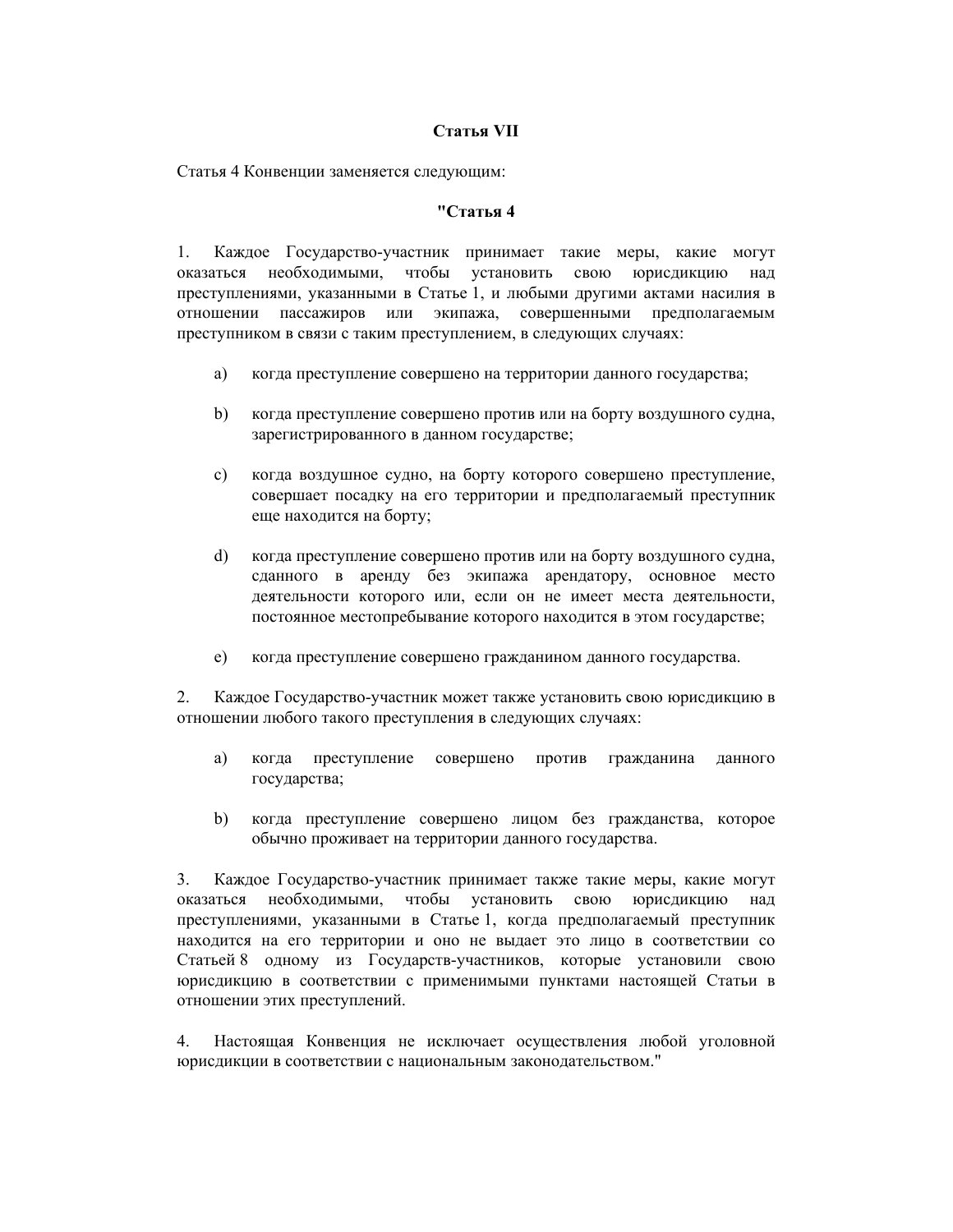### Статья VII

Статья 4 Конвенции заменяется следующим:

### "Статья 4

1. Каждое Государство-участник принимает такие меры, какие могут оказаться необходимыми, чтобы установить свою юрисдикцию над преступлениями, указанными в Статье 1, и любыми другими актами насилия в отношении пассажиров или экипажа, совершенными предполагаемым преступником в связи с таким преступлением, в следующих случаях:

   a) когда преступление совершено на территории данного государства;

   b) когда преступление совершено против или на борту воздушного судна, зарегистрированного в данном государстве;

   c) когда воздушное судно, на борту которого совершено преступление, совершает посадку на его территории и предполагаемый преступник еще находится на борту;

   d) когда преступление совершено против или на борту воздушного судна, сданного в аренду без экипажа арендатору, основное место деятельности которого или, если он не имеет места деятельности, постоянное местопребывание которого находится в этом государстве;

   e) когда преступление совершено гражданином данного государства.

2. Каждое Государство-участник может также установить свою юрисдикцию в отношении любого такого преступления в следующих случаях:

   a) когда преступление совершено против гражданина данного государства;

   b) когда преступление совершено лицом без гражданства, которое обычно проживает на территории данного государства.

3. Каждое Государство-участник принимает также такие меры, какие могут оказаться необходимыми, чтобы установить свою юрисдикцию над преступлениями, указанными в Статье 1, когда предполагаемый преступник находится на его территории и оно не выдает это лицо в соответствии со Статьей 8 одному из Государств-участников, которые установили свою юрисдикцию в соответствии с применимыми пунктами настоящей Статьи в отношении этих преступлений.

4. Настоящая Конвенция не исключает осуществления любой уголовной юрисдикции в соответствии с национальным законодательством."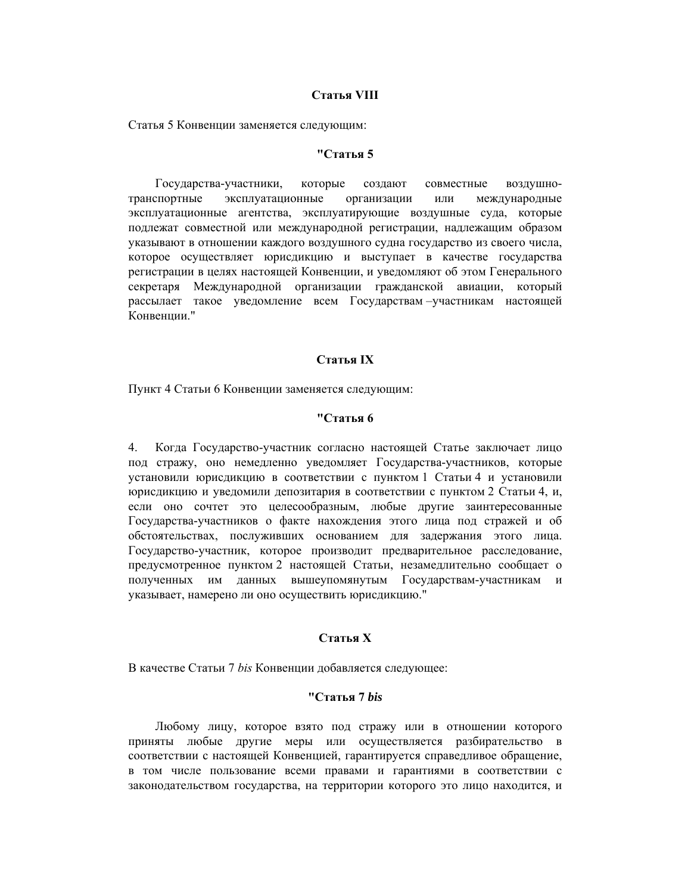### Статья VIII

Статья 5 Конвенции заменяется следующим:

### "Статья 5

Государства-участники, которые создают совместные воздушно-транспортные эксплуатационные организации или международные эксплуатационные агентства, эксплуатирующие воздушные суда, которые подлежат совместной или международной регистрации, надлежащим образом указывают в отношении каждого воздушного судна государство из своего числа, которое осуществляет юрисдикцию и выступает в качестве государства регистрации в целях настоящей Конвенции, и уведомляют об этом Генерального секретаря Международной организации гражданской авиации, который рассылает такое уведомление всем Государствам –участникам настоящей Конвенции."

### Статья IX

Пункт 4 Статьи 6 Конвенции заменяется следующим:

### "Статья 6

4. Когда Государство-участник согласно настоящей Статье заключает лицо под стражу, оно немедленно уведомляет Государства-участников, которые установили юрисдикцию в соответствии с пунктом 1 Статьи 4 и установили юрисдикцию и уведомили депозитария в соответствии с пунктом 2 Статьи 4, и, если оно сочтет это целесообразным, любые другие заинтересованные Государства-участников о факте нахождения этого лица под стражей и об обстоятельствах, послуживших основанием для задержания этого лица. Государство-участник, которое производит предварительное расследование, предусмотренное пунктом 2 настоящей Статьи, незамедлительно сообщает о полученных им данных вышеупомянутым Государствам-участникам и указывает, намерено ли оно осуществить юрисдикцию."

### Статья X

В качестве Статьи 7 *bis* Конвенции добавляется следующее:

### "Статья 7 *bis*

Любому лицу, которое взято под стражу или в отношении которого приняты любые другие меры или осуществляется разбирательство в соответствии с настоящей Конвенцией, гарантируется справедливое обращение, в том числе пользование всеми правами и гарантиями в соответствии с законодательством государства, на территории которого это лицо находится, и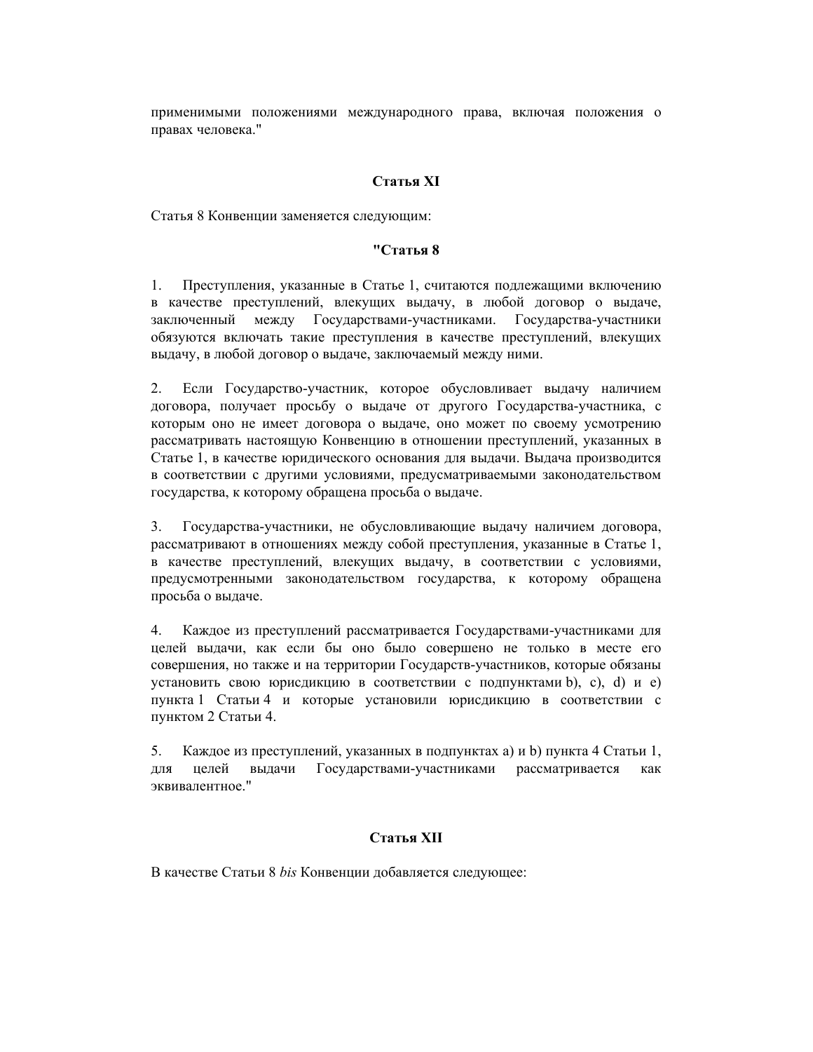применимыми положениями международного права, включая положения о правах человека."

**Статья XI**

Статья 8 Конвенции заменяется следующим:

**"Статья 8**

1. Преступления, указанные в Статье 1, считаются подлежащими включению в качестве преступлений, влекущих выдачу, в любой договор о выдаче, заключенный между Государствами-участниками. Государства-участники обязуются включать такие преступления в качестве преступлений, влекущих выдачу, в любой договор о выдаче, заключаемый между ними.

2. Если Государство-участник, которое обусловливает выдачу наличием договора, получает просьбу о выдаче от другого Государства-участника, с которым оно не имеет договора о выдаче, оно может по своему усмотрению рассматривать настоящую Конвенцию в отношении преступлений, указанных в Статье 1, в качестве юридического основания для выдачи. Выдача производится в соответствии с другими условиями, предусматриваемыми законодательством государства, к которому обращена просьба о выдаче.

3. Государства-участники, не обусловливающие выдачу наличием договора, рассматривают в отношениях между собой преступления, указанные в Статье 1, в качестве преступлений, влекущих выдачу, в соответствии с условиями, предусмотренными законодательством государства, к которому обращена просьба о выдаче.

4. Каждое из преступлений рассматривается Государствами-участниками для целей выдачи, как если бы оно было совершено не только в месте его совершения, но также и на территории Государств-участников, которые обязаны установить свою юрисдикцию в соответствии с подпунктами b), c), d) и e) пункта 1 Статьи 4 и которые установили юрисдикцию в соответствии с пунктом 2 Статьи 4.

5. Каждое из преступлений, указанных в подпунктах a) и b) пункта 4 Статьи 1, для целей выдачи Государствами-участниками рассматривается как эквивалентное."

**Статья XII**

В качестве Статьи 8 *bis* Конвенции добавляется следующее: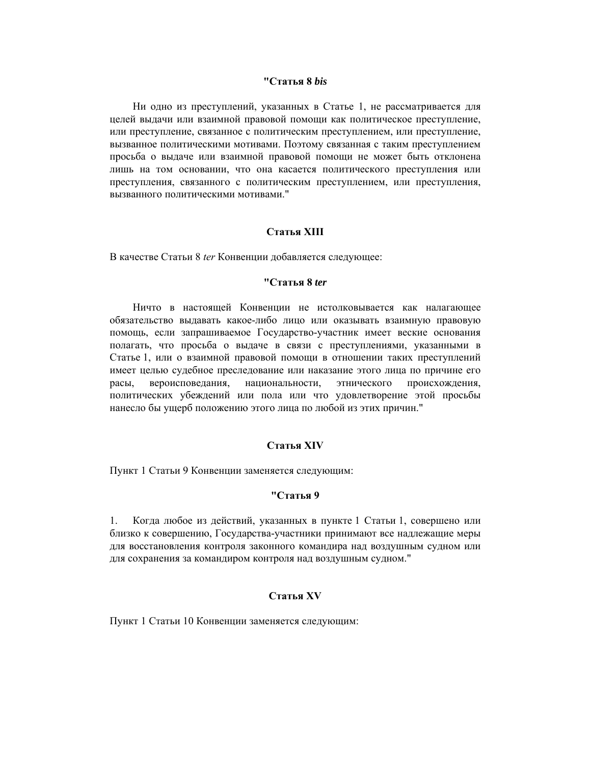**"Статья 8 *bis***

Ни одно из преступлений, указанных в Статье 1, не рассматривается для целей выдачи или взаимной правовой помощи как политическое преступление, или преступление, связанное с политическим преступлением, или преступление, вызванное политическими мотивами. Поэтому связанная с таким преступлением просьба о выдаче или взаимной правовой помощи не может быть отклонена лишь на том основании, что она касается политического преступления или преступления, связанного с политическим преступлением, или преступления, вызванного политическими мотивами."

**Статья XIII**

В качестве Статьи 8 *ter* Конвенции добавляется следующее:

**"Статья 8 *ter***

Ничто в настоящей Конвенции не истолковывается как налагающее обязательство выдавать какое-либо лицо или оказывать взаимную правовую помощь, если запрашиваемое Государство-участник имеет веские основания полагать, что просьба о выдаче в связи с преступлениями, указанными в Статье 1, или о взаимной правовой помощи в отношении таких преступлений имеет целью судебное преследование или наказание этого лица по причине его расы, вероисповедания, национальности, этнического происхождения, политических убеждений или пола или что удовлетворение этой просьбы нанесло бы ущерб положению этого лица по любой из этих причин."

**Статья XIV**

Пункт 1 Статьи 9 Конвенции заменяется следующим:

**"Статья 9**

1. Когда любое из действий, указанных в пункте 1 Статьи 1, совершено или близко к совершению, Государства-участники принимают все надлежащие меры для восстановления контроля законного командира над воздушным судном или для сохранения за командиром контроля над воздушным судном."

**Статья XV**

Пункт 1 Статьи 10 Конвенции заменяется следующим: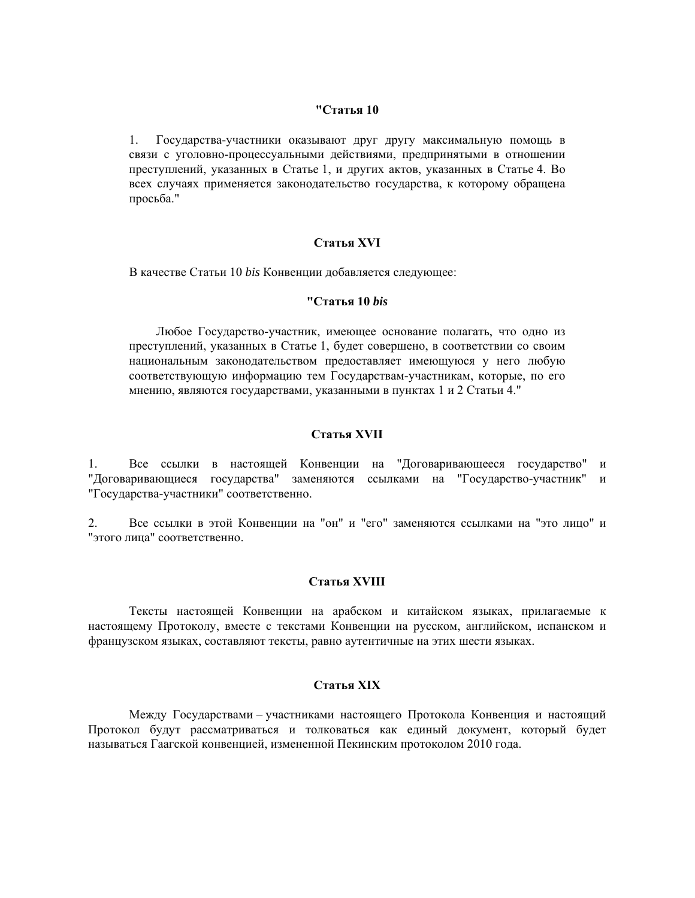**"Статья 10**

1. Государства-участники оказывают друг другу максимальную помощь в связи с уголовно-процессуальными действиями, предпринятыми в отношении преступлений, указанных в Статье 1, и других актов, указанных в Статье 4. Во всех случаях применяется законодательство государства, к которому обращена просьба."

**Статья XVI**

В качестве Статьи 10 *bis* Конвенции добавляется следующее:

**"Статья 10 *bis***

Любое Государство-участник, имеющее основание полагать, что одно из преступлений, указанных в Статье 1, будет совершено, в соответствии со своим национальным законодательством предоставляет имеющуюся у него любую соответствующую информацию тем Государствам-участникам, которые, по его мнению, являются государствами, указанными в пунктах 1 и 2 Статьи 4."

**Статья XVII**

1. Все ссылки в настоящей Конвенции на "Договаривающееся государство" и "Договаривающиеся государства" заменяются ссылками на "Государство-участник" и "Государства-участники" соответственно.

2. Все ссылки в этой Конвенции на "он" и "его" заменяются ссылками на "это лицо" и "этого лица" соответственно.

**Статья XVIII**

Тексты настоящей Конвенции на арабском и китайском языках, прилагаемые к настоящему Протоколу, вместе с текстами Конвенции на русском, английском, испанском и французском языках, составляют тексты, равно аутентичные на этих шести языках.

**Статья XIX**

Между Государствами – участниками настоящего Протокола Конвенция и настоящий Протокол будут рассматриваться и толковаться как единый документ, который будет называться Гаагской конвенцией, измененной Пекинским протоколом 2010 года.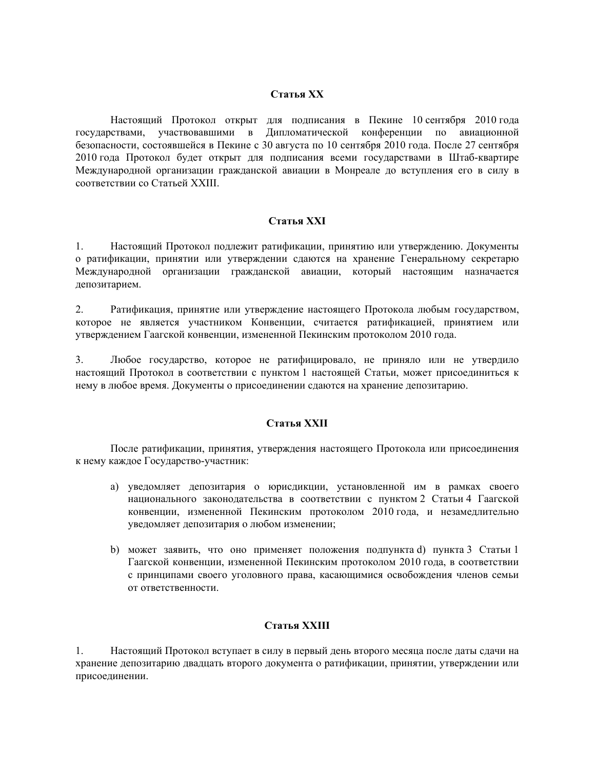### Статья XX

Настоящий Протокол открыт для подписания в Пекине 10 сентября 2010 года государствами, участвовавшими в Дипломатической конференции по авиационной безопасности, состоявшейся в Пекине с 30 августа по 10 сентября 2010 года. После 27 сентября 2010 года Протокол будет открыт для подписания всеми государствами в Штаб-квартире Международной организации гражданской авиации в Монреале до вступления его в силу в соответствии со Статьей XXIII.

### Статья XXI

1. Настоящий Протокол подлежит ратификации, принятию или утверждению. Документы о ратификации, принятии или утверждении сдаются на хранение Генеральному секретарю Международной организации гражданской авиации, который настоящим назначается депозитарием.

2. Ратификация, принятие или утверждение настоящего Протокола любым государством, которое не является участником Конвенции, считается ратификацией, принятием или утверждением Гаагской конвенции, измененной Пекинским протоколом 2010 года.

3. Любое государство, которое не ратифицировало, не приняло или не утвердило настоящий Протокол в соответствии с пунктом 1 настоящей Статьи, может присоединиться к нему в любое время. Документы о присоединении сдаются на хранение депозитарию.

### Статья XXII

После ратификации, принятия, утверждения настоящего Протокола или присоединения к нему каждое Государство-участник:

a) уведомляет депозитария о юрисдикции, установленной им в рамках своего национального законодательства в соответствии с пунктом 2 Статьи 4 Гаагской конвенции, измененной Пекинским протоколом 2010 года, и незамедлительно уведомляет депозитария о любом изменении;

b) может заявить, что оно применяет положения подпункта d) пункта 3 Статьи 1 Гаагской конвенции, измененной Пекинским протоколом 2010 года, в соответствии с принципами своего уголовного права, касающимися освобождения членов семьи от ответственности.

### Статья XXIII

1. Настоящий Протокол вступает в силу в первый день второго месяца после даты сдачи на хранение депозитарию двадцать второго документа о ратификации, принятии, утверждении или присоединении.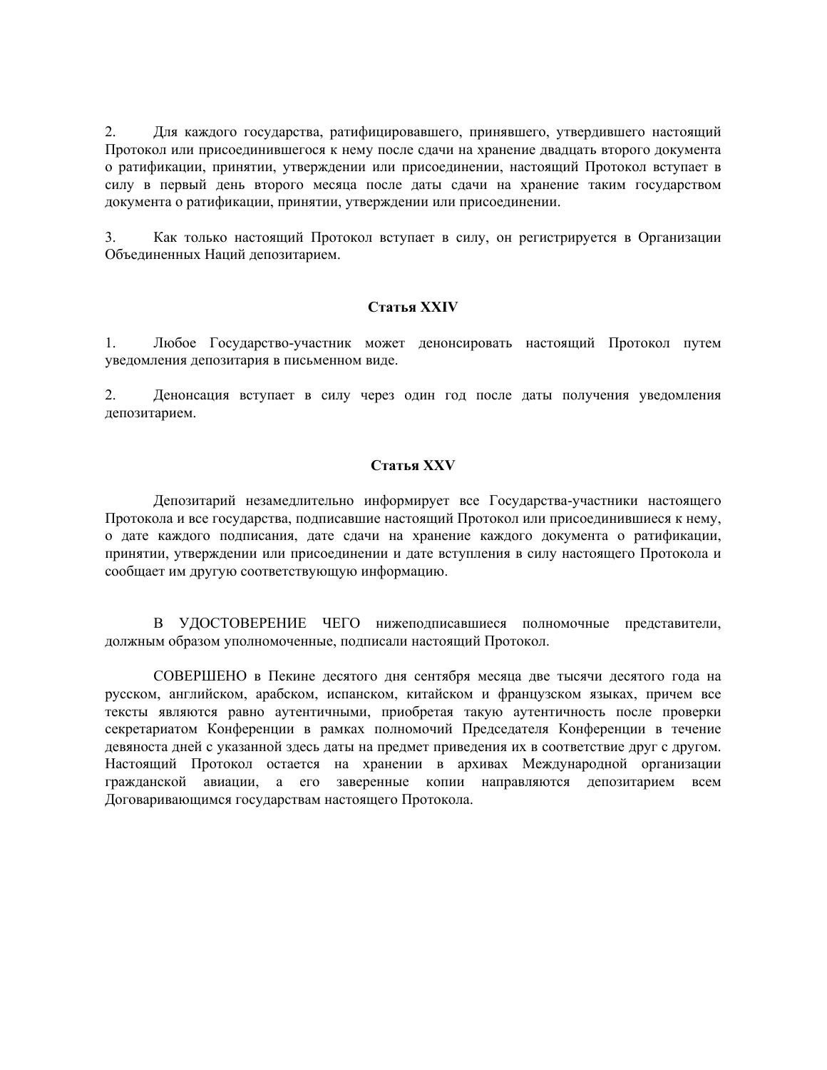2. Для каждого государства, ратифицировавшего, принявшего, утвердившего настоящий Протокол или присоединившегося к нему после сдачи на хранение двадцать второго документа о ратификации, принятии, утверждении или присоединении, настоящий Протокол вступает в силу в первый день второго месяца после даты сдачи на хранение таким государством документа о ратификации, принятии, утверждении или присоединении.

3. Как только настоящий Протокол вступает в силу, он регистрируется в Организации Объединенных Наций депозитарием.

### Статья XXIV

1. Любое Государство-участник может денонсировать настоящий Протокол путем уведомления депозитария в письменном виде.

2. Денонсация вступает в силу через один год после даты получения уведомления депозитарием.

### Статья XXV

Депозитарий незамедлительно информирует все Государства-участники настоящего Протокола и все государства, подписавшие настоящий Протокол или присоединившиеся к нему, о дате каждого подписания, дате сдачи на хранение каждого документа о ратификации, принятии, утверждении или присоединении и дате вступления в силу настоящего Протокола и сообщает им другую соответствующую информацию.

В УДОСТОВЕРЕНИЕ ЧЕГО нижеподписавшиеся полномочные представители, должным образом уполномоченные, подписали настоящий Протокол.

СОВЕРШЕНО в Пекине десятого дня сентября месяца две тысячи десятого года на русском, английском, арабском, испанском, китайском и французском языках, причем все тексты являются равно аутентичными, приобретая такую аутентичность после проверки секретариатом Конференции в рамках полномочий Председателя Конференции в течение девяноста дней с указанной здесь даты на предмет приведения их в соответствие друг с другом. Настоящий Протокол остается на хранении в архивах Международной организации гражданской авиации, а его заверенные копии направляются депозитарием всем Договаривающимся государствам настоящего Протокола.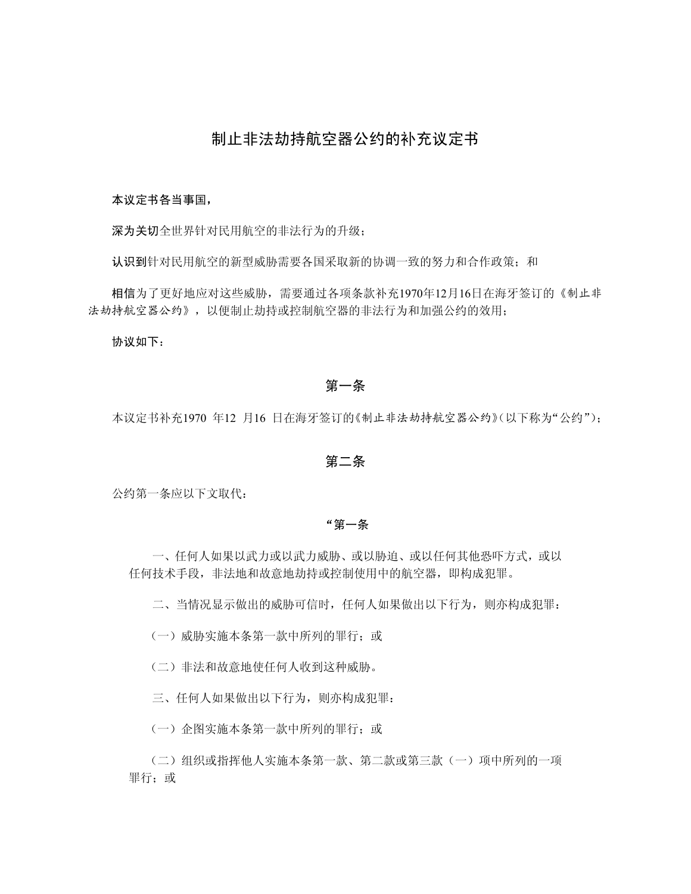# 制止非法劫持航空器公约的补充议定书

**本议定书各当事国，**

**深为关切**全世界针对民用航空的非法行为的升级；

**认识到**针对民用航空的新型威胁需要各国采取新的协调一致的努力和合作政策；和

**相信**为了更好地应对这些威胁，需要通过各项条款补充1970年12月16日在海牙签订的《制止非法劫持航空器公约》，以便制止劫持或控制航空器的非法行为和加强公约的效用；

**协议如下：**

## 第一条

本议定书补充1970 年12 月16 日在海牙签订的《制止非法劫持航空器公约》（以下称为"公约"）；

## 第二条

公约第一条应以下文取代：

**"第一条**

一、任何人如果以武力或以武力威胁、或以胁迫、或以任何其他恐吓方式，或以任何技术手段，非法地和故意地劫持或控制使用中的航空器，即构成犯罪。

二、当情况显示做出的威胁可信时，任何人如果做出以下行为，则亦构成犯罪：

（一）威胁实施本条第一款中所列的罪行；或

（二）非法和故意地使任何人收到这种威胁。

三、任何人如果做出以下行为，则亦构成犯罪：

（一）企图实施本条第一款中所列的罪行；或

（二）组织或指挥他人实施本条第一款、第二款或第三款（一）项中所列的一项罪行；或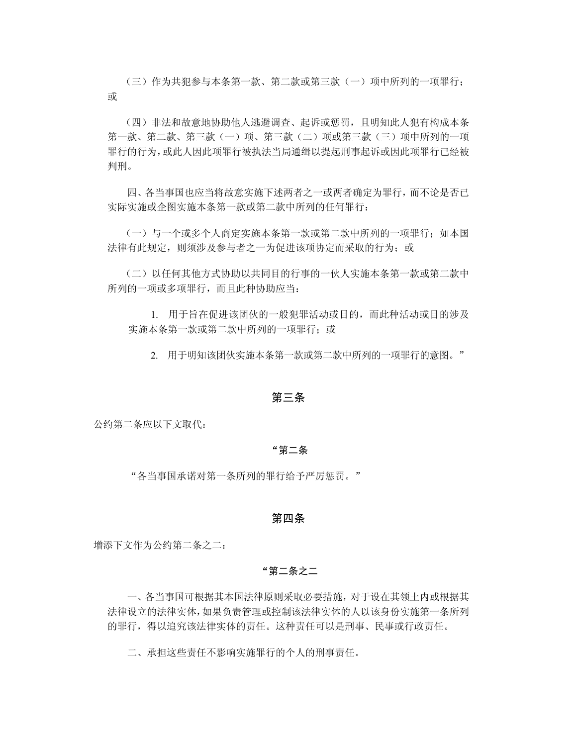（三）作为共犯参与本条第一款、第二款或第三款（一）项中所列的一项罪行；或

（四）非法和故意地协助他人逃避调查、起诉或惩罚，且明知此人犯有构成本条第一款、第二款、第三款（一）项、第三款（二）项或第三款（三）项中所列的一项罪行的行为，或此人因此项罪行被执法当局通缉以提起刑事起诉或因此项罪行已经被判刑。

四、各当事国也应当将故意实施下述两者之一或两者确定为罪行，而不论是否已实际实施或企图实施本条第一款或第二款中所列的任何罪行：

（一）与一个或多个人商定实施本条第一款或第二款中所列的一项罪行；如本国法律有此规定，则须涉及参与者之一为促进该项协定而采取的行为；或

（二）以任何其他方式协助以共同目的行事的一伙人实施本条第一款或第二款中所列的一项或多项罪行，而且此种协助应当：

1. 用于旨在促进该团伙的一般犯罪活动或目的，而此种活动或目的涉及实施本条第一款或第二款中所列的一项罪行；或

2. 用于明知该团伙实施本条第一款或第二款中所列的一项罪行的意图。"

## 第三条

公约第二条应以下文取代：

"第二条

"各当事国承诺对第一条所列的罪行给予严厉惩罚。"

## 第四条

增添下文作为公约第二条之二：

"第二条之二

一、各当事国可根据其本国法律原则采取必要措施，对于设在其领土内或根据其法律设立的法律实体，如果负责管理或控制该法律实体的人以该身份实施第一条所列的罪行，得以追究该法律实体的责任。这种责任可以是刑事、民事或行政责任。

二、承担这些责任不影响实施罪行的个人的刑事责任。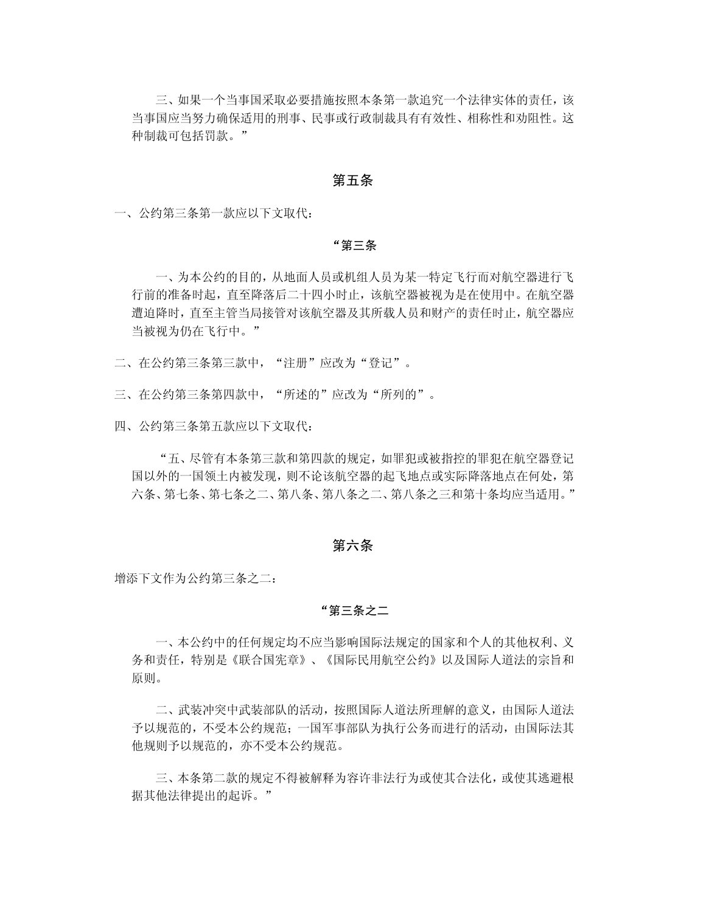三、如果一个当事国采取必要措施按照本条第一款追究一个法律实体的责任，该当事国应当努力确保适用的刑事、民事或行政制裁具有有效性、相称性和劝阻性。这种制裁可包括罚款。”

## 第五条

一、公约第三条第一款应以下文取代：

**“第三条**

一、为本公约的目的，从地面人员或机组人员为某一特定飞行而对航空器进行飞行前的准备时起，直至降落后二十四小时止，该航空器被视为是在使用中。在航空器遭迫降时，直至主管当局接管对该航空器及其所载人员和财产的责任时止，航空器应当被视为仍在飞行中。”

二、在公约第三条第三款中，“注册”应改为“登记”。

三、在公约第三条第四款中，“所述的”应改为“所列的”。

四、公约第三条第五款应以下文取代：

“五、尽管有本条第三款和第四款的规定，如罪犯或被指控的罪犯在航空器登记国以外的一国领土内被发现，则不论该航空器的起飞地点或实际降落地点在何处，第六条、第七条、第七条之二、第八条、第八条之二、第八条之三和第十条均应当适用。”

## 第六条

增添下文作为公约第三条之二：

**“第三条之二**

一、本公约中的任何规定均不应当影响国际法规定的国家和个人的其他权利、义务和责任，特别是《联合国宪章》、《国际民用航空公约》以及国际人道法的宗旨和原则。

二、武装冲突中武装部队的活动，按照国际人道法所理解的意义，由国际人道法予以规范的，不受本公约规范；一国军事部队为执行公务而进行的活动，由国际法其他规则予以规范的，亦不受本公约规范。

三、本条第二款的规定不得被解释为容许非法行为或使其合法化，或使其逃避根据其他法律提出的起诉。”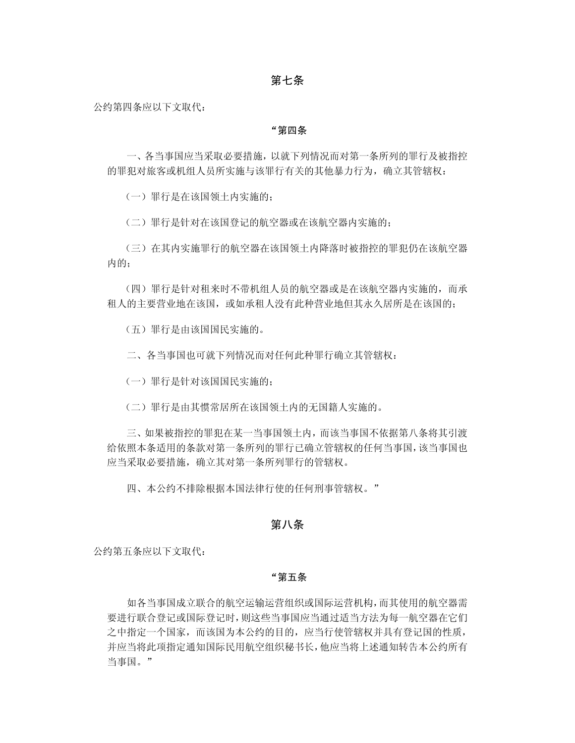## 第七条

公约第四条应以下文取代：

**“第四条**

一、各当事国应当采取必要措施，以就下列情况而对第一条所列的罪行及被指控的罪犯对旅客或机组人员所实施与该罪行有关的其他暴力行为，确立其管辖权：

（一）罪行是在该国领土内实施的；

（二）罪行是针对在该国登记的航空器或在该航空器内实施的；

（三）在其内实施罪行的航空器在该国领土内降落时被指控的罪犯仍在该航空器内的；

（四）罪行是针对租来时不带机组人员的航空器或是在该航空器内实施的，而承租人的主要营业地在该国，或如承租人没有此种营业地但其永久居所是在该国的；

（五）罪行是由该国国民实施的。

二、各当事国也可就下列情况而对任何此种罪行确立其管辖权：

（一）罪行是针对该国国民实施的；

（二）罪行是由其惯常居所在该国领土内的无国籍人实施的。

三、如果被指控的罪犯在某一当事国领土内，而该当事国不依据第八条将其引渡给依照本条适用的条款对第一条所列的罪行已确立管辖权的任何当事国，该当事国也应当采取必要措施，确立其对第一条所列罪行的管辖权。

四、本公约不排除根据本国法律行使的任何刑事管辖权。”

## 第八条

公约第五条应以下文取代：

**“第五条**

如各当事国成立联合的航空运输运营组织或国际运营机构，而其使用的航空器需要进行联合登记或国际登记时，则这些当事国应当通过适当方法为每一航空器在它们之中指定一个国家，而该国为本公约的目的，应当行使管辖权并具有登记国的性质，并应当将此项指定通知国际民用航空组织秘书长，他应当将上述通知转告本公约所有当事国。”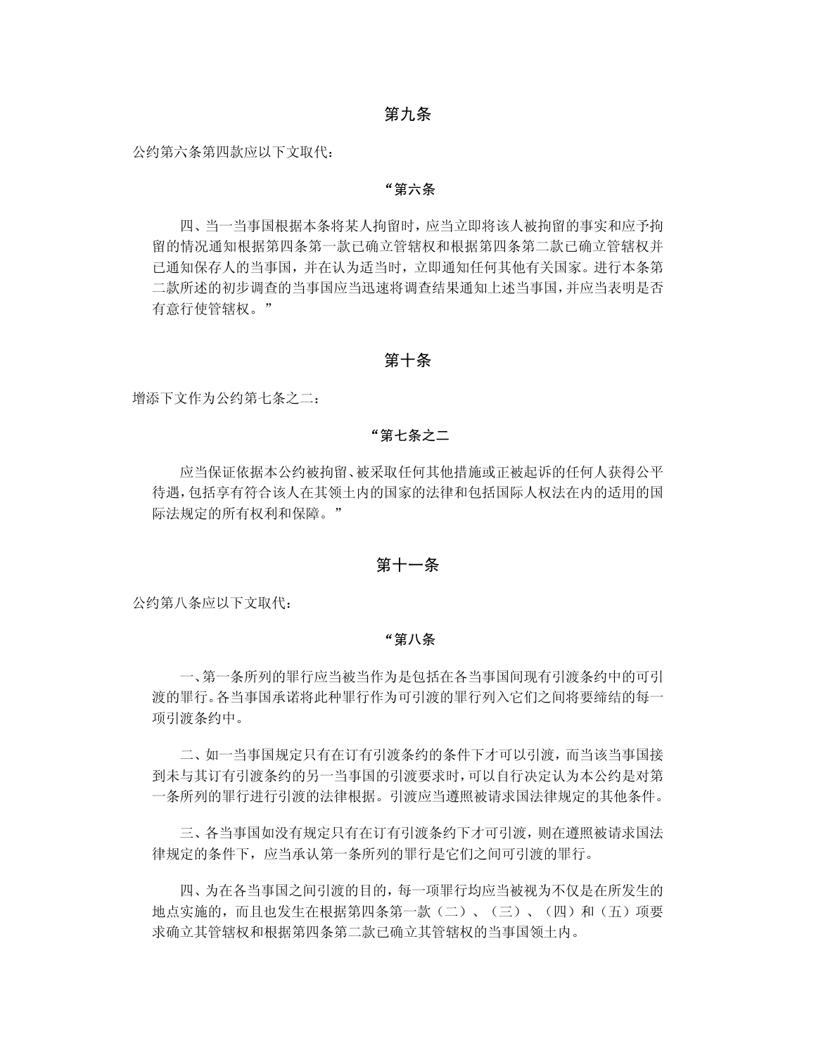## 第九条

公约第六条第四款应以下文取代：

**“第六条**

四、当一当事国根据本条将某人拘留时，应当立即将该人被拘留的事实和应予拘留的情况通知根据第四条第一款已确立管辖权和根据第四条第二款已确立管辖权并已通知保存人的当事国，并在认为适当时，立即通知任何其他有关国家。进行本条第二款所述的初步调查的当事国应当迅速将调查结果通知上述当事国，并应当表明是否有意行使管辖权。”

## 第十条

增添下文作为公约第七条之二：

**“第七条之二**

应当保证依据本公约被拘留、被采取任何其他措施或正被起诉的任何人获得公平待遇，包括享有符合该人在其领土内的国家的法律和包括国际人权法在内的适用的国际法规定的所有权利和保障。”

## 第十一条

公约第八条应以下文取代：

**“第八条**

一、第一条所列的罪行应当被当作为是包括在各当事国间现有引渡条约中的可引渡的罪行。各当事国承诺将此种罪行作为可引渡的罪行列入它们之间将要缔结的每一项引渡条约中。

二、如一当事国规定只有在订有引渡条约的条件下才可以引渡，而当该当事国接到未与其订有引渡条约的另一当事国的引渡要求时，可以自行决定认为本公约是对第一条所列的罪行进行引渡的法律根据。引渡应当遵照被请求国法律规定的其他条件。

三、各当事国如没有规定只有在订有引渡条约下才可引渡，则在遵照被请求国法律规定的条件下，应当承认第一条所列的罪行是它们之间可引渡的罪行。

四、为在各当事国之间引渡的目的，每一项罪行均应当被视为不仅是在所发生的地点实施的，而且也发生在根据第四条第一款（二）、（三）、（四）和（五）项要求确立其管辖权和根据第四条第二款已确立其管辖权的当事国领土内。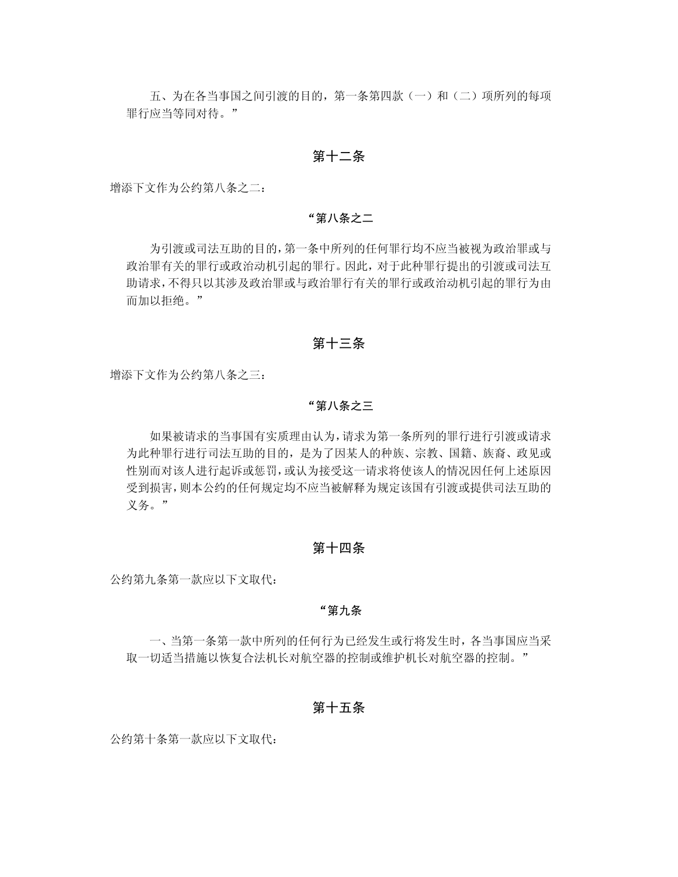五、为在各当事国之间引渡的目的，第一条第四款（一）和（二）项所列的每项罪行应当等同对待。”

## 第十二条

增添下文作为公约第八条之二：

### “第八条之二

为引渡或司法互助的目的，第一条中所列的任何罪行均不应当被视为政治罪或与政治罪有关的罪行或政治动机引起的罪行。因此，对于此种罪行提出的引渡或司法互助请求，不得只以其涉及政治罪或与政治罪行有关的罪行或政治动机引起的罪行为由而加以拒绝。”

## 第十三条

增添下文作为公约第八条之三：

### “第八条之三

如果被请求的当事国有实质理由认为，请求为第一条所列的罪行进行引渡或请求为此种罪行进行司法互助的目的，是为了因某人的种族、宗教、国籍、族裔、政见或性别而对该人进行起诉或惩罚，或认为接受这一请求将使该人的情况因任何上述原因受到损害，则本公约的任何规定均不应当被解释为规定该国有引渡或提供司法互助的义务。”

## 第十四条

公约第九条第一款应以下文取代：

### “第九条

一、当第一条第一款中所列的任何行为已经发生或行将发生时，各当事国应当采取一切适当措施以恢复合法机长对航空器的控制或维护机长对航空器的控制。”

## 第十五条

公约第十条第一款应以下文取代：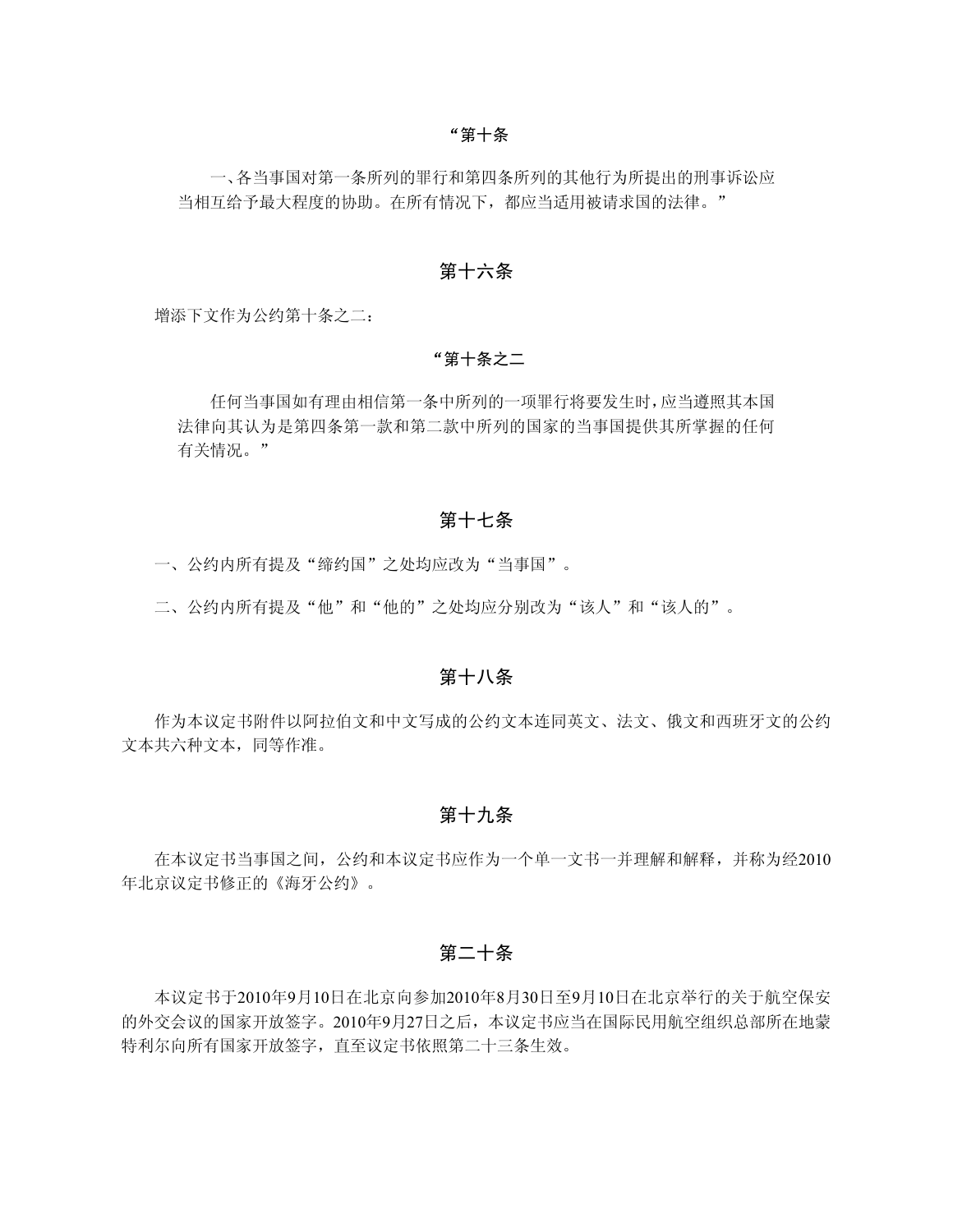**“第十条**

一、各当事国对第一条所列的罪行和第四条所列的其他行为所提出的刑事诉讼应当相互给予最大程度的协助。在所有情况下，都应当适用被请求国的法律。”

## 第十六条

增添下文作为公约第十条之二：

**“第十条之二**

任何当事国如有理由相信第一条中所列的一项罪行将要发生时，应当遵照其本国法律向其认为是第四条第一款和第二款中所列的国家的当事国提供其所掌握的任何有关情况。”

## 第十七条

一、公约内所有提及“缔约国”之处均应改为“当事国”。

二、公约内所有提及“他”和“他的”之处均应分别改为“该人”和“该人的”。

## 第十八条

作为本议定书附件以阿拉伯文和中文写成的公约文本连同英文、法文、俄文和西班牙文的公约文本共六种文本，同等作准。

## 第十九条

在本议定书当事国之间，公约和本议定书应作为一个单一文书一并理解和解释，并称为经2010年北京议定书修正的《海牙公约》。

## 第二十条

本议定书于2010年9月10日在北京向参加2010年8月30日至9月10日在北京举行的关于航空保安的外交会议的国家开放签字。2010年9月27日之后，本议定书应当在国际民用航空组织总部所在地蒙特利尔向所有国家开放签字，直至议定书依照第二十三条生效。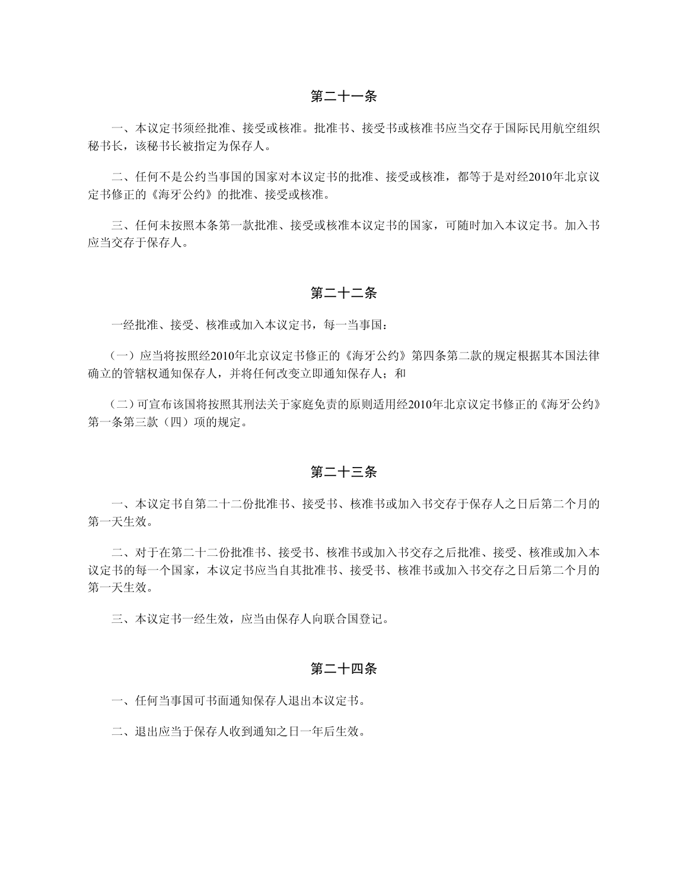## 第二十一条

一、本议定书须经批准、接受或核准。批准书、接受书或核准书应当交存于国际民用航空组织秘书长，该秘书长被指定为保存人。

二、任何不是公约当事国的国家对本议定书的批准、接受或核准，都等于是对经2010年北京议定书修正的《海牙公约》的批准、接受或核准。

三、任何未按照本条第一款批准、接受或核准本议定书的国家，可随时加入本议定书。加入书应当交存于保存人。

## 第二十二条

一经批准、接受、核准或加入本议定书，每一当事国：

（一）应当将按照经2010年北京议定书修正的《海牙公约》第四条第二款的规定根据其本国法律确立的管辖权通知保存人，并将任何改变立即通知保存人；和

（二）可宣布该国将按照其刑法关于家庭免责的原则适用经2010年北京议定书修正的《海牙公约》第一条第三款（四）项的规定。

## 第二十三条

一、本议定书自第二十二份批准书、接受书、核准书或加入书交存于保存人之日后第二个月的第一天生效。

二、对于在第二十二份批准书、接受书、核准书或加入书交存之后批准、接受、核准或加入本议定书的每一个国家，本议定书应当自其批准书、接受书、核准书或加入书交存之日后第二个月的第一天生效。

三、本议定书一经生效，应当由保存人向联合国登记。

## 第二十四条

一、任何当事国可书面通知保存人退出本议定书。

二、退出应当于保存人收到通知之日一年后生效。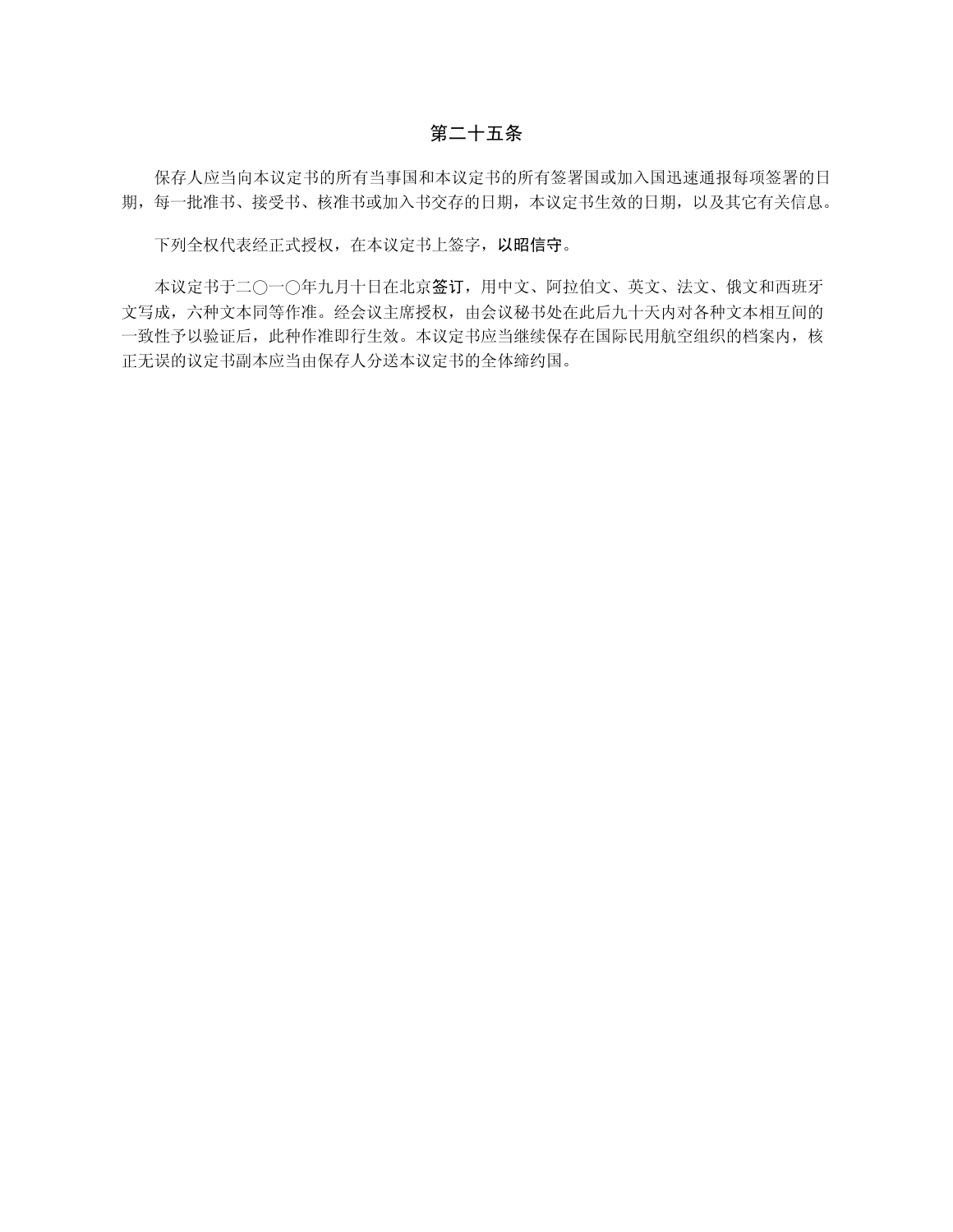## 第二十五条

保存人应当向本议定书的所有当事国和本议定书的所有签署国或加入国迅速通报每项签署的日期，每一批准书、接受书、核准书或加入书交存的日期，本议定书生效的日期，以及其它有关信息。

下列全权代表经正式授权，在本议定书上签字，以昭信守。

本议定书于二〇一〇年九月十日在北京签订，用中文、阿拉伯文、英文、法文、俄文和西班牙文写成，六种文本同等作准。经会议主席授权，由会议秘书处在此后九十天内对各种文本相互间的一致性予以验证后，此种作准即行生效。本议定书应当继续保存在国际民用航空组织的档案内，核正无误的议定书副本应当由保存人分送本议定书的全体缔约国。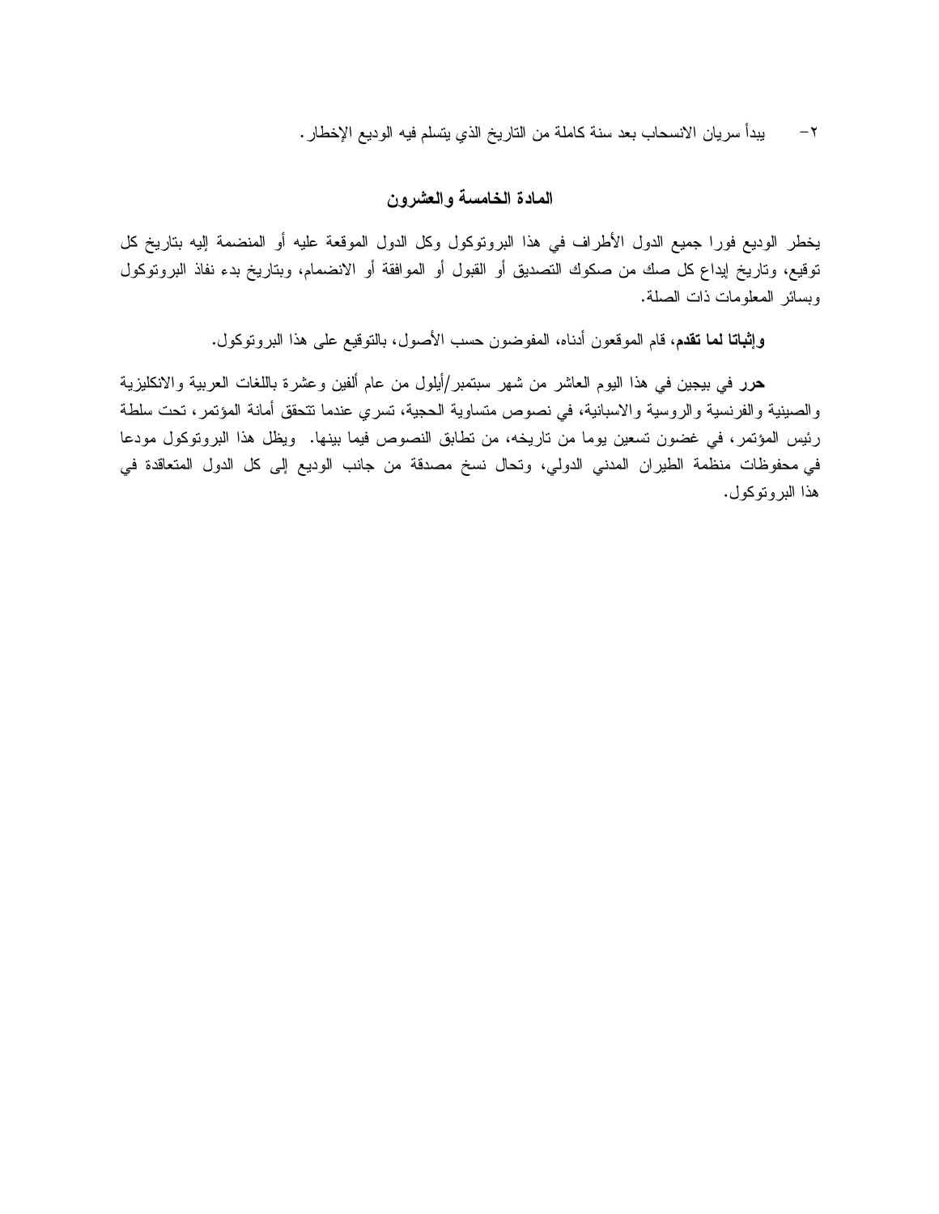٢- يبدأ سريان الانسحاب بعد سنة كاملة من التاريخ الذي يتسلم فيه الوديع الإخطار.

### المادة الخامسة والعشرون

يخطر الوديع فورا جميع الدول الأطراف في هذا البروتوكول وكل الدول الموقعة عليه أو المنضمة إليه بتاريخ كل توقيع، وتاريخ إيداع كل صك من صكوك التصديق أو القبول أو الموافقة أو الانضمام، وبتاريخ بدء نفاذ البروتوكول وبسائر المعلومات ذات الصلة.

**وإثباتا لما تقدم**، قام الموقعون أدناه، المفوضون حسب الأصول، بالتوقيع على هذا البروتوكول.

**حرر** في بيجين في هذا اليوم العاشر من شهر سبتمبر/أيلول من عام ألفين وعشرة باللغات العربية والانكليزية والصينية والفرنسية والروسية والاسبانية، في نصوص متساوية الحجية، تسري عندما تتحقق أمانة المؤتمر، تحت سلطة رئيس المؤتمر، في غضون تسعين يوما من تاريخه، من تطابق النصوص فيما بينها. ويظل هذا البروتوكول مودعا في محفوظات منظمة الطيران المدني الدولي، وتحال نسخ مصدقة من جانب الوديع إلى كل الدول المتعاقدة في هذا البروتوكول.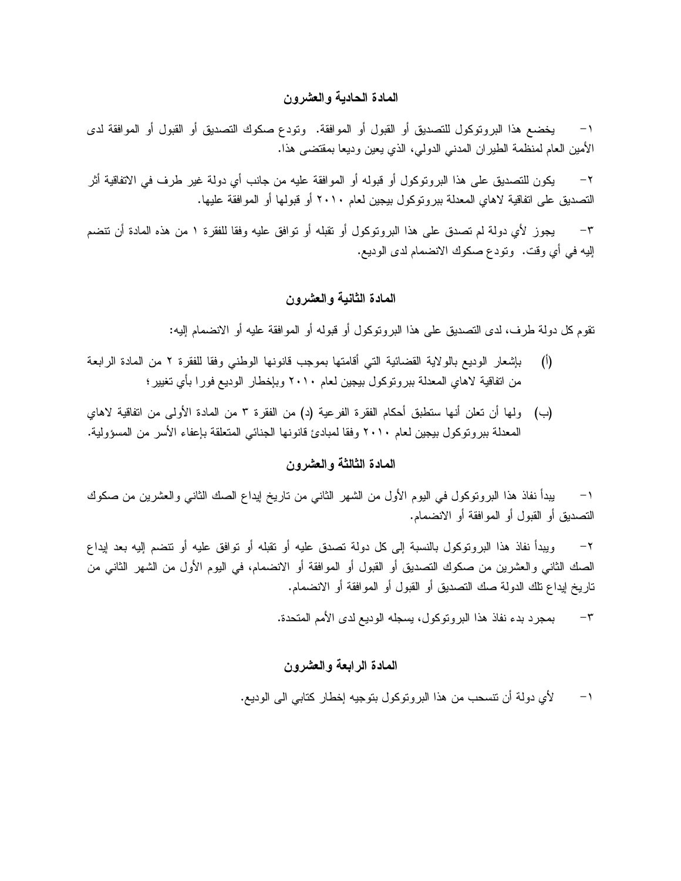## المادة الحادية والعشرون

١- يخضع هذا البروتوكول للتصديق أو القبول أو الموافقة. وتودع صكوك التصديق أو القبول أو الموافقة لدى الأمين العام لمنظمة الطيران المدني الدولي، الذي يعين وديعا بمقتضى هذا.

٢- يكون للتصديق على هذا البروتوكول أو قبوله أو الموافقة عليه من جانب أي دولة غير طرف في الاتفاقية أثر التصديق على اتفاقية لاهاي المعدلة ببروتوكول بيجين لعام ٢٠١٠ أو قبولها أو الموافقة عليها.

٣- يجوز لأي دولة لم تصدق على هذا البروتوكول أو تقبله أو توافق عليه وفقا للفقرة ١ من هذه المادة أن تنضم إليه في أي وقت. وتودع صكوك الانضمام لدى الوديع.

## المادة الثانية والعشرون

تقوم كل دولة طرف، لدى التصديق على هذا البروتوكول أو قبوله أو الموافقة عليه أو الانضمام إليه:

(أ) بإشعار الوديع بالولاية القضائية التي أقامتها بموجب قانونها الوطني وفقا للفقرة ٢ من المادة الرابعة من اتفاقية لاهاي المعدلة ببروتوكول بيجين لعام ٢٠١٠ وبإخطار الوديع فورا بأي تغيير؛

(ب) ولها أن تعلن أنها ستطبق أحكام الفقرة الفرعية (د) من الفقرة ٣ من المادة الأولى من اتفاقية لاهاي المعدلة ببروتوكول بيجين لعام ٢٠١٠ وفقا لمبادئ قانونها الجنائي المتعلقة بإعفاء الأسر من المسؤولية.

## المادة الثالثة والعشرون

١- يبدأ نفاذ هذا البروتوكول في اليوم الأول من الشهر الثاني من تاريخ إيداع الصك الثاني والعشرين من صكوك التصديق أو القبول أو الموافقة أو الانضمام.

٢- ويبدأ نفاذ هذا البروتوكول بالنسبة إلى كل دولة تصدق عليه أو تقبله أو توافق عليه أو تنضم إليه بعد إيداع الصك الثاني والعشرين من صكوك التصديق أو القبول أو الموافقة أو الانضمام، في اليوم الأول من الشهر الثاني من تاريخ إيداع تلك الدولة صك التصديق أو القبول أو الموافقة أو الانضمام.

٣- بمجرد بدء نفاذ هذا البروتوكول، يسجله الوديع لدى الأمم المتحدة.

## المادة الرابعة والعشرون

١- لأي دولة أن تنسحب من هذا البروتوكول بتوجيه إخطار كتابي الى الوديع.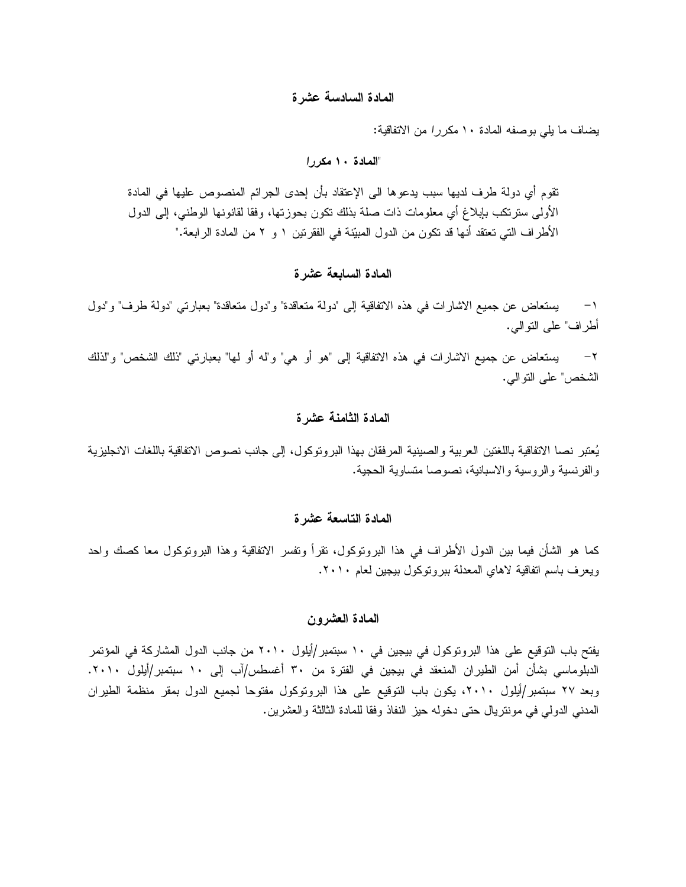## المادة السادسة عشرة

يضاف ما يلي بوصفه المادة ١٠ *مكررا* من الاتفاقية:

"**المادة ١٠ *مكررا***

تقوم أي دولة طرف لديها سبب يدعوها الى الإعتقاد بأن إحدى الجرائم المنصوص عليها في المادة الأولى سترتكب بإبلاغ أي معلومات ذات صلة بذلك تكون بحوزتها، وفقا لقانونها الوطني، إلى الدول الأطراف التي تعتقد أنها قد تكون من الدول المبيّنة في الفقرتين ١ و ٢ من المادة الرابعة."

## المادة السابعة عشرة

١- يستعاض عن جميع الاشارات في هذه الاتفاقية إلى "دولة متعاقدة" و"دول متعاقدة" بعبارتي "دولة طرف" و"دول أطراف" على التوالي.

٢- يستعاض عن جميع الاشارات في هذه الاتفاقية إلى "هو أو هي" و"له أو لها" بعبارتي "ذلك الشخص" و"لذلك الشخص" على التوالي.

## المادة الثامنة عشرة

يُعتبر نصا الاتفاقية باللغتين العربية والصينية المرفقان بهذا البروتوكول، إلى جانب نصوص الاتفاقية باللغات الانجليزية والفرنسية والروسية والاسبانية، نصوصا متساوية الحجية.

## المادة التاسعة عشرة

كما هو الشأن فيما بين الدول الأطراف في هذا البروتوكول، تقرأ وتفسر الاتفاقية وهذا البروتوكول معا كصك واحد ويعرف باسم اتفاقية لاهاي المعدلة ببروتوكول بيجين لعام ٢٠١٠.

## المادة العشرون

يفتح باب التوقيع على هذا البروتوكول في بيجين في ١٠ سبتمبر/أيلول ٢٠١٠ من جانب الدول المشاركة في المؤتمر الدبلوماسي بشأن أمن الطيران المنعقد في بيجين في الفترة من ٣٠ أغسطس/آب إلى ١٠ سبتمبر/أيلول ٢٠١٠. وبعد ٢٧ سبتمبر/أيلول ٢٠١٠، يكون باب التوقيع على هذا البروتوكول مفتوحا لجميع الدول بمقر منظمة الطيران المدني الدولي في مونتريال حتى دخوله حيز النفاذ وفقا للمادة الثالثة والعشرين.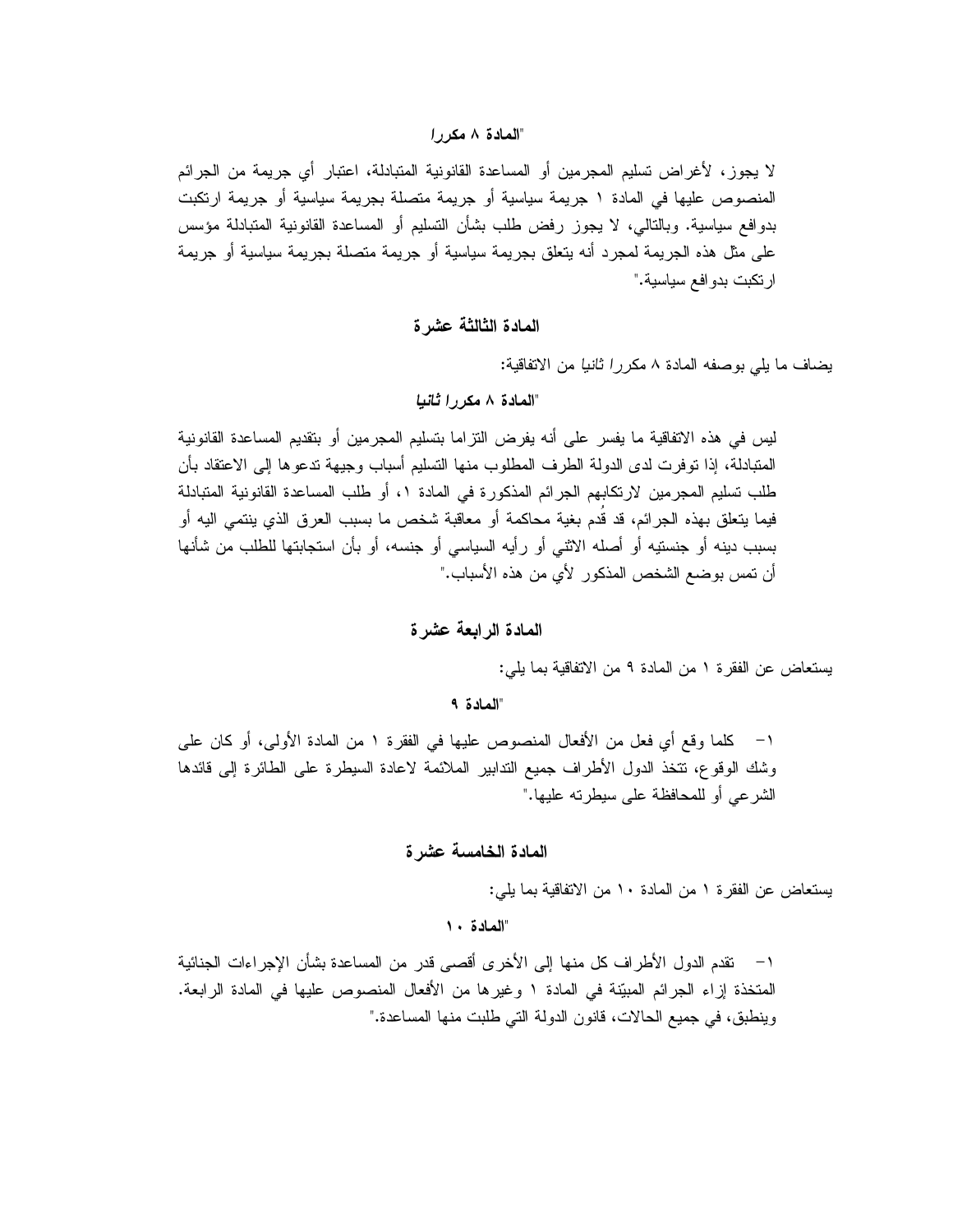"*المادة ٨ مكررا*

لا يجوز، لأغراض تسليم المجرمين أو المساعدة القانونية المتبادلة، اعتبار أي جريمة من الجرائم المنصوص عليها في المادة ١ جريمة سياسية أو جريمة متصلة بجريمة سياسية أو جريمة ارتكبت بدوافع سياسية. وبالتالي، لا يجوز رفض طلب بشأن التسليم أو المساعدة القانونية المتبادلة مؤسس على مثل هذه الجريمة لمجرد أنه يتعلق بجريمة سياسية أو جريمة متصلة بجريمة سياسية أو جريمة ارتكبت بدوافع سياسية."

## المادة الثالثة عشرة

يضاف ما يلي بوصفه المادة ٨ مكررا *ثانيا* من الاتفاقية:

"***المادة ٨ مكررا ثانيا***

ليس في هذه الاتفاقية ما يفسر على أنه يفرض التزاما بتسليم المجرمين أو بتقديم المساعدة القانونية المتبادلة، إذا توفرت لدى الدولة الطرف المطلوب منها التسليم أسباب وجيهة تدعوها إلى الاعتقاد بأن طلب تسليم المجرمين لارتكابهم الجرائم المذكورة في المادة ١، أو طلب المساعدة القانونية المتبادلة فيما يتعلق بهذه الجرائم، قد قُدم بغية محاكمة أو معاقبة شخص ما بسبب العرق الذي ينتمي اليه أو بسبب دينه أو جنسيته أو أصله الاثني أو رأيه السياسي أو جنسه، أو بأن استجابتها للطلب من شأنها أن تمس بوضع الشخص المذكور لأي من هذه الأسباب."

## المادة الرابعة عشرة

يستعاض عن الفقرة ١ من المادة ٩ من الاتفاقية بما يلي:

"**المادة ٩**

١- كلما وقع أي فعل من الأفعال المنصوص عليها في الفقرة ١ من المادة الأولى، أو كان على وشك الوقوع، تتخذ الدول الأطراف جميع التدابير الملائمة لاعادة السيطرة على الطائرة إلى قائدها الشرعي أو للمحافظة على سيطرته عليها."

## المادة الخامسة عشرة

يستعاض عن الفقرة ١ من المادة ١٠ من الاتفاقية بما يلي:

"**المادة ١٠**

١- تقدم الدول الأطراف كل منها إلى الأخرى أقصى قدر من المساعدة بشأن الإجراءات الجنائية المتخذة إزاء الجرائم المبيّنة في المادة ١ وغيرها من الأفعال المنصوص عليها في المادة الرابعة. وينطبق، في جميع الحالات، قانون الدولة التي طلبت منها المساعدة."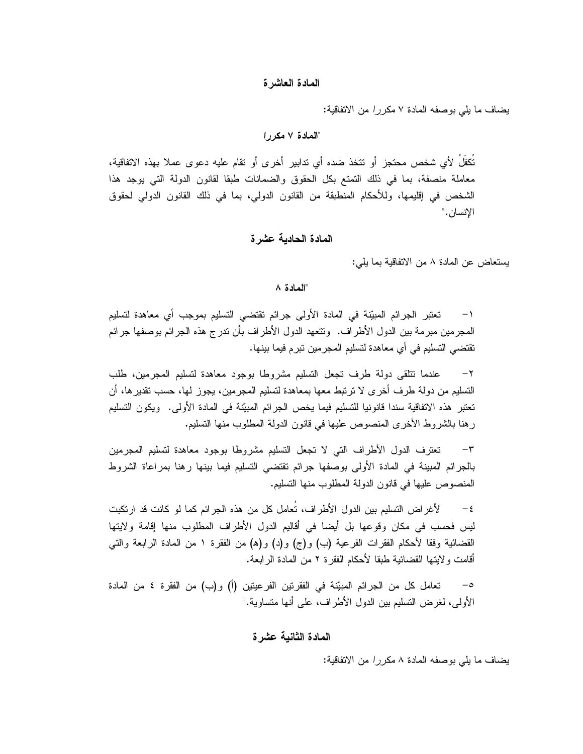### المادة العاشرة

يضاف ما يلي بوصفه المادة ٧ *مكررا* من الاتفاقية:

### "المادة ٧ *مكررا*

تُكفَلُ لأي شخص محتجز أو تتخذ ضده أي تدابير أخرى أو تقام عليه دعوى عملا بهذه الاتفاقية، معاملة منصفة، بما في ذلك التمتع بكل الحقوق والضمانات طبقا لقانون الدولة التي يوجد هذا الشخص في إقليمها، وللأحكام المنطبقة من القانون الدولي، بما في ذلك القانون الدولي لحقوق الإنسان."

### المادة الحادية عشرة

يستعاض عن المادة ٨ من الاتفاقية بما يلي:

### "المادة ٨

١- تعتبر الجرائم المبيّنة في المادة الأولى جرائم تقتضي التسليم بموجب أي معاهدة لتسليم المجرمين مبرمة بين الدول الأطراف. وتتعهد الدول الأطراف بأن تدرج هذه الجرائم بوصفها جرائم تقتضي التسليم في أي معاهدة لتسليم المجرمين تبرم فيما بينها.

٢- عندما تتلقى دولة طرف تجعل التسليم مشروطا بوجود معاهدة لتسليم المجرمين، طلب التسليم من دولة طرف أخرى لا ترتبط معها بمعاهدة لتسليم المجرمين، يجوز لها، حسب تقديرها، أن تعتبر هذه الاتفاقية سندا قانونيا للتسليم فيما يخص الجرائم المبيّنة في المادة الأولى. ويكون التسليم رهنا بالشروط الأخرى المنصوص عليها في قانون الدولة المطلوب منها التسليم.

٣- تعترف الدول الأطراف التي لا تجعل التسليم مشروطا بوجود معاهدة لتسليم المجرمين بالجرائم المبينة في المادة الأولى بوصفها جرائم تقتضي التسليم فيما بينها رهنا بمراعاة الشروط المنصوص عليها في قانون الدولة المطلوب منها التسليم.

٤- لأغراض التسليم بين الدول الأطراف، تُعامل كل من هذه الجرائم كما لو كانت قد ارتكبت ليس فحسب في مكان وقوعها بل أيضا في أقاليم الدول الأطراف المطلوب منها إقامة ولايتها القضائية وفقا لأحكام الفقرات الفرعية (ب) و(ج) و(د) و(هـ) من الفقرة ١ من المادة الرابعة والتي أقامت ولايتها القضائية طبقا لأحكام الفقرة ٢ من المادة الرابعة.

٥- تعامل كل من الجرائم المبيّنة في الفقرتين الفرعيتين (أ) و(ب) من الفقرة ٤ من المادة الأولى، لغرض التسليم بين الدول الأطراف، على أنها متساوية."

### المادة الثانية عشرة

يضاف ما يلي بوصفه المادة ٨ *مكررا* من الاتفاقية: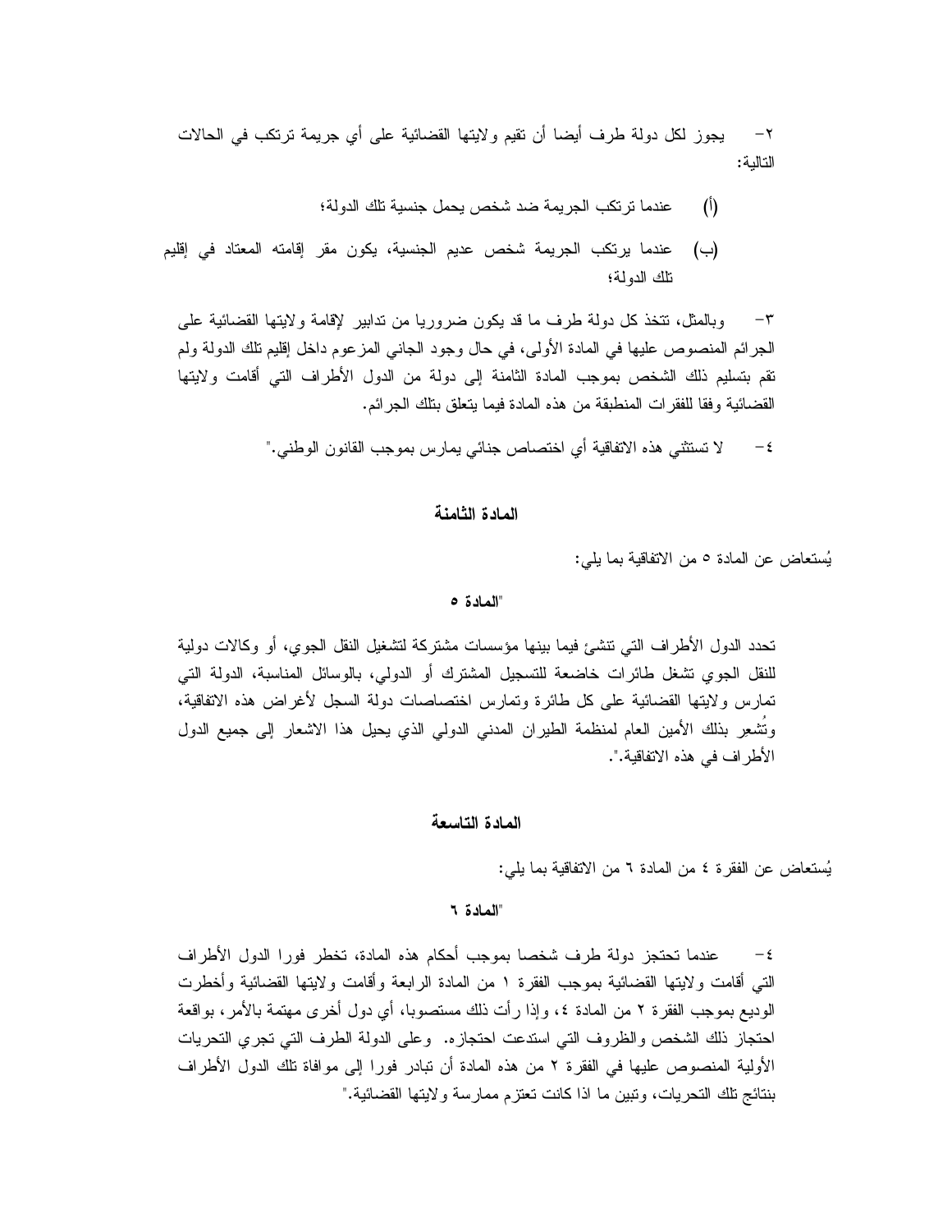٢- يجوز لكل دولة طرف أيضا أن تقيم ولايتها القضائية على أي جريمة ترتكب في الحالات التالية:

(أ) عندما ترتكب الجريمة ضد شخص يحمل جنسية تلك الدولة؛

(ب) عندما يرتكب الجريمة شخص عديم الجنسية، يكون مقر إقامته المعتاد في إقليم تلك الدولة؛

٣- وبالمثل، تتخذ كل دولة طرف ما قد يكون ضروريا من تدابير لإقامة ولايتها القضائية على الجرائم المنصوص عليها في المادة الأولى، في حال وجود الجاني المزعوم داخل إقليم تلك الدولة ولم تقم بتسليم ذلك الشخص بموجب المادة الثامنة إلى دولة من الدول الأطراف التي أقامت ولايتها القضائية وفقا للفقرات المنطبقة من هذه المادة فيما يتعلق بتلك الجرائم.

٤- لا تستثني هذه الاتفاقية أي اختصاص جنائي يمارس بموجب القانون الوطني."

## المادة الثامنة

يُستعاض عن المادة ٥ من الاتفاقية بما يلي:

"**المادة ٥**

تحدد الدول الأطراف التي تنشئ فيما بينها مؤسسات مشتركة لتشغيل النقل الجوي، أو وكالات دولية للنقل الجوي تشغل طائرات خاضعة للتسجيل المشترك أو الدولي، بالوسائل المناسبة، الدولة التي تمارس ولايتها القضائية على كل طائرة وتمارس اختصاصات دولة السجل لأغراض هذه الاتفاقية، وتُشعِر بذلك الأمين العام لمنظمة الطيران المدني الدولي الذي يحيل هذا الاشعار إلى جميع الدول الأطراف في هذه الاتفاقية.".

## المادة التاسعة

يُستعاض عن الفقرة ٤ من المادة ٦ من الاتفاقية بما يلي:

"**المادة ٦**

٤- عندما تحتجز دولة طرف شخصا بموجب أحكام هذه المادة، تخطر فورا الدول الأطراف التي أقامت ولايتها القضائية بموجب الفقرة ١ من المادة الرابعة وأقامت ولايتها القضائية وأخطرت الوديع بموجب الفقرة ٢ من المادة ٤، وإذا رأت ذلك مستصوبا، أي دول أخرى مهتمة بالأمر، بواقعة احتجاز ذلك الشخص والظروف التي استدعت احتجازه. وعلى الدولة الطرف التي تجري التحريات الأولية المنصوص عليها في الفقرة ٢ من هذه المادة أن تبادر فورا إلى موافاة تلك الدول الأطراف بنتائج تلك التحريات، وتبين ما اذا كانت تعتزم ممارسة ولايتها القضائية."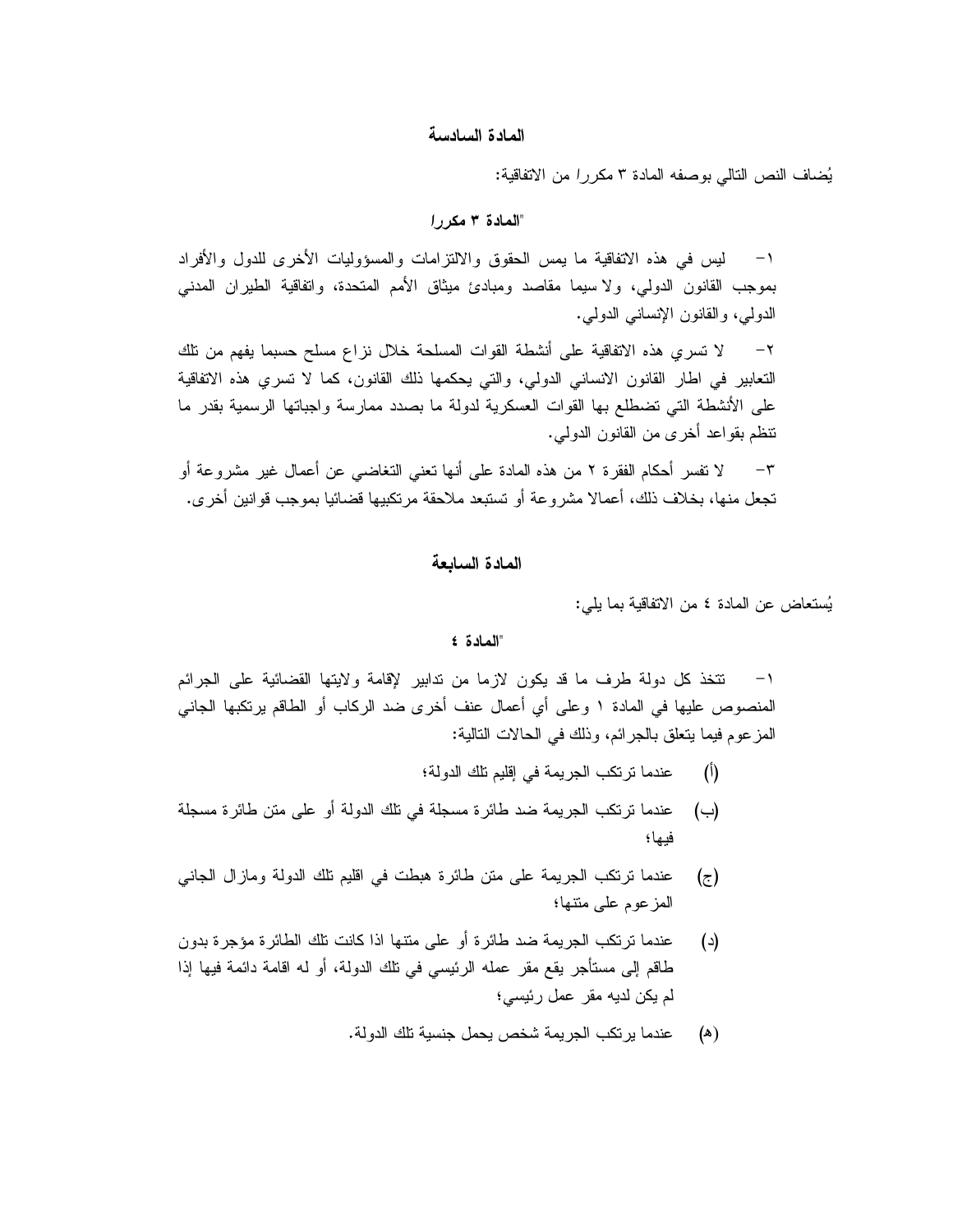## المادة السادسة

يُضاف النص التالي بوصفه المادة ٣ *مكررا* من الاتفاقية:

"**المادة ٣ *مكررا***

١- ليس في هذه الاتفاقية ما يمس الحقوق والالتزامات والمسؤوليات الأخرى للدول والأفراد بموجب القانون الدولي، ولا سيما مقاصد ومبادئ ميثاق الأمم المتحدة، واتفاقية الطيران المدني الدولي، والقانون الإنساني الدولي.

٢- لا تسري هذه الاتفاقية على أنشطة القوات المسلحة خلال نزاع مسلح حسبما يفهم من تلك التعابير في اطار القانون الانساني الدولي، والتي يحكمها ذلك القانون، كما لا تسري هذه الاتفاقية على الأنشطة التي تضطلع بها القوات العسكرية لدولة ما بصدد ممارسة واجباتها الرسمية بقدر ما تنظم بقواعد أخرى من القانون الدولي.

٣- لا تفسر أحكام الفقرة ٢ من هذه المادة على أنها تعني التغاضي عن أعمال غير مشروعة أو تجعل منها، بخلاف ذلك، أعمالا مشروعة أو تستبعد ملاحقة مرتكبيها قضائيا بموجب قوانين أخرى.

## المادة السابعة

يُستعاض عن المادة ٤ من الاتفاقية بما يلي:

"**المادة ٤**

١- تتخذ كل دولة طرف ما قد يكون لازما من تدابير لإقامة ولايتها القضائية على الجرائم المنصوص عليها في المادة ١ وعلى أي أعمال عنف أخرى ضد الركاب أو الطاقم يرتكبها الجاني المزعوم فيما يتعلق بالجرائم، وذلك في الحالات التالية:

(أ) عندما ترتكب الجريمة في إقليم تلك الدولة؛

(ب) عندما ترتكب الجريمة ضد طائرة مسجلة في تلك الدولة أو على متن طائرة مسجلة فيها؛

(ج) عندما ترتكب الجريمة على متن طائرة هبطت في اقليم تلك الدولة ومازال الجاني المزعوم على متنها؛

(د) عندما ترتكب الجريمة ضد طائرة أو على متنها اذا كانت تلك الطائرة مؤجرة بدون طاقم إلى مستأجر يقع مقر عمله الرئيسي في تلك الدولة، أو له اقامة دائمة فيها إذا لم يكن لديه مقر عمل رئيسي؛

(هـ) عندما يرتكب الجريمة شخص يحمل جنسية تلك الدولة.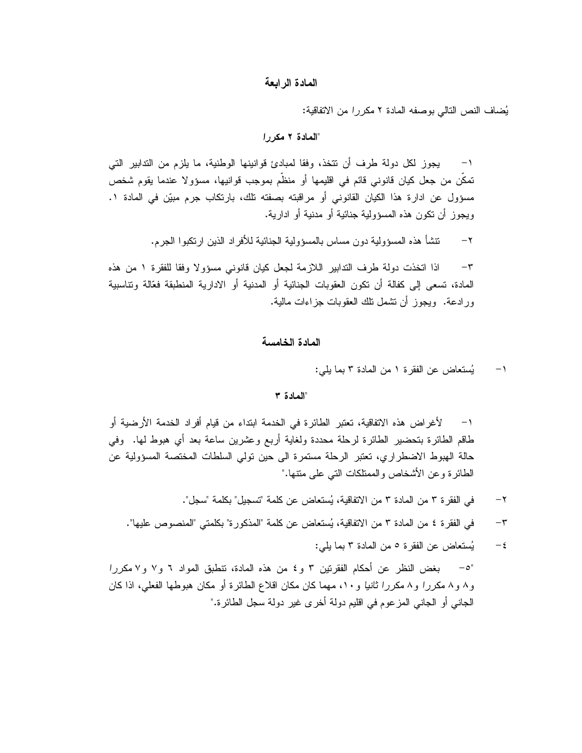## المادة الرابعة

يُضاف النص التالي بوصفه المادة ٢ مكررا من الاتفاقية:

### "المادة ٢ *مكررا*

١- يجوز لكل دولة طرف أن تتخذ، وفقا لمبادئ قوانينها الوطنية، ما يلزم من التدابير التي تمكّن من جعل كيان قانوني قائم في اقليمها أو منظّم بموجب قوانيها، مسؤولا عندما يقوم شخص مسؤول عن ادارة هذا الكيان القانوني أو مراقبته بصفته تلك، بارتكاب جرم مبيّن في المادة ١. ويجوز أن تكون هذه المسؤولية جنائية أو مدنية أو ادارية.

٢- تنشأ هذه المسؤولية دون مساس بالمسؤولية الجنائية للأفراد الذين ارتكبوا الجرم.

٣- اذا اتخذت دولة طرف التدابير اللازمة لجعل كيان قانوني مسؤولا وفقا للفقرة ١ من هذه المادة، تسعى إلى كفالة أن تكون العقوبات الجنائية أو المدنية أو الادارية المنطبقة فعّالة وتناسبية ورادعة. ويجوز أن تشمل تلك العقوبات جزاءات مالية.

## المادة الخامسة

١- يُستعاض عن الفقرة ١ من المادة ٣ بما يلي:

### "المادة ٣

١- لأغراض هذه الاتفاقية، تعتبر الطائرة في الخدمة ابتداء من قيام أفراد الخدمة الأرضية أو طاقم الطائرة بتحضير الطائرة لرحلة محددة ولغاية أربع وعشرين ساعة بعد أي هبوط لها. وفي حالة الهبوط الاضطراري، تعتبر الرحلة مستمرة الى حين تولي السلطات المختصة المسؤولية عن الطائرة وعن الأشخاص والممتلكات التي على متنها."

٢- في الفقرة ٣ من المادة ٣ من الاتفاقية، يُستعاض عن كلمة "تسجيل" بكلمة "سجل".

٣- في الفقرة ٤ من المادة ٣ من الاتفاقية، يُستعاض عن كلمة "المذكورة" بكلمتي "المنصوص عليها".

٤- يُستعاض عن الفقرة ٥ من المادة ٣ بما يلي:

"٥- بغض النظر عن أحكام الفقرتين ٣ و٤ من هذه المادة، تنطبق المواد ٦ و٧ و٧ *مكررا* و٨ و٨ *مكررا* و٨ *مكررا ثانيا* و١٠، مهما كان مكان اقلاع الطائرة أو مكان هبوطها الفعلي، اذا كان الجاني أو الجاني المزعوم في اقليم دولة أخرى غير دولة سجل الطائرة."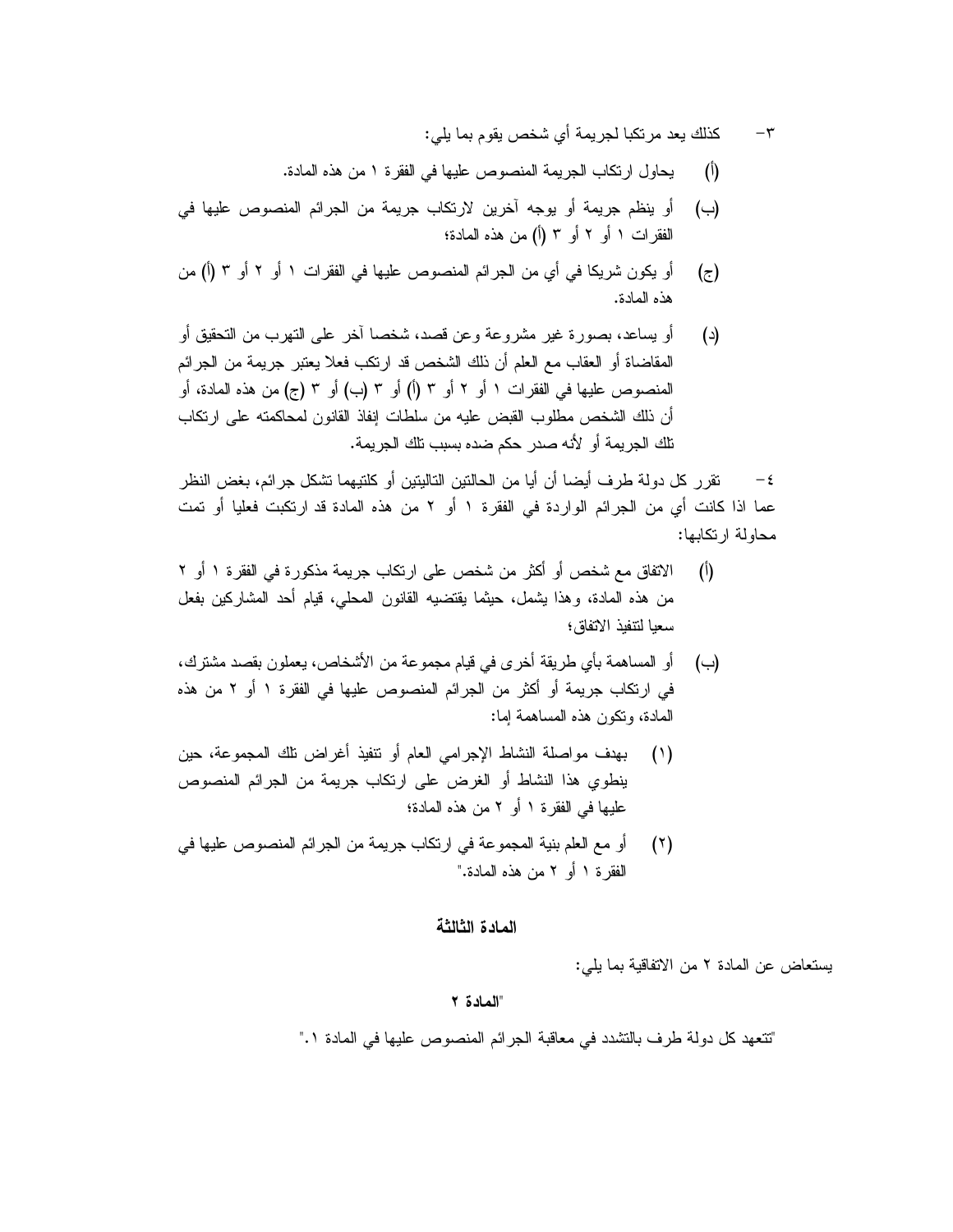٣- كذلك يعد مرتكبا لجريمة أي شخص يقوم بما يلي:

(أ) يحاول ارتكاب الجريمة المنصوص عليها في الفقرة ١ من هذه المادة.

(ب) أو ينظم جريمة أو يوجه آخرين لارتكاب جريمة من الجرائم المنصوص عليها في الفقرات ١ أو ٢ أو ٣ (أ) من هذه المادة؛

(ج) أو يكون شريكا في أي من الجرائم المنصوص عليها في الفقرات ١ أو ٢ أو ٣ (أ) من هذه المادة.

(د) أو يساعد، بصورة غير مشروعة وعن قصد، شخصا آخر على التهرب من التحقيق أو المقاضاة أو العقاب مع العلم أن ذلك الشخص قد ارتكب فعلا يعتبر جريمة من الجرائم المنصوص عليها في الفقرات ١ أو ٢ أو ٣ (أ) أو ٣ (ب) أو ٣ (ج) من هذه المادة، أو أن ذلك الشخص مطلوب القبض عليه من سلطات إنفاذ القانون لمحاكمته على ارتكاب تلك الجريمة أو لأنه صدر حكم ضده بسبب تلك الجريمة.

٤- تقرر كل دولة طرف أيضا أن أيا من الحالتين التاليتين أو كلتيهما تشكل جرائم، بغض النظر عما اذا كانت أي من الجرائم الواردة في الفقرة ١ أو ٢ من هذه المادة قد ارتكبت فعليا أو تمت محاولة ارتكابها:

(أ) الاتفاق مع شخص أو أكثر من شخص على ارتكاب جريمة مذكورة في الفقرة ١ أو ٢ من هذه المادة، وهذا يشمل، حيثما يقتضيه القانون المحلي، قيام أحد المشاركين بفعل سعيا لتنفيذ الاتفاق؛

(ب) أو المساهمة بأي طريقة أخرى في قيام مجموعة من الأشخاص، يعملون بقصد مشترك، في ارتكاب جريمة أو أكثر من الجرائم المنصوص عليها في الفقرة ١ أو ٢ من هذه المادة، وتكون هذه المساهمة إما:

(١) بهدف مواصلة النشاط الإجرامي العام أو تنفيذ أغراض تلك المجموعة، حين ينطوي هذا النشاط أو الغرض على ارتكاب جريمة من الجرائم المنصوص عليها في الفقرة ١ أو ٢ من هذه المادة؛

(٢) أو مع العلم بنية المجموعة في ارتكاب جريمة من الجرائم المنصوص عليها في الفقرة ١ أو ٢ من هذه المادة."

## المادة الثالثة

يستعاض عن المادة ٢ من الاتفاقية بما يلي:

"**المادة ٢**

"تتعهد كل دولة طرف بالتشدد في معاقبة الجرائم المنصوص عليها في المادة ١."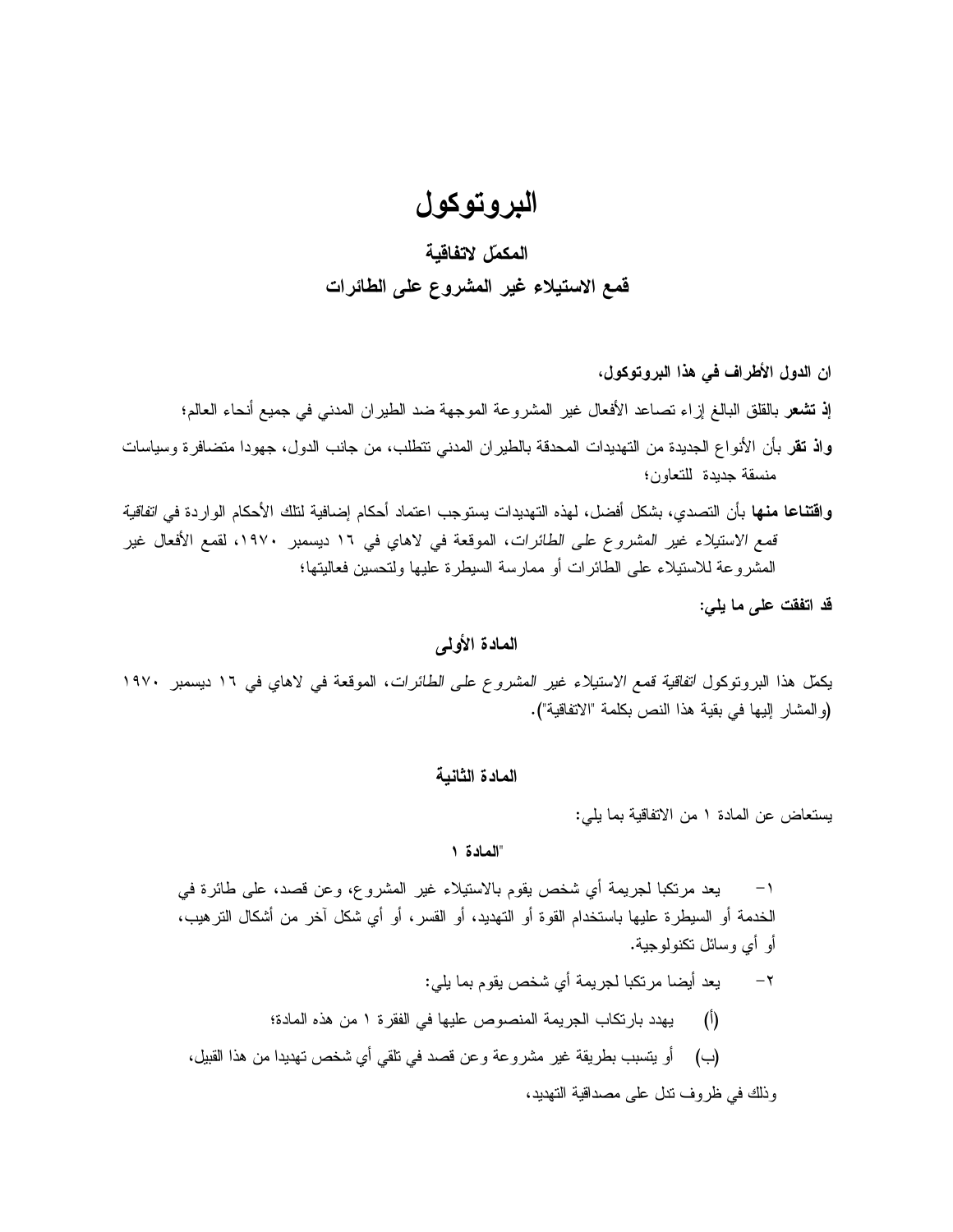# البروتوكول

## المكمّل لاتفاقية
## قمع الاستيلاء غير المشروع على الطائرات

**ان الدول الأطراف في هذا البروتوكول،**

**إذ تشعر** بالقلق البالغ إزاء تصاعد الأفعال غير المشروعة الموجهة ضد الطيران المدني في جميع أنحاء العالم؛

**واذ تقر** بأن الأنواع الجديدة من التهديدات المحدقة بالطيران المدني تتطلب، من جانب الدول، جهودا متضافرة وسياسات منسقة جديدة للتعاون؛

**واقتناعا منها** بأن التصدي، بشكل أفضل، لهذه التهديدات يستوجب اعتماد أحكام إضافية لتلك الأحكام الواردة في *اتفاقية قمع الاستيلاء غير المشروع على الطائرات*، الموقعة في لاهاي في ١٦ ديسمبر ١٩٧٠، لقمع الأفعال غير المشروعة للاستيلاء على الطائرات أو ممارسة السيطرة عليها ولتحسين فعاليتها؛

**قد اتفقت على ما يلي:**

### المادة الأولى

يكمّل هذا البروتوكول *اتفاقية قمع الاستيلاء غير المشروع على الطائرات*، الموقعة في لاهاي في ١٦ ديسمبر ١٩٧٠ (والمشار إليها في بقية هذا النص بكلمة "الاتفاقية").

### المادة الثانية

يستعاض عن المادة ١ من الاتفاقية بما يلي:

"**المادة ١**

١- يعد مرتكبا لجريمة أي شخص يقوم بالاستيلاء غير المشروع، وعن قصد، على طائرة في الخدمة أو السيطرة عليها باستخدام القوة أو التهديد، أو القسر، أو أي شكل آخر من أشكال الترهيب، أو أي وسائل تكنولوجية.

٢- يعد أيضا مرتكبا لجريمة أي شخص يقوم بما يلي:

(أ) يهدد بارتكاب الجريمة المنصوص عليها في الفقرة ١ من هذه المادة؛

(ب) أو يتسبب بطريقة غير مشروعة وعن قصد في تلقي أي شخص تهديدا من هذا القبيل،

وذلك في ظروف تدل على مصداقية التهديد،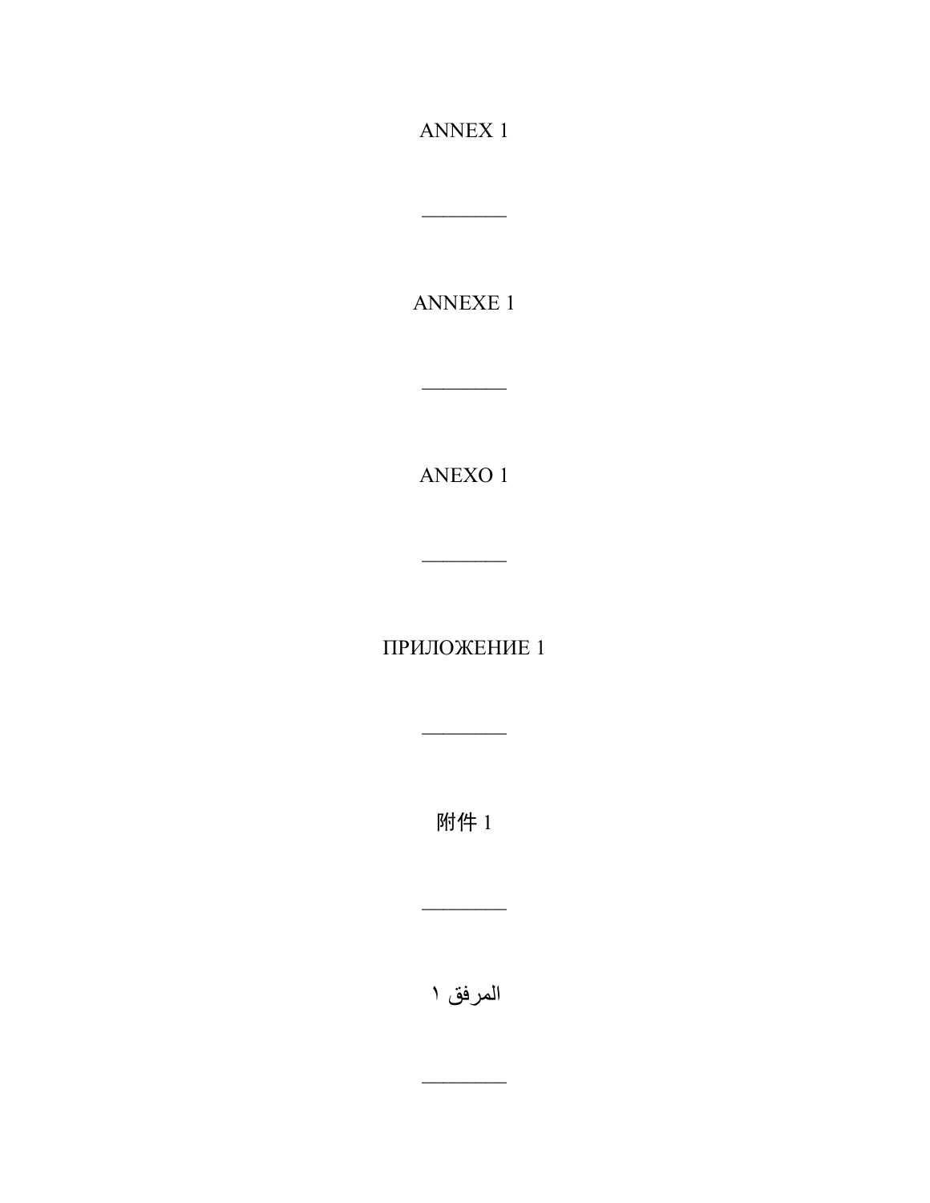ANNEX 1

________

ANNEXE 1

________

ANEXO 1

________

ПРИЛОЖЕНИЕ 1

________

附件 1

________

المرفق ١

________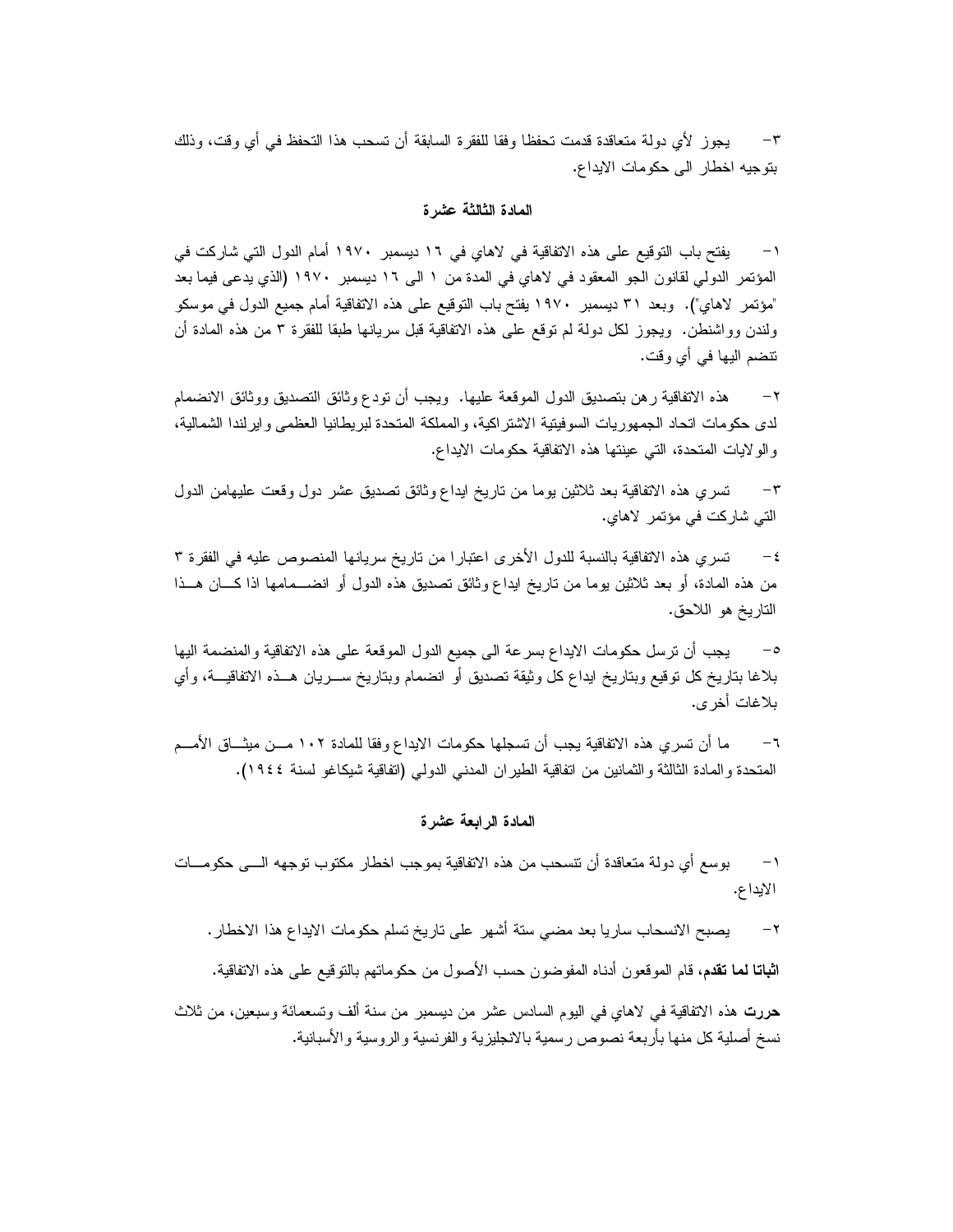٣- يجوز لأي دولة متعاقدة قدمت تحفظا وفقا للفقرة السابقة أن تسحب هذا التحفظ في أي وقت، وذلك بتوجيه اخطار الى حكومات الايداع.

### المادة الثالثة عشرة

١- يفتح باب التوقيع على هذه الاتفاقية في لاهاي في ١٦ ديسمبر ١٩٧٠ أمام الدول التي شاركت في المؤتمر الدولي لقانون الجو المعقود في لاهاي في المدة من ١ الى ١٦ ديسمبر ١٩٧٠ (الذي يدعى فيما بعد "مؤتمر لاهاي"). وبعد ٣١ ديسمبر ١٩٧٠ يفتح باب التوقيع على هذه الاتفاقية أمام جميع الدول في موسكو ولندن وواشنطن. ويجوز لكل دولة لم توقع على هذه الاتفاقية قبل سريانها طبقا للفقرة ٣ من هذه المادة أن تنضم اليها في أي وقت.

٢- هذه الاتفاقية رهن بتصديق الدول الموقعة عليها. ويجب أن تودع وثائق التصديق ووثائق الانضمام لدى حكومات اتحاد الجمهوريات السوفيتية الاشتراكية، والمملكة المتحدة لبريطانيا العظمى وايرلندا الشمالية، والولايات المتحدة، التي عينتها هذه الاتفاقية حكومات الايداع.

٣- تسري هذه الاتفاقية بعد ثلاثين يوما من تاريخ ايداع وثائق تصديق عشر دول وقعت عليهامن الدول التي شاركت في مؤتمر لاهاي.

٤- تسري هذه الاتفاقية بالنسبة للدول الأخرى اعتبارا من تاريخ سريانها المنصوص عليه في الفقرة ٣ من هذه المادة، أو بعد ثلاثين يوما من تاريخ ايداع وثائق تصديق هذه الدول أو انضمامها اذا كان هذا التاريخ هو اللاحق.

٥- يجب أن ترسل حكومات الايداع بسرعة الى جميع الدول الموقعة على هذه الاتفاقية والمنضمة اليها بلاغا بتاريخ كل توقيع وبتاريخ ايداع كل وثيقة تصديق أو انضمام وبتاريخ سريان هذه الاتفاقية، وأي بلاغات أخرى.

٦- ما أن تسري هذه الاتفاقية يجب أن تسجلها حكومات الايداع وفقا للمادة ١٠٢ من ميثاق الأمم المتحدة والمادة الثالثة والثمانين من اتفاقية الطيران المدني الدولي (اتفاقية شيكاغو لسنة ١٩٤٤).

### المادة الرابعة عشرة

١- بوسع أي دولة متعاقدة أن تنسحب من هذه الاتفاقية بموجب اخطار مكتوب توجهه الى حكومات الايداع.

٢- يصبح الانسحاب ساريا بعد مضي ستة أشهر على تاريخ تسلم حكومات الايداع هذا الاخطار.

**اثباتا لما تقدم،** قام الموقعون أدناه المفوضون حسب الأصول من حكوماتهم بالتوقيع على هذه الاتفاقية.

**حررت** هذه الاتفاقية في لاهاي في اليوم السادس عشر من ديسمبر من سنة ألف وتسعمائة وسبعين، من ثلاث نسخ أصلية كل منها بأربعة نصوص رسمية بالانجليزية والفرنسية والروسية والأسبانية.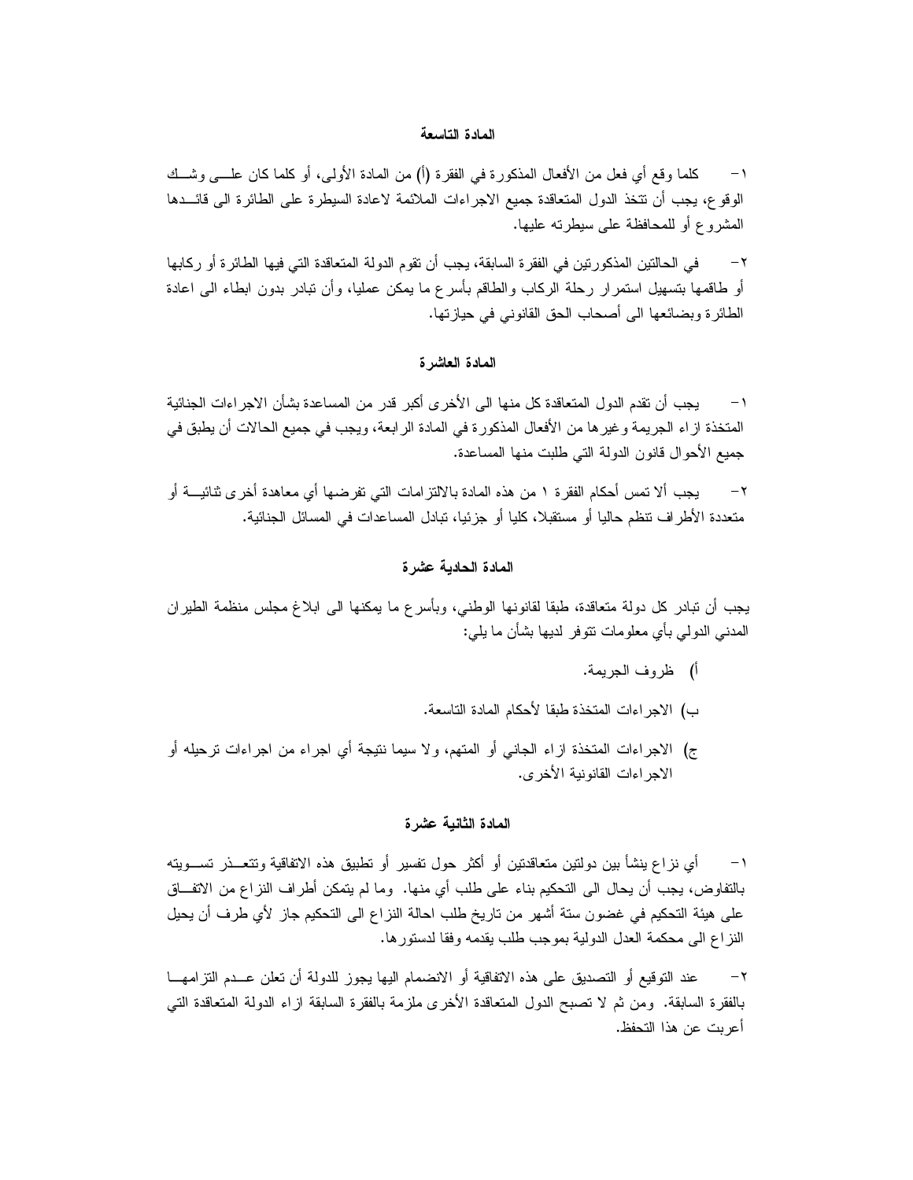### المادة التاسعة

١- كلما وقع أي فعل من الأفعال المذكورة في الفقرة (أ) من المادة الأولى، أو كلما كان على وشك الوقوع، يجب أن تتخذ الدول المتعاقدة جميع الاجراءات الملائمة لاعادة السيطرة على الطائرة الى قائدها المشروع أو للمحافظة على سيطرته عليها.

٢- في الحالتين المذكورتين في الفقرة السابقة، يجب أن تقوم الدولة المتعاقدة التي فيها الطائرة أو ركابها أو طاقمها بتسهيل استمرار رحلة الركاب والطاقم بأسرع ما يمكن عمليا، وأن تبادر بدون ابطاء الى اعادة الطائرة وبضائعها الى أصحاب الحق القانوني في حيازتها.

### المادة العاشرة

١- يجب أن تقدم الدول المتعاقدة كل منها الى الأخرى أكبر قدر من المساعدة بشأن الاجراءات الجنائية المتخذة ازاء الجريمة وغيرها من الأفعال المذكورة في المادة الرابعة، ويجب في جميع الحالات أن يطبق في جميع الأحوال قانون الدولة التي طلبت منها المساعدة.

٢- يجب ألا تمس أحكام الفقرة ١ من هذه المادة بالالتزامات التي تفرضها أي معاهدة أخرى ثنائية أو متعددة الأطراف تنظم حاليا أو مستقبلا، كليا أو جزئيا، تبادل المساعدات في المسائل الجنائية.

### المادة الحادية عشرة

يجب أن تبادر كل دولة متعاقدة، طبقا لقانونها الوطني، وبأسرع ما يمكنها الى ابلاغ مجلس منظمة الطيران المدني الدولي بأي معلومات تتوفر لديها بشأن ما يلي:

أ) ظروف الجريمة.

ب) الاجراءات المتخذة طبقا لأحكام المادة التاسعة.

ج) الاجراءات المتخذة ازاء الجاني أو المتهم، ولا سيما نتيجة أي اجراء من اجراءات ترحيله أو الاجراءات القانونية الأخرى.

### المادة الثانية عشرة

١- أي نزاع ينشأ بين دولتين متعاقدتين أو أكثر حول تفسير أو تطبيق هذه الاتفاقية وتتعذر تسويته بالتفاوض، يجب أن يحال الى التحكيم بناء على طلب أي منها. وما لم يتمكن أطراف النزاع من الاتفاق على هيئة التحكيم في غضون ستة أشهر من تاريخ طلب احالة النزاع الى التحكيم جاز لأي طرف أن يحيل النزاع الى محكمة العدل الدولية بموجب طلب يقدمه وفقا لدستورها.

٢- عند التوقيع أو التصديق على هذه الاتفاقية أو الانضمام اليها يجوز للدولة أن تعلن عدم التزامها بالفقرة السابقة. ومن ثم لا تصبح الدول المتعاقدة الأخرى ملزمة بالفقرة السابقة ازاء الدولة المتعاقدة التي أعربت عن هذا التحفظ.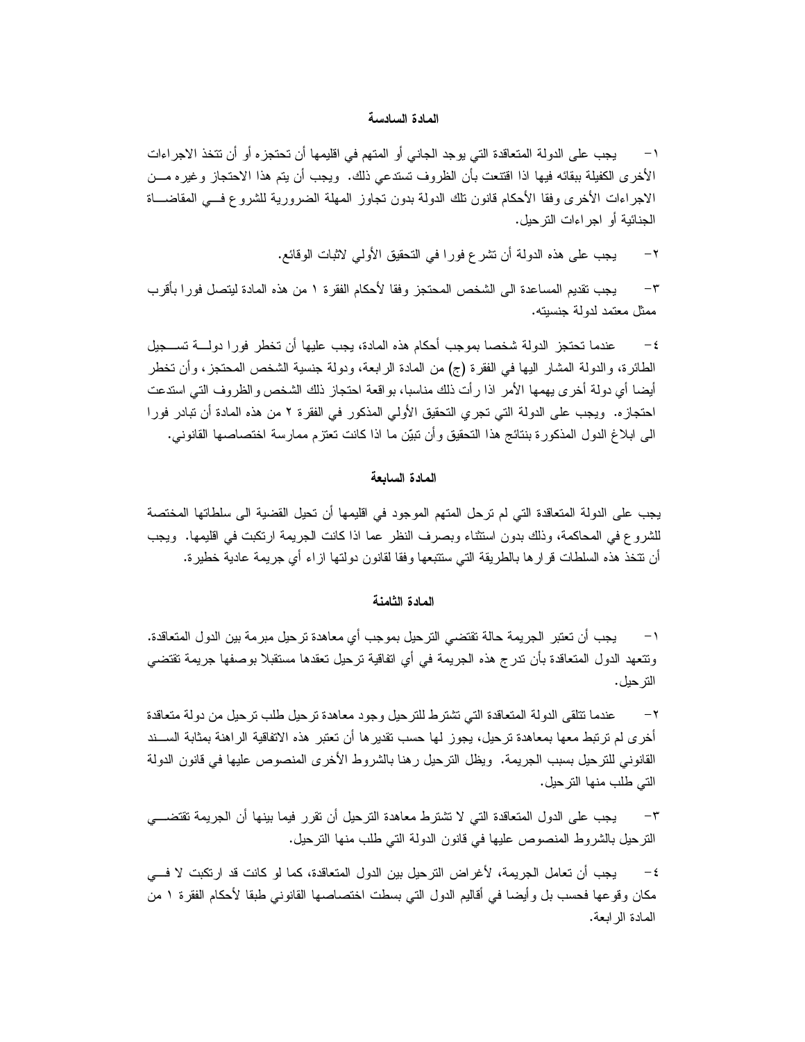### المادة السادسة

١- يجب على الدولة المتعاقدة التي يوجد الجاني أو المتهم في اقليمها أن تحتجزه أو أن تتخذ الاجراءات الأخرى الكفيلة ببقائه فيها اذا اقتنعت بأن الظروف تستدعي ذلك. ويجب أن يتم هذا الاحتجاز وغيره من الاجراءات الأخرى وفقا الأحكام قانون تلك الدولة بدون تجاوز المهلة الضرورية للشروع في المقاضاة الجنائية أو اجراءات الترحيل.

٢- يجب على هذه الدولة أن تشرع فورا في التحقيق الأولي لاثبات الوقائع.

٣- يجب تقديم المساعدة الى الشخص المحتجز وفقا لأحكام الفقرة ١ من هذه المادة ليتصل فورا بأقرب ممثل معتمد لدولة جنسيته.

٤- عندما تحتجز الدولة شخصا بموجب أحكام هذه المادة، يجب عليها أن تخطر فورا دولة تسجيل الطائرة، والدولة المشار اليها في الفقرة (ج) من المادة الرابعة، ودولة جنسية الشخص المحتجز، وأن تخطر أيضا أي دولة أخرى يهمها الأمر اذا رأت ذلك مناسبا، بواقعة احتجاز ذلك الشخص والظروف التي استدعت احتجازه. ويجب على الدولة التي تجري التحقيق الأولي المذكور في الفقرة ٢ من هذه المادة أن تبادر فورا الى ابلاغ الدول المذكورة بنتائج هذا التحقيق وأن تبيّن ما اذا كانت تعتزم ممارسة اختصاصها القانوني.

### المادة السابعة

يجب على الدولة المتعاقدة التي لم ترحل المتهم الموجود في اقليمها أن تحيل القضية الى سلطاتها المختصة للشروع في المحاكمة، وذلك بدون استثناء وبصرف النظر عما اذا كانت الجريمة ارتكبت في اقليمها. ويجب أن تتخذ هذه السلطات قرارها بالطريقة التي ستتبعها وفقا لقانون دولتها ازاء أي جريمة عادية خطيرة.

### المادة الثامنة

١- يجب أن تعتبر الجريمة حالة تقتضي الترحيل بموجب أي معاهدة ترحيل مبرمة بين الدول المتعاقدة. وتتعهد الدول المتعاقدة بأن تدرج هذه الجريمة في أي اتفاقية ترحيل تعقدها مستقبلا بوصفها جريمة تقتضي الترحيل.

٢- عندما تتلقى الدولة المتعاقدة التي تشترط للترحيل وجود معاهدة ترحيل طلب ترحيل من دولة متعاقدة أخرى لم ترتبط معها بمعاهدة ترحيل، يجوز لها حسب تقديرها أن تعتبر هذه الاتفاقية الراهنة بمثابة السند القانوني للترحيل بسبب الجريمة. ويظل الترحيل رهنا بالشروط الأخرى المنصوص عليها في قانون الدولة التي طلب منها الترحيل.

٣- يجب على الدول المتعاقدة التي لا تشترط معاهدة الترحيل أن تقرر فيما بينها أن الجريمة تقتضي الترحيل بالشروط المنصوص عليها في قانون الدولة التي طلب منها الترحيل.

٤- يجب أن تعامل الجريمة، لأغراض الترحيل بين الدول المتعاقدة، كما لو كانت قد ارتكبت لا في مكان وقوعها فحسب بل وأيضا في أقاليم الدول التي بسطت اختصاصها القانوني طبقا لأحكام الفقرة ١ من المادة الرابعة.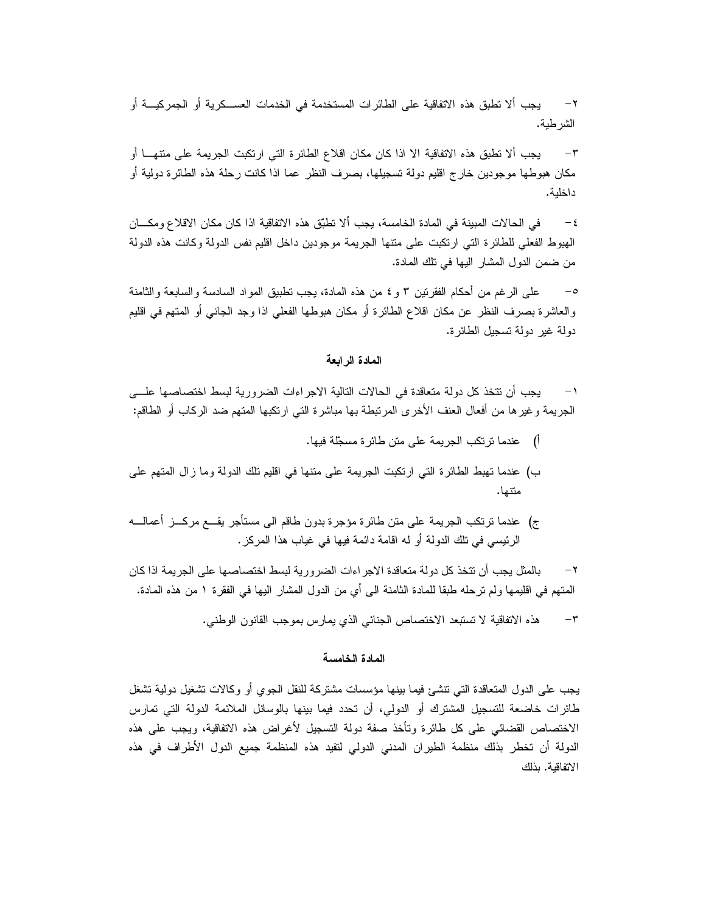٢- يجب ألا تطبق هذه الاتفاقية على الطائرات المستخدمة في الخدمات العسكرية أو الجمركية أو الشرطية.

٣- يجب ألا تطبق هذه الاتفاقية الا اذا كان مكان اقلاع الطائرة التي ارتكبت الجريمة على متنها أو مكان هبوطها موجودين خارج اقليم دولة تسجيلها، بصرف النظر عما اذا كانت رحلة هذه الطائرة دولية أو داخلية.

٤- في الحالات المبينة في المادة الخامسة، يجب ألا تطبّق هذه الاتفاقية اذا كان مكان الاقلاع ومكان الهبوط الفعلي للطائرة التي ارتكبت على متنها الجريمة موجودين داخل اقليم نفس الدولة وكانت هذه الدولة من ضمن الدول المشار اليها في تلك المادة.

٥- على الرغم من أحكام الفقرتين ٣ و ٤ من هذه المادة، يجب تطبيق المواد السادسة والسابعة والثامنة والعاشرة بصرف النظر عن مكان اقلاع الطائرة أو مكان هبوطها الفعلي اذا وجد الجاني أو المتهم في اقليم دولة غير دولة تسجيل الطائرة.

**المادة الرابعة**

١- يجب أن تتخذ كل دولة متعاقدة في الحالات التالية الاجراءات الضرورية لبسط اختصاصها على الجريمة وغيرها من أفعال العنف الأخرى المرتبطة بها مباشرة التي ارتكبها المتهم ضد الركاب أو الطاقم:

أ) عندما ترتكب الجريمة على متن طائرة مسجّلة فيها.

ب) عندما تهبط الطائرة التي ارتكبت الجريمة على متنها في اقليم تلك الدولة وما زال المتهم على متنها.

ج) عندما ترتكب الجريمة على متن طائرة مؤجرة بدون طاقم الى مستأجر يقع مركز أعماله الرئيسي في تلك الدولة أو له اقامة دائمة فيها في غياب هذا المركز.

٢- بالمثل يجب أن تتخذ كل دولة متعاقدة الاجراءات الضرورية لبسط اختصاصها على الجريمة اذا كان المتهم في اقليمها ولم ترحله طبقا للمادة الثامنة الى أي من الدول المشار اليها في الفقرة ١ من هذه المادة.

٣- هذه الاتفاقية لا تستبعد الاختصاص الجنائي الذي يمارس بموجب القانون الوطني.

**المادة الخامسة**

يجب على الدول المتعاقدة التي تنشئ فيما بينها مؤسسات مشتركة للنقل الجوي أو وكالات تشغيل دولية تشغل طائرات خاضعة للتسجيل المشترك أو الدولي، أن تحدد فيما بينها بالوسائل الملائمة الدولة التي تمارس الاختصاص القضائي على كل طائرة وتأخذ صفة دولة التسجيل لأغراض هذه الاتفاقية، ويجب على هذه الدولة أن تخطر بذلك منظمة الطيران المدني الدولي لتفيد هذه المنظمة جميع الدول الأطراف في هذه الاتفاقية. بذلك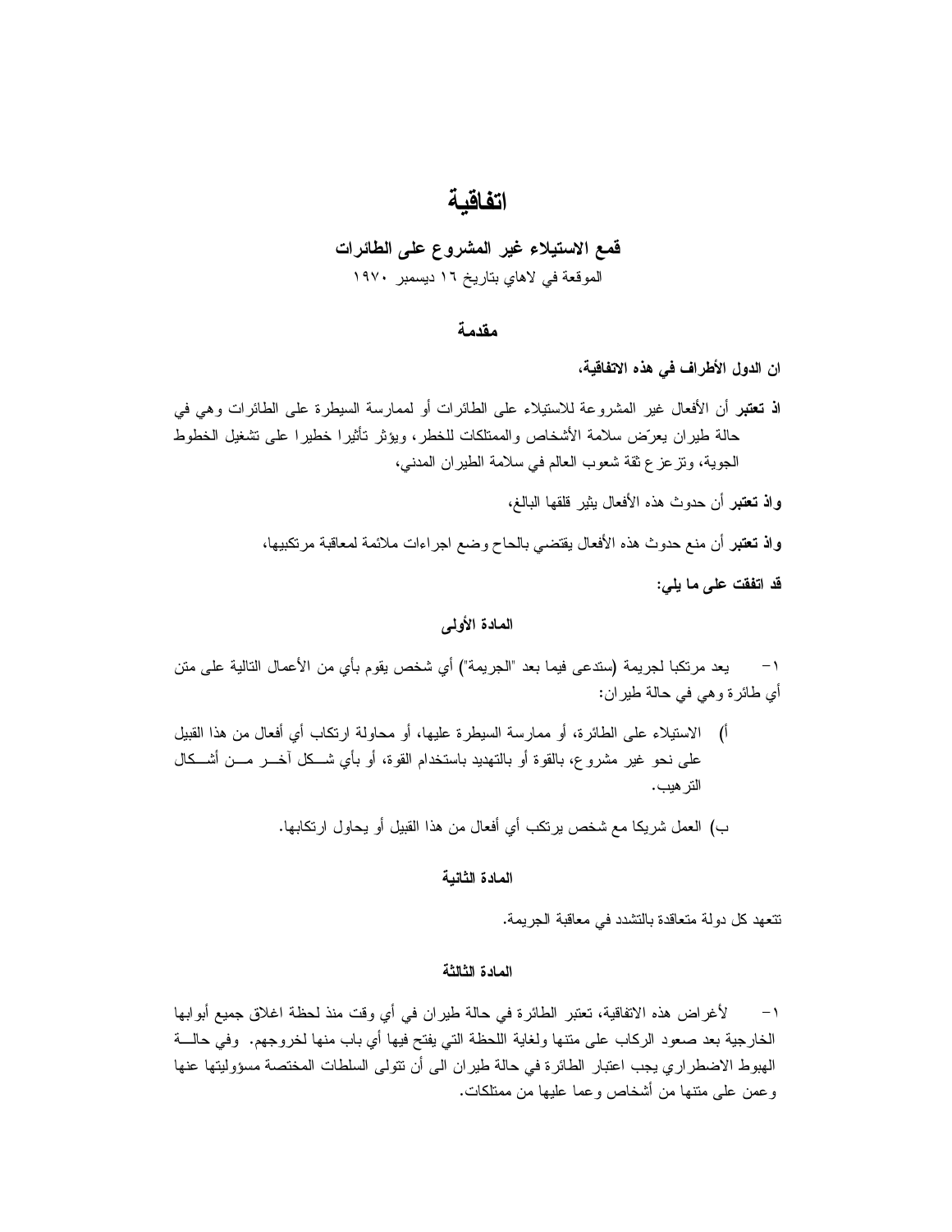# اتفاقية

## قمع الاستيلاء غير المشروع على الطائرات

الموقعة في لاهاي بتاريخ ١٦ ديسمبر ١٩٧٠

### مقدمة

**ان الدول الأطراف في هذه الاتفاقية،**

**اذ تعتبر** أن الأفعال غير المشروعة للاستيلاء على الطائرات أو لممارسة السيطرة على الطائرات وهي في حالة طيران يعرّض سلامة الأشخاص والممتلكات للخطر، ويؤثر تأثيرا خطيرا على تشغيل الخطوط الجوية، وتزعزع ثقة شعوب العالم في سلامة الطيران المدني،

**واذ تعتبر** أن حدوث هذه الأفعال يثير قلقها البالغ،

**واذ تعتبر** أن منع حدوث هذه الأفعال يقتضي بالحاح وضع اجراءات ملائمة لمعاقبة مرتكبيها،

**قد اتفقت على ما يلي:**

### المادة الأولى

١- يعد مرتكبا لجريمة (ستدعى فيما بعد "الجريمة") أي شخص يقوم بأي من الأعمال التالية على متن أي طائرة وهي في حالة طيران:

أ) الاستيلاء على الطائرة، أو ممارسة السيطرة عليها، أو محاولة ارتكاب أي أفعال من هذا القبيل على نحو غير مشروع، بالقوة أو بالتهديد باستخدام القوة، أو بأي شكل آخر من أشكال الترهيب.

ب) العمل شريكا مع شخص يرتكب أي أفعال من هذا القبيل أو يحاول ارتكابها.

### المادة الثانية

تتعهد كل دولة متعاقدة بالتشدد في معاقبة الجريمة.

### المادة الثالثة

١- لأغراض هذه الاتفاقية، تعتبر الطائرة في حالة طيران في أي وقت منذ لحظة اغلاق جميع أبوابها الخارجية بعد صعود الركاب على متنها ولغاية اللحظة التي يفتح فيها أي باب منها لخروجهم. وفي حالة الهبوط الاضطراري يجب اعتبار الطائرة في حالة طيران الى أن تتولى السلطات المختصة مسؤوليتها عنها وعمن على متنها من أشخاص وعما عليها من ممتلكات.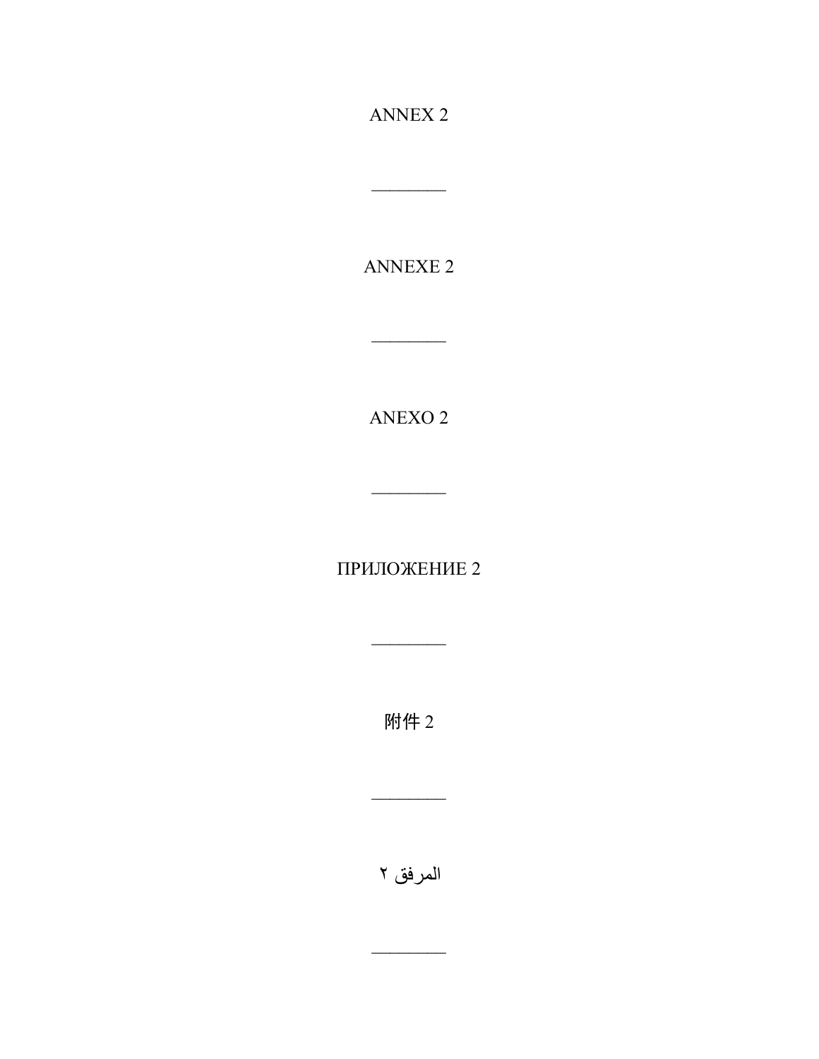ANNEX 2

________

ANNEXE 2

________

ANEXO 2

________

ПРИЛОЖЕНИЕ 2

________

附件 2

________

المرفق ٢

________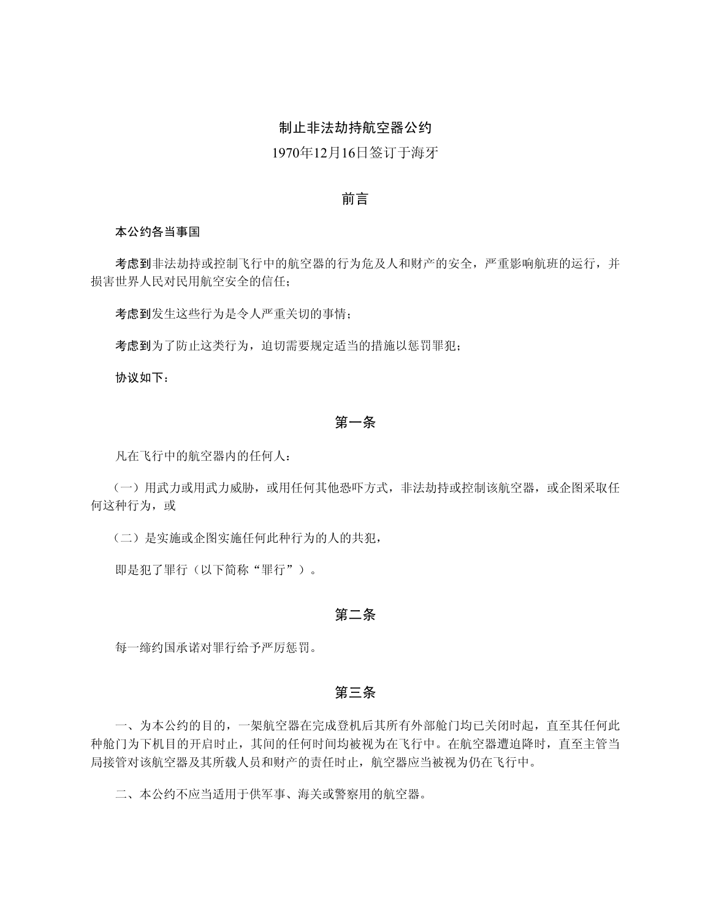# 制止非法劫持航空器公约

1970年12月16日签订于海牙

## 前言

**本公约各当事国**

**考虑到**非法劫持或控制飞行中的航空器的行为危及人和财产的安全，严重影响航班的运行，并损害世界人民对民用航空安全的信任；

**考虑到**发生这些行为是令人严重关切的事情；

**考虑到**为了防止这类行为，迫切需要规定适当的措施以惩罚罪犯；

**协议如下：**

## 第一条

凡在飞行中的航空器内的任何人：

（一）用武力或用武力威胁，或用任何其他恐吓方式，非法劫持或控制该航空器，或企图采取任何这种行为，或

（二）是实施或企图实施任何此种行为的人的共犯，

即是犯了罪行（以下简称“罪行”）。

## 第二条

每一缔约国承诺对罪行给予严厉惩罚。

## 第三条

一、为本公约的目的，一架航空器在完成登机后其所有外部舱门均已关闭时起，直至其任何此种舱门为下机目的开启时止，其间的任何时间均被视为在飞行中。在航空器遭迫降时，直至主管当局接管对该航空器及其所载人员和财产的责任时止，航空器应当被视为仍在飞行中。

二、本公约不应当适用于供军事、海关或警察用的航空器。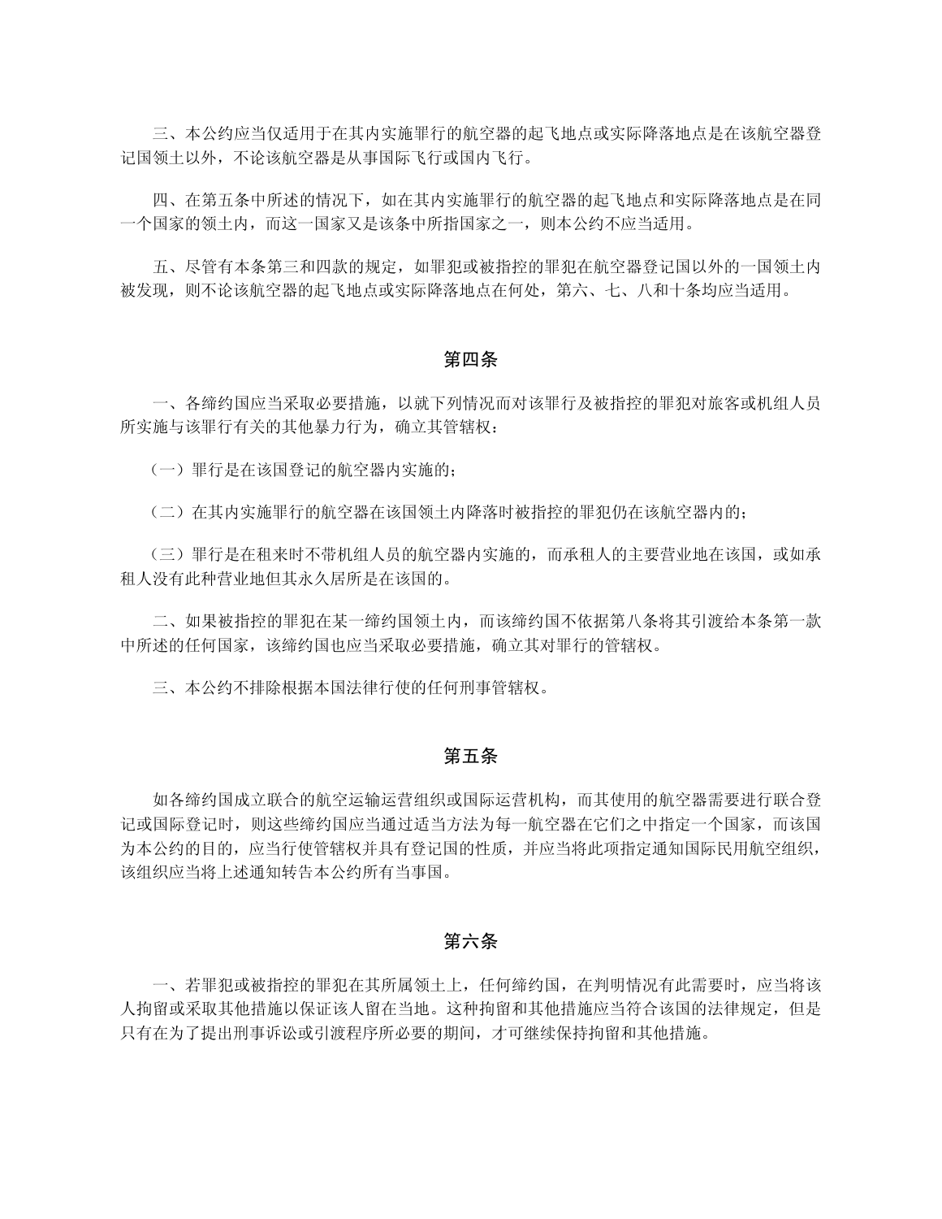三、本公约应当仅适用于在其内实施罪行的航空器的起飞地点或实际降落地点是在该航空器登记国领土以外，不论该航空器是从事国际飞行或国内飞行。

四、在第五条中所述的情况下，如在其内实施罪行的航空器的起飞地点和实际降落地点是在同一个国家的领土内，而这一国家又是该条中所指国家之一，则本公约不应当适用。

五、尽管有本条第三和四款的规定，如罪犯或被指控的罪犯在航空器登记国以外的一国领土内被发现，则不论该航空器的起飞地点或实际降落地点在何处，第六、七、八和十条均应当适用。

### 第四条

一、各缔约国应当采取必要措施，以就下列情况而对该罪行及被指控的罪犯对旅客或机组人员所实施与该罪行有关的其他暴力行为，确立其管辖权：

（一）罪行是在该国登记的航空器内实施的；

（二）在其内实施罪行的航空器在该国领土内降落时被指控的罪犯仍在该航空器内的；

（三）罪行是在租来时不带机组人员的航空器内实施的，而承租人的主要营业地在该国，或如承租人没有此种营业地但其永久居所是在该国的。

二、如果被指控的罪犯在某一缔约国领土内，而该缔约国不依据第八条将其引渡给本条第一款中所述的任何国家，该缔约国也应当采取必要措施，确立其对罪行的管辖权。

三、本公约不排除根据本国法律行使的任何刑事管辖权。

### 第五条

如各缔约国成立联合的航空运输运营组织或国际运营机构，而其使用的航空器需要进行联合登记或国际登记时，则这些缔约国应当通过适当方法为每一航空器在它们之中指定一个国家，而该国为本公约的目的，应当行使管辖权并具有登记国的性质，并应当将此项指定通知国际民用航空组织，该组织应当将上述通知转告本公约所有当事国。

### 第六条

一、若罪犯或被指控的罪犯在其所属领土上，任何缔约国，在判明情况有此需要时，应当将该人拘留或采取其他措施以保证该人留在当地。这种拘留和其他措施应当符合该国的法律规定，但是只有在为了提出刑事诉讼或引渡程序所必要的期间，才可继续保持拘留和其他措施。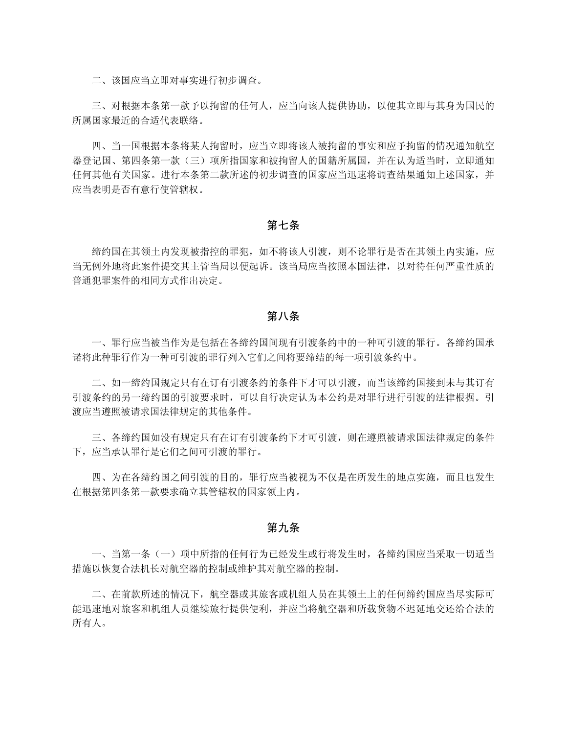二、该国应当立即对事实进行初步调查。

三、对根据本条第一款予以拘留的任何人，应当向该人提供协助，以便其立即与其身为国民的所属国家最近的合适代表联络。

四、当一国根据本条将某人拘留时，应当立即将该人被拘留的事实和应予拘留的情况通知航空器登记国、第四条第一款（三）项所指国家和被拘留人的国籍所属国，并在认为适当时，立即通知任何其他有关国家。进行本条第二款所述的初步调查的国家应当迅速将调查结果通知上述国家，并应当表明是否有意行使管辖权。

## 第七条

缔约国在其领土内发现被指控的罪犯，如不将该人引渡，则不论罪行是否在其领土内实施，应当无例外地将此案件提交其主管当局以便起诉。该当局应当按照本国法律，以对待任何严重性质的普通犯罪案件的相同方式作出决定。

## 第八条

一、罪行应当被当作为是包括在各缔约国间现有引渡条约中的一种可引渡的罪行。各缔约国承诺将此种罪行作为一种可引渡的罪行列入它们之间将要缔结的每一项引渡条约中。

二、如一缔约国规定只有在订有引渡条约的条件下才可以引渡，而当该缔约国接到未与其订有引渡条约的另一缔约国的引渡要求时，可以自行决定认为本公约是对罪行进行引渡的法律根据。引渡应当遵照被请求国法律规定的其他条件。

三、各缔约国如没有规定只有在订有引渡条约下才可引渡，则在遵照被请求国法律规定的条件下，应当承认罪行是它们之间可引渡的罪行。

四、为在各缔约国之间引渡的目的，罪行应当被视为不仅是在所发生的地点实施，而且也发生在根据第四条第一款要求确立其管辖权的国家领土内。

## 第九条

一、当第一条（一）项中所指的任何行为已经发生或行将发生时，各缔约国应当采取一切适当措施以恢复合法机长对航空器的控制或维护其对航空器的控制。

二、在前款所述的情况下，航空器或其旅客或机组人员在其领土上的任何缔约国应当尽实际可能迅速地对旅客和机组人员继续旅行提供便利，并应当将航空器和所载货物不迟延地交还给合法的所有人。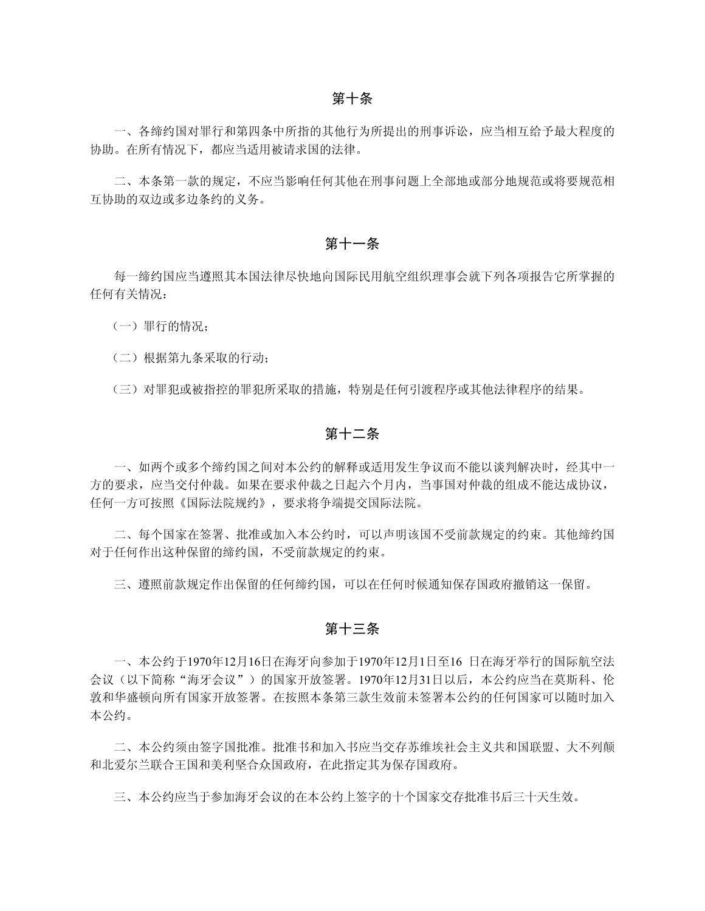## 第十条

一、各缔约国对罪行和第四条中所指的其他行为所提出的刑事诉讼，应当相互给予最大程度的协助。在所有情况下，都应当适用被请求国的法律。

二、本条第一款的规定，不应当影响任何其他在刑事问题上全部地或部分地规范或将要规范相互协助的双边或多边条约的义务。

## 第十一条

每一缔约国应当遵照其本国法律尽快地向国际民用航空组织理事会就下列各项报告它所掌握的任何有关情况：

（一）罪行的情况；

（二）根据第九条采取的行动；

（三）对罪犯或被指控的罪犯所采取的措施，特别是任何引渡程序或其他法律程序的结果。

## 第十二条

一、如两个或多个缔约国之间对本公约的解释或适用发生争议而不能以谈判解决时，经其中一方的要求，应当交付仲裁。如果在要求仲裁之日起六个月内，当事国对仲裁的组成不能达成协议，任何一方可按照《国际法院规约》，要求将争端提交国际法院。

二、每个国家在签署、批准或加入本公约时，可以声明该国不受前款规定的约束。其他缔约国对于任何作出这种保留的缔约国，不受前款规定的约束。

三、遵照前款规定作出保留的任何缔约国，可以在任何时候通知保存国政府撤销这一保留。

## 第十三条

一、本公约于1970年12月16日在海牙向参加于1970年12月1日至16 日在海牙举行的国际航空法会议（以下简称“海牙会议”）的国家开放签署。1970年12月31日以后，本公约应当在莫斯科、伦敦和华盛顿向所有国家开放签署。在按照本条第三款生效前未签署本公约的任何国家可以随时加入本公约。

二、本公约须由签字国批准。批准书和加入书应当交存苏维埃社会主义共和国联盟、大不列颠和北爱尔兰联合王国和美利坚合众国政府，在此指定其为保存国政府。

三、本公约应当于参加海牙会议的在本公约上签字的十个国家交存批准书后三十天生效。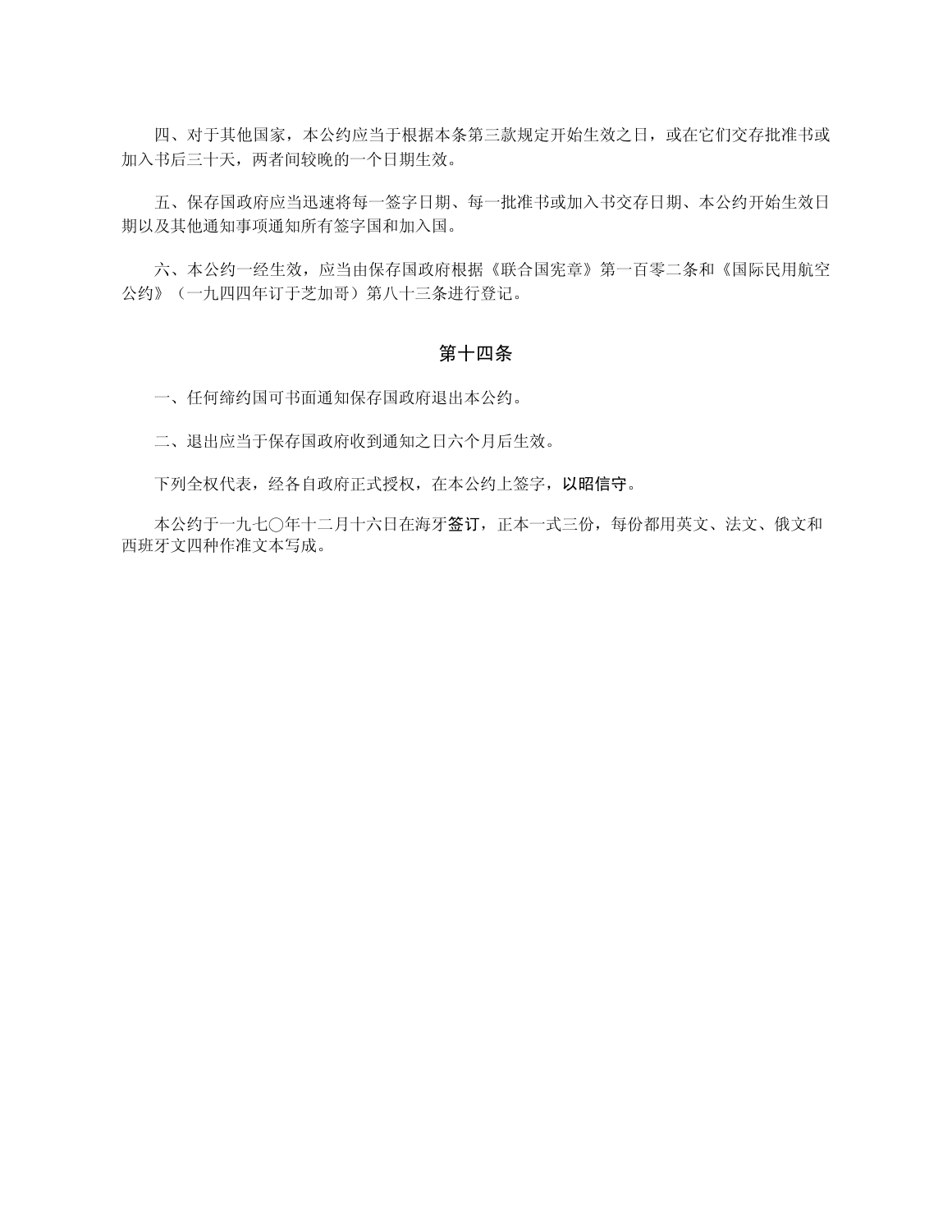四、对于其他国家，本公约应当于根据本条第三款规定开始生效之日，或在它们交存批准书或加入书后三十天，两者间较晚的一个日期生效。

五、保存国政府应当迅速将每一签字日期、每一批准书或加入书交存日期、本公约开始生效日期以及其他通知事项通知所有签字国和加入国。

六、本公约一经生效，应当由保存国政府根据《联合国宪章》第一百零二条和《国际民用航空公约》（一九四四年订于芝加哥）第八十三条进行登记。

## 第十四条

一、任何缔约国可书面通知保存国政府退出本公约。

二、退出应当于保存国政府收到通知之日六个月后生效。

下列全权代表，经各自政府正式授权，在本公约上签字，以昭信守。

本公约于一九七〇年十二月十六日在海牙签订，正本一式三份，每份都用英文、法文、俄文和西班牙文四种作准文本写成。